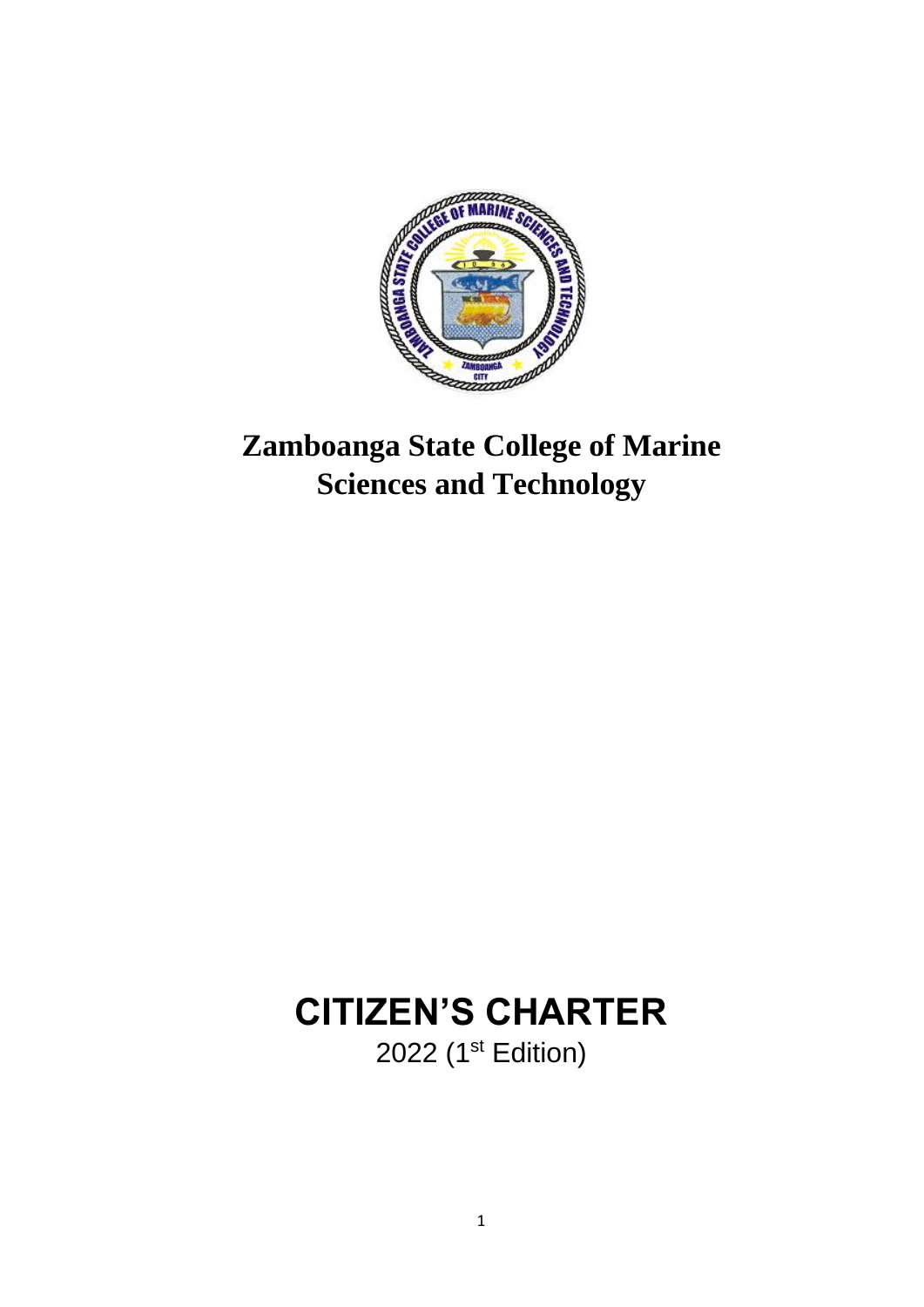# Zamboanga State College of Marine Sciences and Technology

# CITIZEN'S CHARTER

2022 (1st Edition)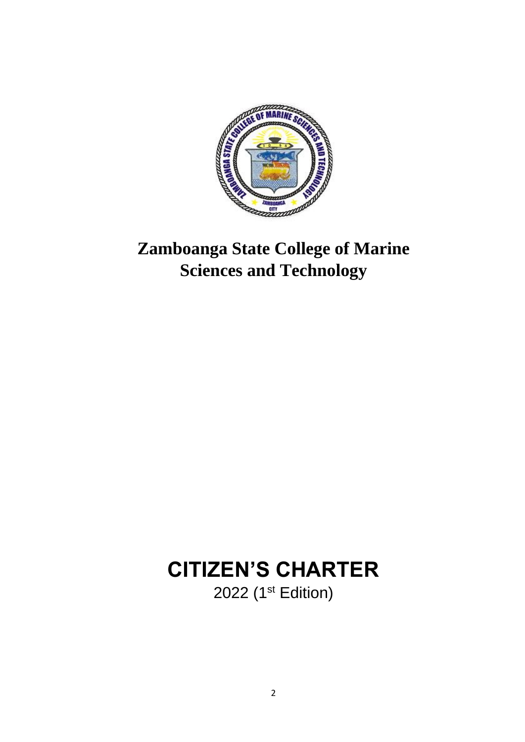# Zamboanga State College of Marine Sciences and Technology

# CITIZEN'S CHARTER

2022 (1st Edition)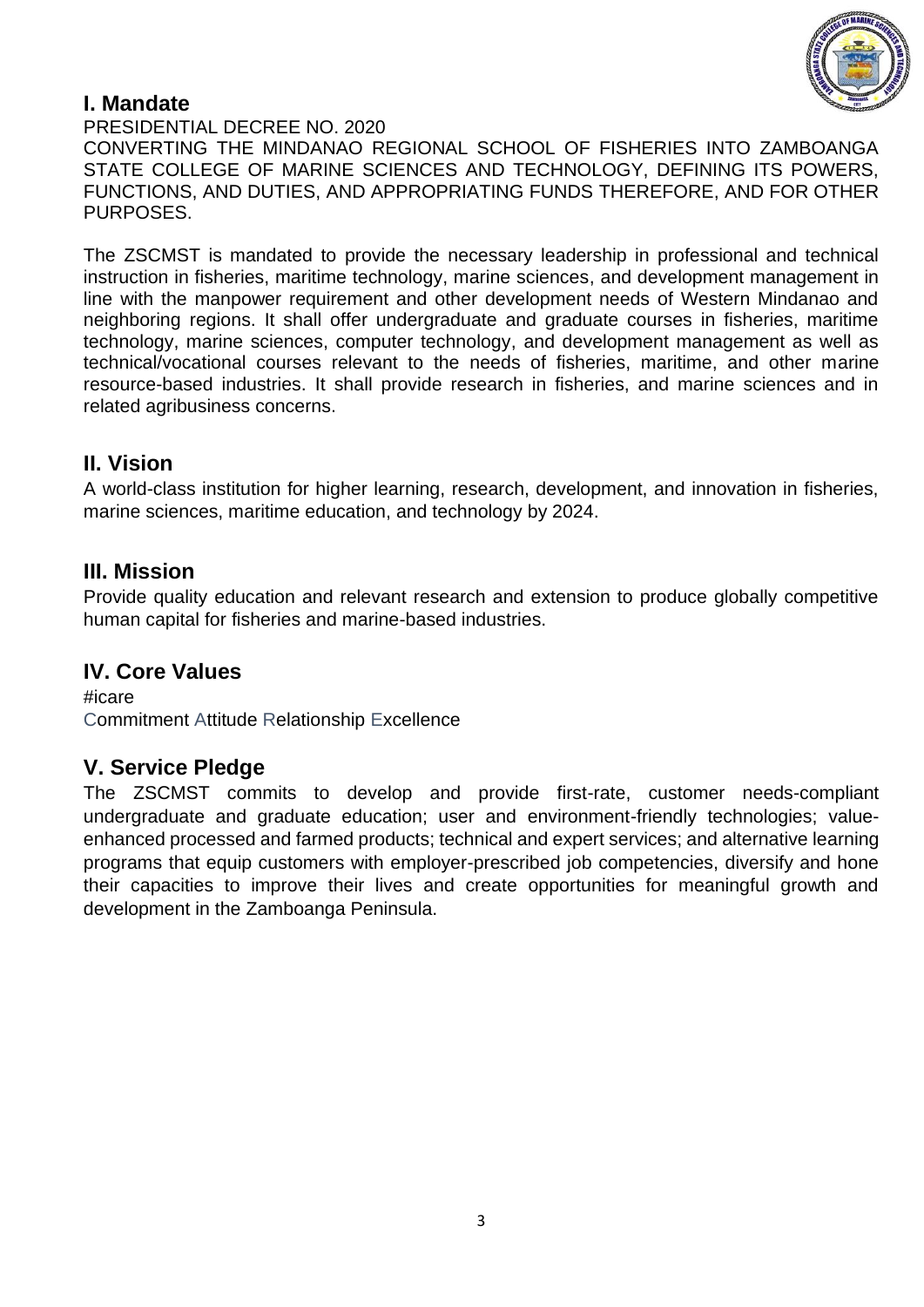## I. Mandate

PRESIDENTIAL DECREE NO. 2020

CONVERTING THE MINDANAO REGIONAL SCHOOL OF FISHERIES INTO ZAMBOANGA STATE COLLEGE OF MARINE SCIENCES AND TECHNOLOGY, DEFINING ITS POWERS, FUNCTIONS, AND DUTIES, AND APPROPRIATING FUNDS THEREFORE, AND FOR OTHER PURPOSES.

The ZSCMST is mandated to provide the necessary leadership in professional and technical instruction in fisheries, maritime technology, marine sciences, and development management in line with the manpower requirement and other development needs of Western Mindanao and neighboring regions. It shall offer undergraduate and graduate courses in fisheries, maritime technology, marine sciences, computer technology, and development management as well as technical/vocational courses relevant to the needs of fisheries, maritime, and other marine resource-based industries. It shall provide research in fisheries, and marine sciences and in related agribusiness concerns.

## II. Vision

A world-class institution for higher learning, research, development, and innovation in fisheries, marine sciences, maritime education, and technology by 2024.

## III. Mission

Provide quality education and relevant research and extension to produce globally competitive human capital for fisheries and marine-based industries.

## IV. Core Values

#icare

Commitment Attitude Relationship Excellence

## V. Service Pledge

The ZSCMST commits to develop and provide first-rate, customer needs-compliant undergraduate and graduate education; user and environment-friendly technologies; value-enhanced processed and farmed products; technical and expert services; and alternative learning programs that equip customers with employer-prescribed job competencies, diversify and hone their capacities to improve their lives and create opportunities for meaningful growth and development in the Zamboanga Peninsula.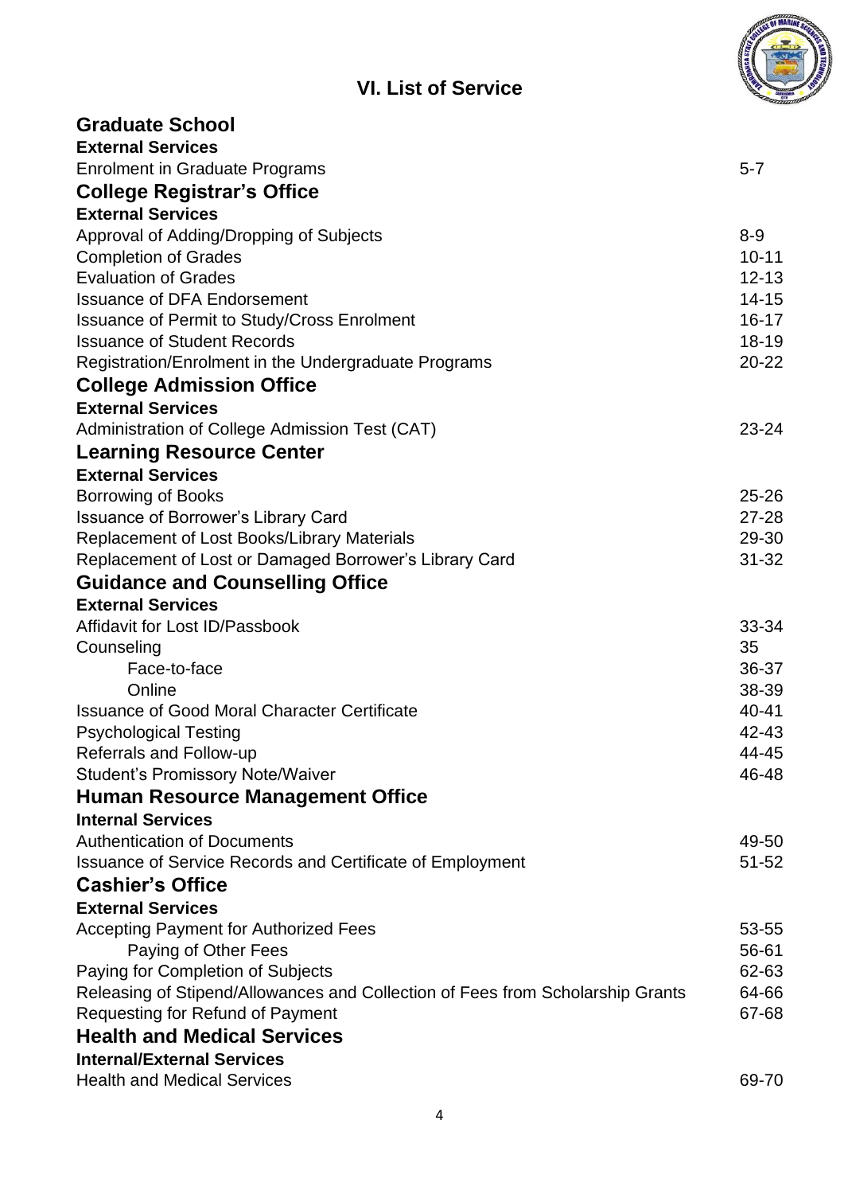# VI. List of Service

| | |
|---|---|
| **Graduate School** | |
| **External Services** | |
| Enrolment in Graduate Programs | 5-7 |
| **College Registrar's Office** | |
| **External Services** | |
| Approval of Adding/Dropping of Subjects | 8-9 |
| Completion of Grades | 10-11 |
| Evaluation of Grades | 12-13 |
| Issuance of DFA Endorsement | 14-15 |
| Issuance of Permit to Study/Cross Enrolment | 16-17 |
| Issuance of Student Records | 18-19 |
| Registration/Enrolment in the Undergraduate Programs | 20-22 |
| **College Admission Office** | |
| **External Services** | |
| Administration of College Admission Test (CAT) | 23-24 |
| **Learning Resource Center** | |
| **External Services** | |
| Borrowing of Books | 25-26 |
| Issuance of Borrower's Library Card | 27-28 |
| Replacement of Lost Books/Library Materials | 29-30 |
| Replacement of Lost or Damaged Borrower's Library Card | 31-32 |
| **Guidance and Counselling Office** | |
| **External Services** | |
| Affidavit for Lost ID/Passbook | 33-34 |
| Counseling | 35 |
| Face-to-face | 36-37 |
| Online | 38-39 |
| Issuance of Good Moral Character Certificate | 40-41 |
| Psychological Testing | 42-43 |
| Referrals and Follow-up | 44-45 |
| Student's Promissory Note/Waiver | 46-48 |
| **Human Resource Management Office** | |
| **Internal Services** | |
| Authentication of Documents | 49-50 |
| Issuance of Service Records and Certificate of Employment | 51-52 |
| **Cashier's Office** | |
| **External Services** | |
| Accepting Payment for Authorized Fees | 53-55 |
| Paying of Other Fees | 56-61 |
| Paying for Completion of Subjects | 62-63 |
| Releasing of Stipend/Allowances and Collection of Fees from Scholarship Grants | 64-66 |
| Requesting for Refund of Payment | 67-68 |
| **Health and Medical Services** | |
| **Internal/External Services** | |
| Health and Medical Services | 69-70 |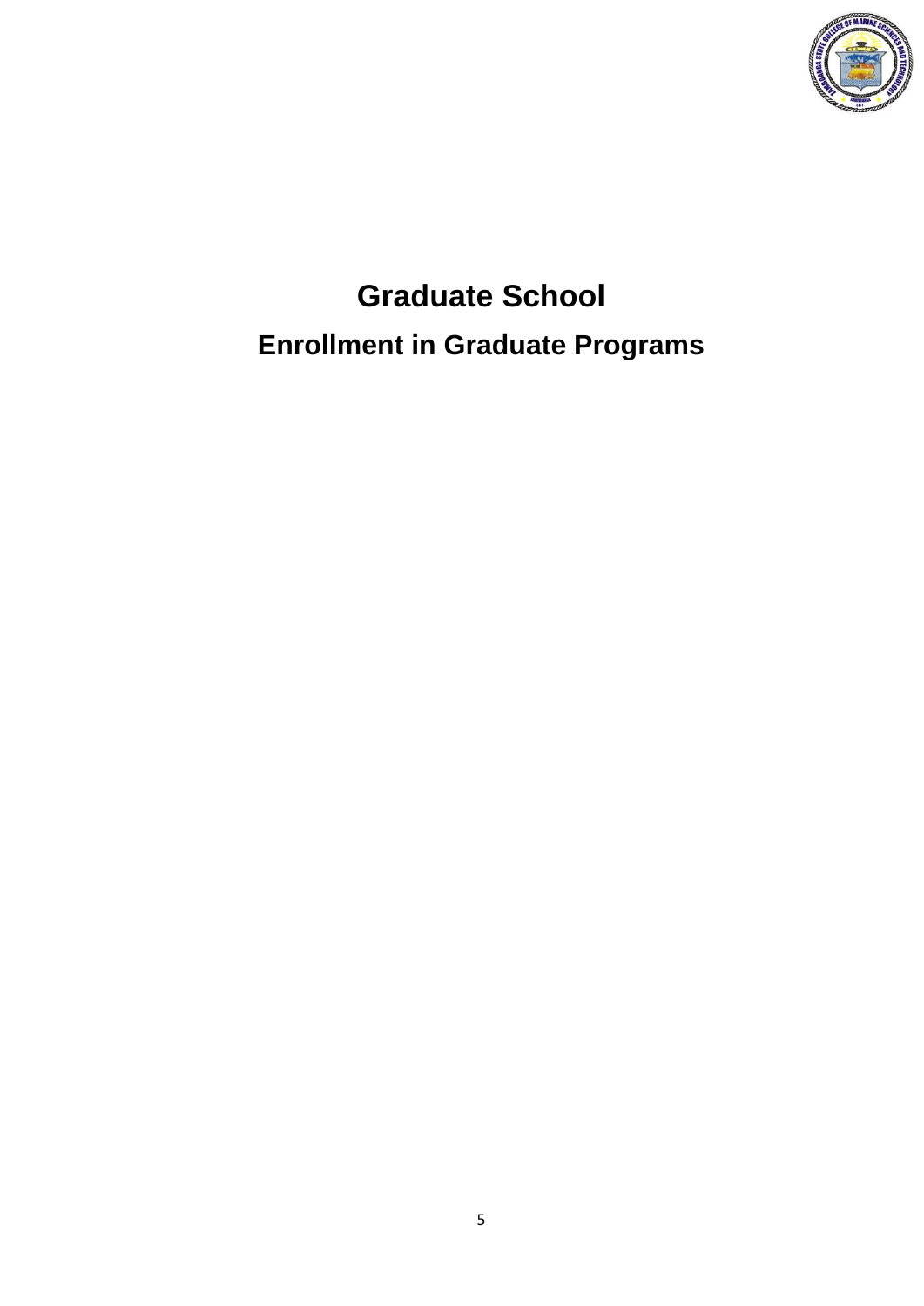# Graduate School

## Enrollment in Graduate Programs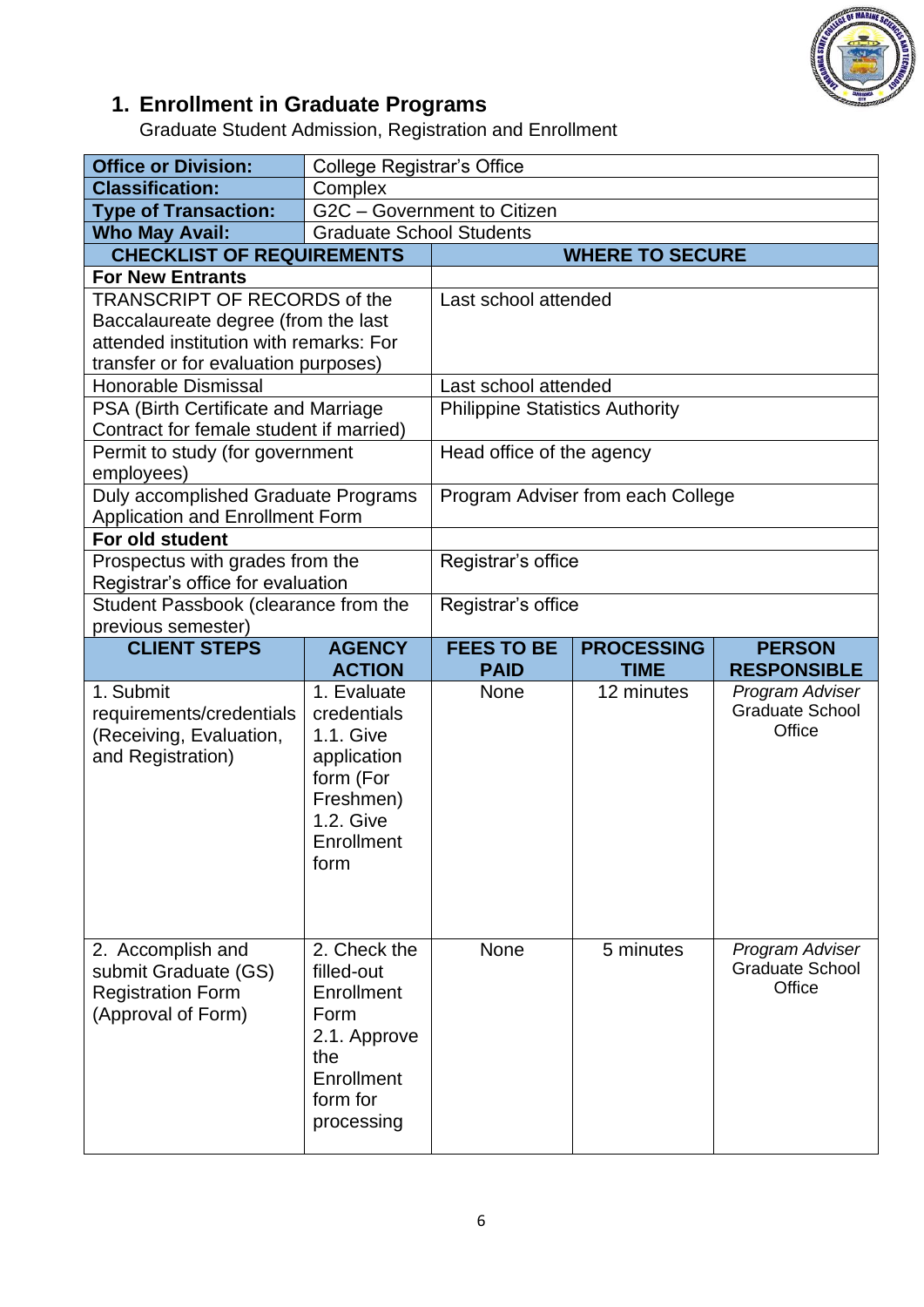## 1. Enrollment in Graduate Programs

Graduate Student Admission, Registration and Enrollment

| **Office or Division:** | College Registrar's Office |
|---|---|
| **Classification:** | Complex |
| **Type of Transaction:** | G2C – Government to Citizen |
| **Who May Avail:** | Graduate School Students |

| **CHECKLIST OF REQUIREMENTS** | **WHERE TO SECURE** |
|---|---|
| **For New Entrants** | |
| TRANSCRIPT OF RECORDS of the Baccalaureate degree (from the last attended institution with remarks: For transfer or for evaluation purposes) | Last school attended |
| Honorable Dismissal | Last school attended |
| PSA (Birth Certificate and Marriage Contract for female student if married) | Philippine Statistics Authority |
| Permit to study (for government employees) | Head office of the agency |
| Duly accomplished Graduate Programs Application and Enrollment Form | Program Adviser from each College |
| **For old student** | |
| Prospectus with grades from the Registrar's office for evaluation | Registrar's office |
| Student Passbook (clearance from the previous semester) | Registrar's office |

| **CLIENT STEPS** | **AGENCY ACTION** | **FEES TO BE PAID** | **PROCESSING TIME** | **PERSON RESPONSIBLE** |
|---|---|---|---|---|
| 1. Submit requirements/credentials (Receiving, Evaluation, and Registration) | 1. Evaluate credentials<br>1.1. Give application form (For Freshmen)<br>1.2. Give Enrollment form | None | 12 minutes | *Program Adviser* Graduate School Office |
| 2. Accomplish and submit Graduate (GS) Registration Form (Approval of Form) | 2. Check the filled-out Enrollment Form<br>2.1. Approve the Enrollment form for processing | None | 5 minutes | *Program Adviser* Graduate School Office |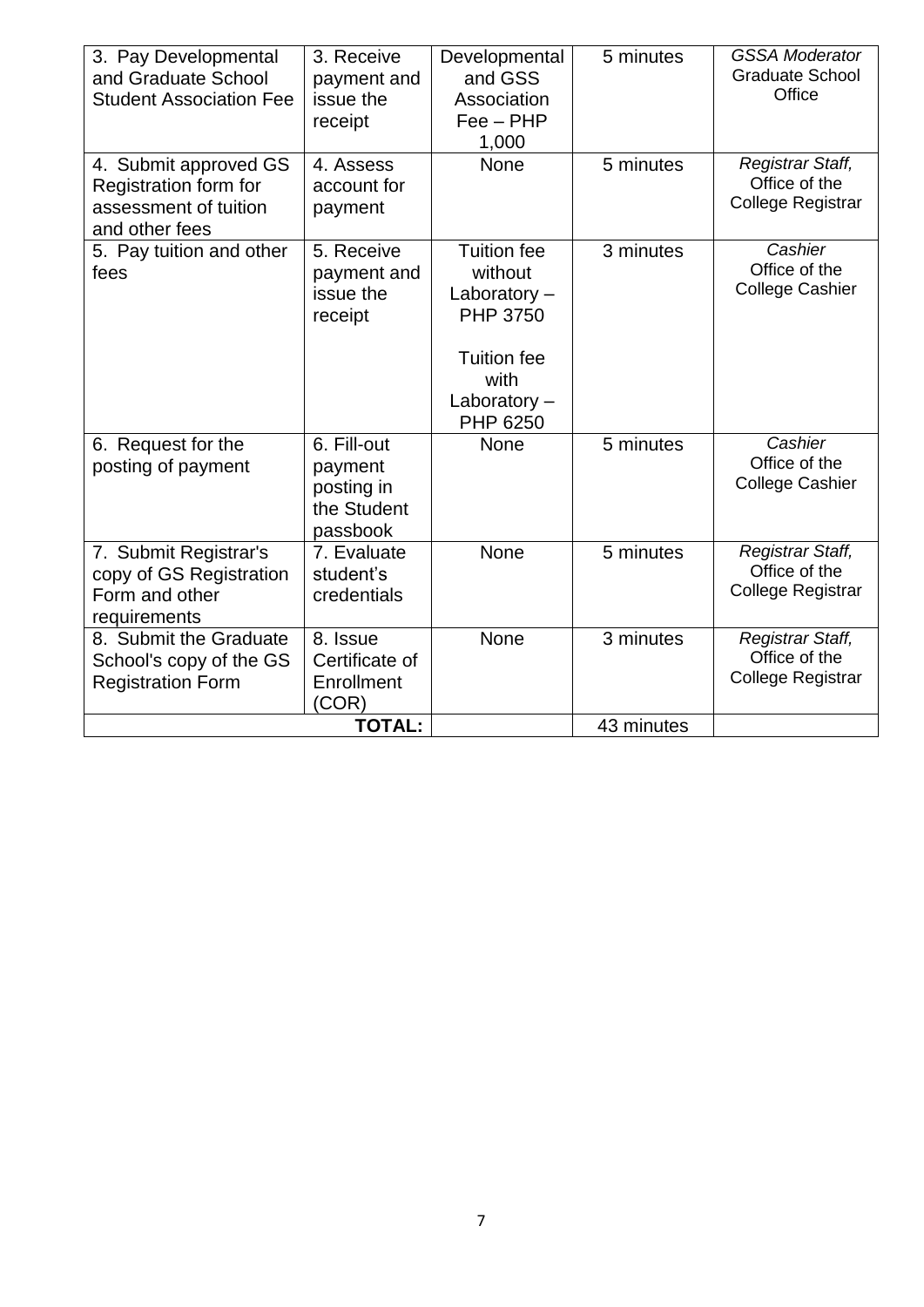| 3. Pay Developmental and Graduate School Student Association Fee | 3. Receive payment and issue the receipt | Developmental and GSS Association Fee – PHP 1,000 | 5 minutes | *GSSA Moderator* Graduate School Office |
|---|---|---|---|---|
| 4. Submit approved GS Registration form for assessment of tuition and other fees | 4. Assess account for payment | None | 5 minutes | *Registrar Staff,* Office of the College Registrar |
| 5. Pay tuition and other fees | 5. Receive payment and issue the receipt | Tuition fee without Laboratory – PHP 3750<br><br>Tuition fee with Laboratory – PHP 6250 | 3 minutes | *Cashier* Office of the College Cashier |
| 6. Request for the posting of payment | 6. Fill-out payment posting in the Student passbook | None | 5 minutes | *Cashier* Office of the College Cashier |
| 7. Submit Registrar's copy of GS Registration Form and other requirements | 7. Evaluate student's credentials | None | 5 minutes | *Registrar Staff,* Office of the College Registrar |
| 8. Submit the Graduate School's copy of the GS Registration Form | 8. Issue Certificate of Enrollment (COR) | None | 3 minutes | *Registrar Staff,* Office of the College Registrar |
| | **TOTAL:** | | 43 minutes | |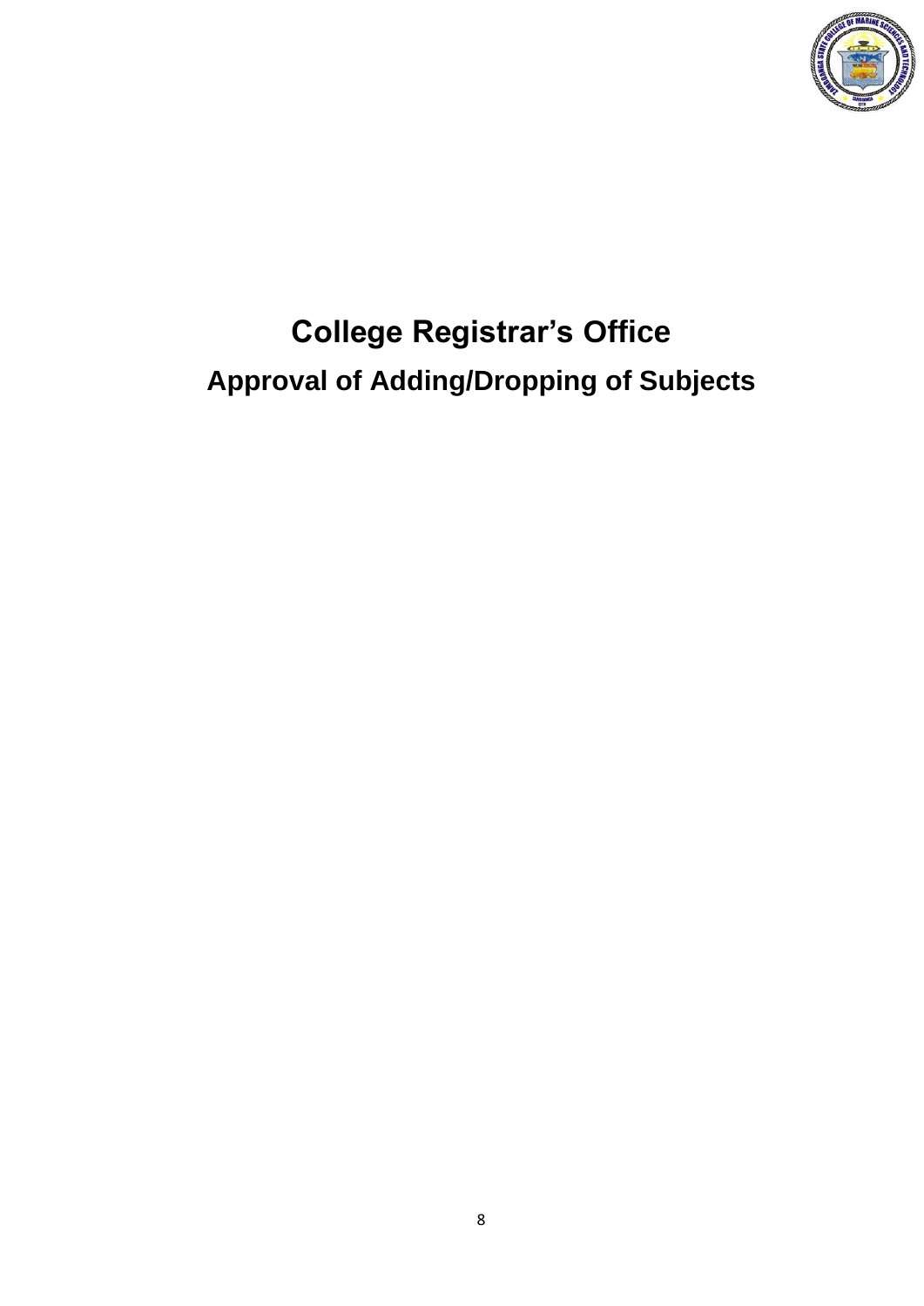# College Registrar's Office

## Approval of Adding/Dropping of Subjects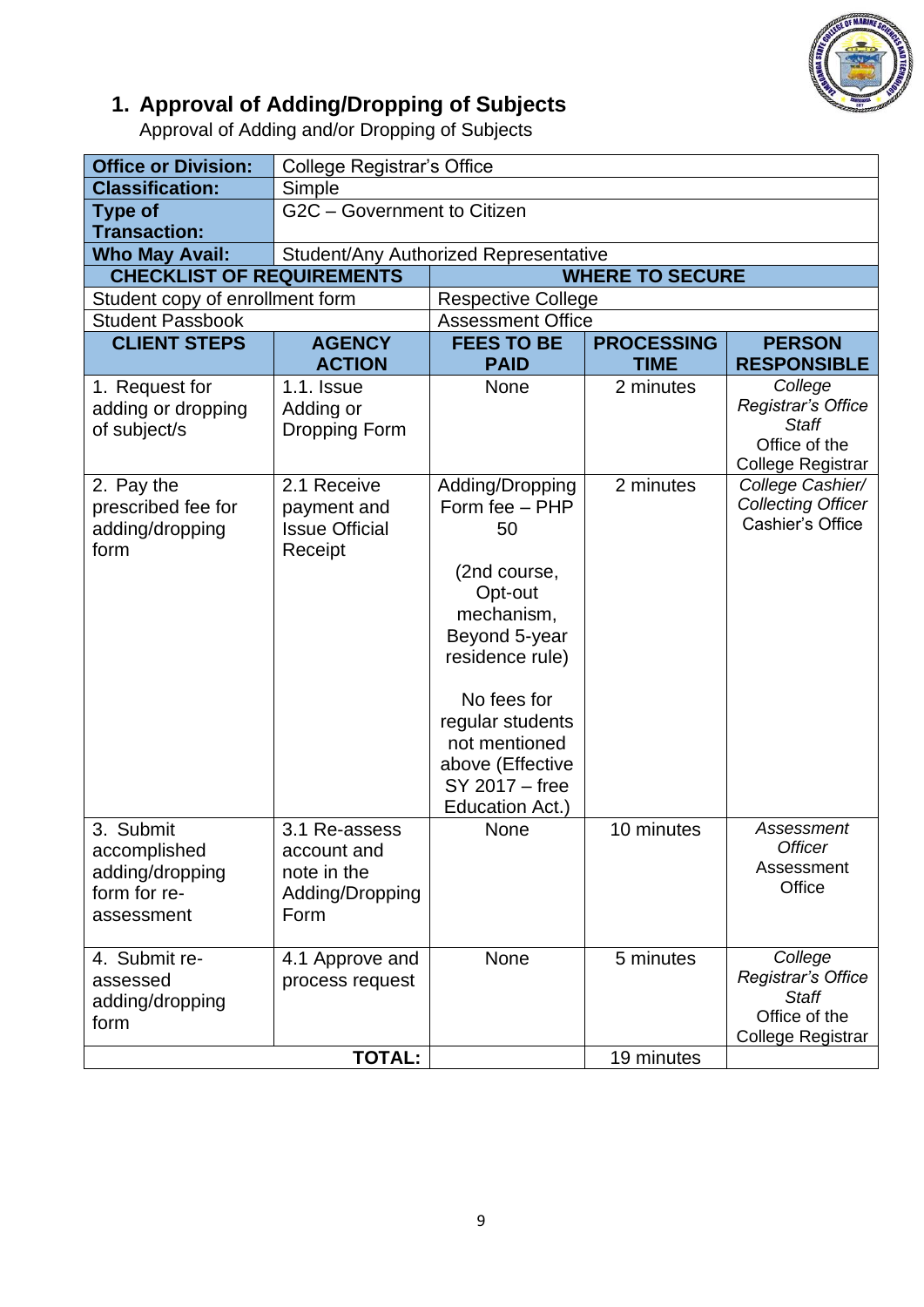## 1. Approval of Adding/Dropping of Subjects

Approval of Adding and/or Dropping of Subjects

| **Office or Division:** | College Registrar's Office | | | |
|---|---|---|---|---|
| **Classification:** | Simple | | | |
| **Type of Transaction:** | G2C – Government to Citizen | | | |
| **Who May Avail:** | Student/Any Authorized Representative | | | |
| **CHECKLIST OF REQUIREMENTS** | | **WHERE TO SECURE** | | |
| Student copy of enrollment form | | Respective College | | |
| Student Passbook | | Assessment Office | | |
| **CLIENT STEPS** | **AGENCY ACTION** | **FEES TO BE PAID** | **PROCESSING TIME** | **PERSON RESPONSIBLE** |
| 1. Request for adding or dropping of subject/s | 1.1. Issue Adding or Dropping Form | None | 2 minutes | *College Registrar's Office Staff*<br>Office of the College Registrar |
| 2. Pay the prescribed fee for adding/dropping form | 2.1 Receive payment and Issue Official Receipt | Adding/Dropping Form fee – PHP 50<br><br>(2nd course, Opt-out mechanism, Beyond 5-year residence rule)<br><br>No fees for regular students not mentioned above (Effective SY 2017 – free Education Act.) | 2 minutes | *College Cashier/ Collecting Officer*<br>Cashier's Office |
| 3. Submit accomplished adding/dropping form for re-assessment | 3.1 Re-assess account and note in the Adding/Dropping Form | None | 10 minutes | *Assessment Officer*<br>Assessment Office |
| 4. Submit re-assessed adding/dropping form | 4.1 Approve and process request | None | 5 minutes | *College Registrar's Office Staff*<br>Office of the College Registrar |
| | **TOTAL:** | | 19 minutes | |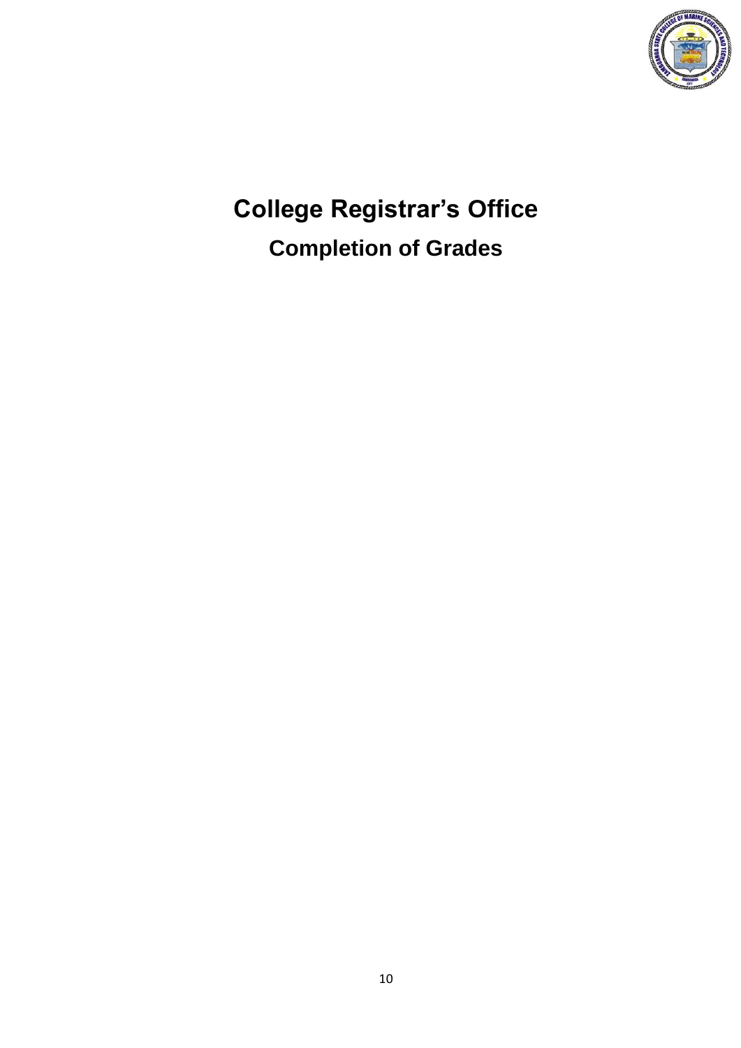# College Registrar's Office

## Completion of Grades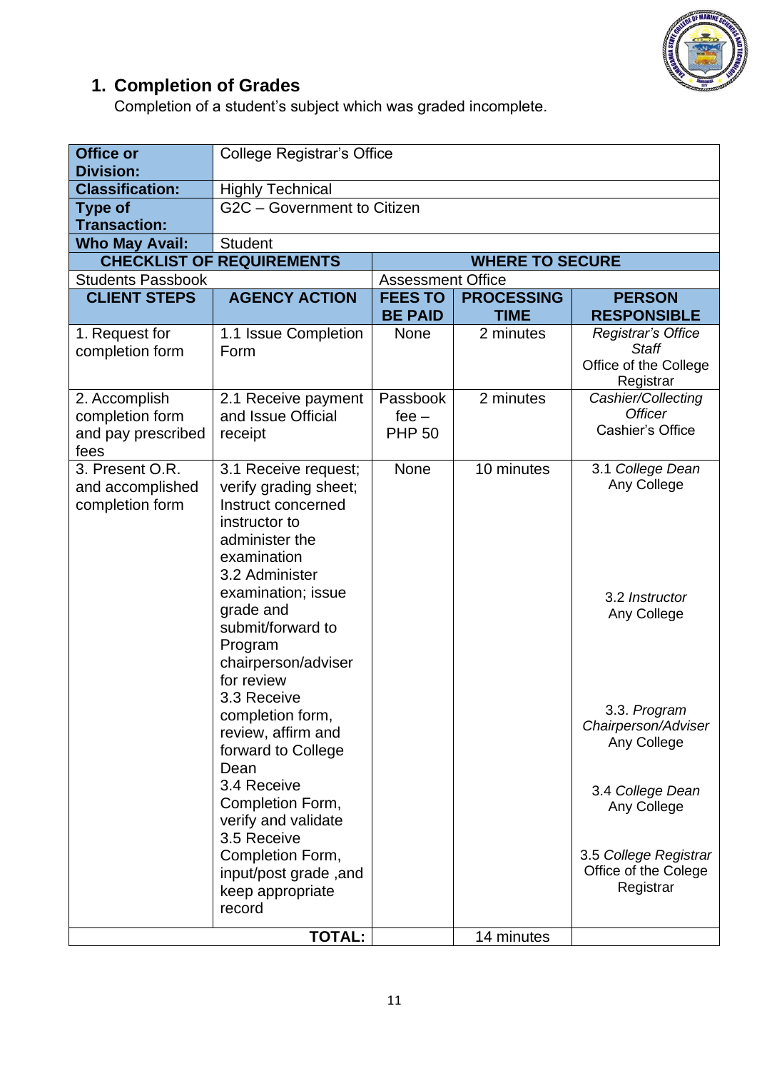## 1. Completion of Grades

Completion of a student's subject which was graded incomplete.

| **Office or Division:** | College Registrar's Office | | | |
|---|---|---|---|---|
| **Classification:** | Highly Technical | | | |
| **Type of Transaction:** | G2C – Government to Citizen | | | |
| **Who May Avail:** | Student | | | |
| **CHECKLIST OF REQUIREMENTS** | | **WHERE TO SECURE** | | |
| Students Passbook | | Assessment Office | | |
| **CLIENT STEPS** | **AGENCY ACTION** | **FEES TO BE PAID** | **PROCESSING TIME** | **PERSON RESPONSIBLE** |
| 1. Request for completion form | 1.1 Issue Completion Form | None | 2 minutes | *Registrar's Office Staff* Office of the College Registrar |
| 2. Accomplish completion form and pay prescribed fees | 2.1 Receive payment and Issue Official receipt | Passbook fee – PHP 50 | 2 minutes | *Cashier/Collecting Officer* Cashier's Office |
| 3. Present O.R. and accomplished completion form | 3.1 Receive request; verify grading sheet; Instruct concerned instructor to administer the examination<br>3.2 Administer examination; issue grade and submit/forward to Program chairperson/adviser for review<br>3.3 Receive completion form, review, affirm and forward to College Dean<br>3.4 Receive Completion Form, verify and validate<br>3.5 Receive Completion Form, input/post grade ,and keep appropriate record | None | 10 minutes | 3.1 *College Dean* Any College<br>3.2 *Instructor* Any College<br>3.3. *Program Chairperson/Adviser* Any College<br>3.4 *College Dean* Any College<br>3.5 *College Registrar* Office of the College Registrar |
| | **TOTAL:** | | 14 minutes | |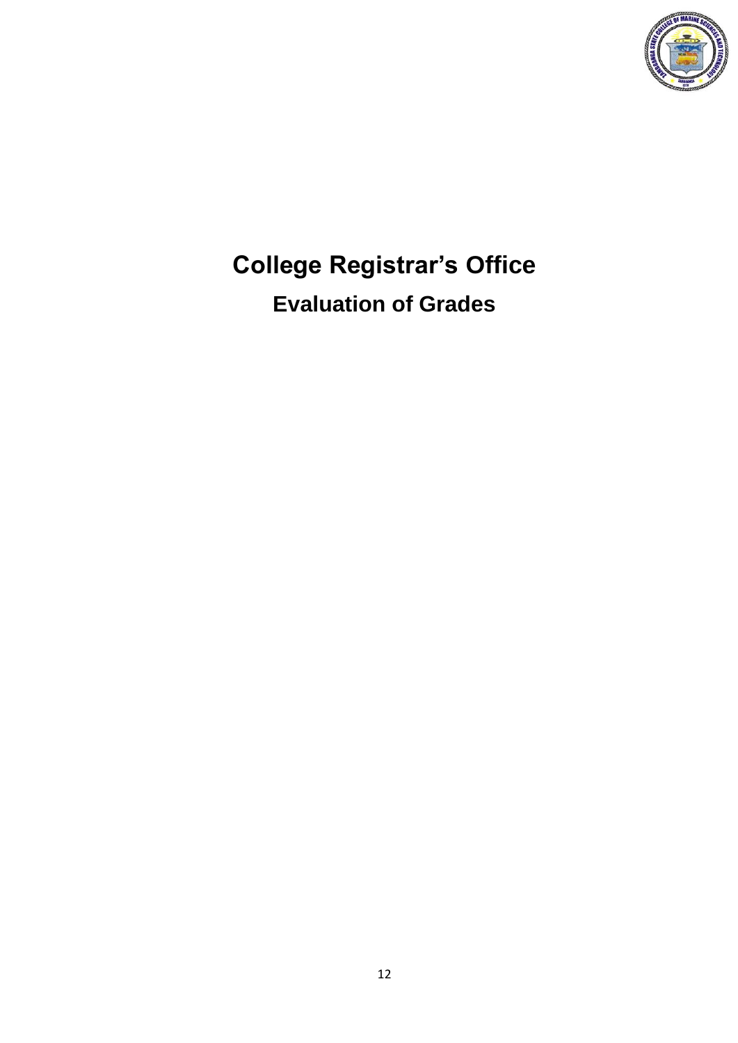# College Registrar's Office

## Evaluation of Grades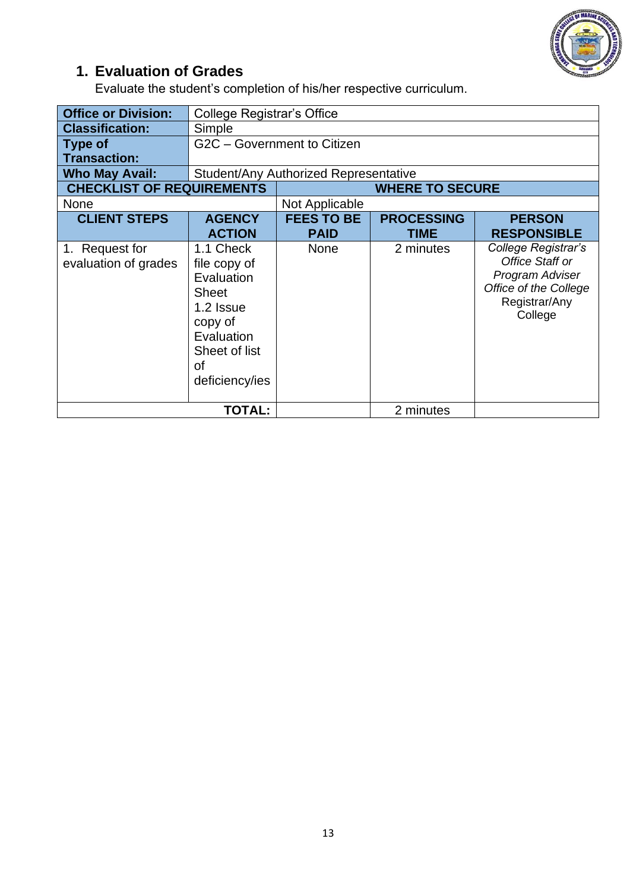## 1. Evaluation of Grades

Evaluate the student's completion of his/her respective curriculum.

| **Office or Division:** | College Registrar's Office | | | |
|---|---|---|---|---|
| **Classification:** | Simple | | | |
| **Type of Transaction:** | G2C – Government to Citizen | | | |
| **Who May Avail:** | Student/Any Authorized Representative | | | |
| **CHECKLIST OF REQUIREMENTS** | | **WHERE TO SECURE** | | |
| None | | Not Applicable | | |
| **CLIENT STEPS** | **AGENCY ACTION** | **FEES TO BE PAID** | **PROCESSING TIME** | **PERSON RESPONSIBLE** |
| 1. Request for evaluation of grades | 1.1 Check file copy of Evaluation Sheet<br>1.2 Issue copy of Evaluation Sheet of list of deficiency/ies | None | 2 minutes | *College Registrar's Office Staff or Program Adviser Office of the College* Registrar/Any College |
| | **TOTAL:** | | 2 minutes | |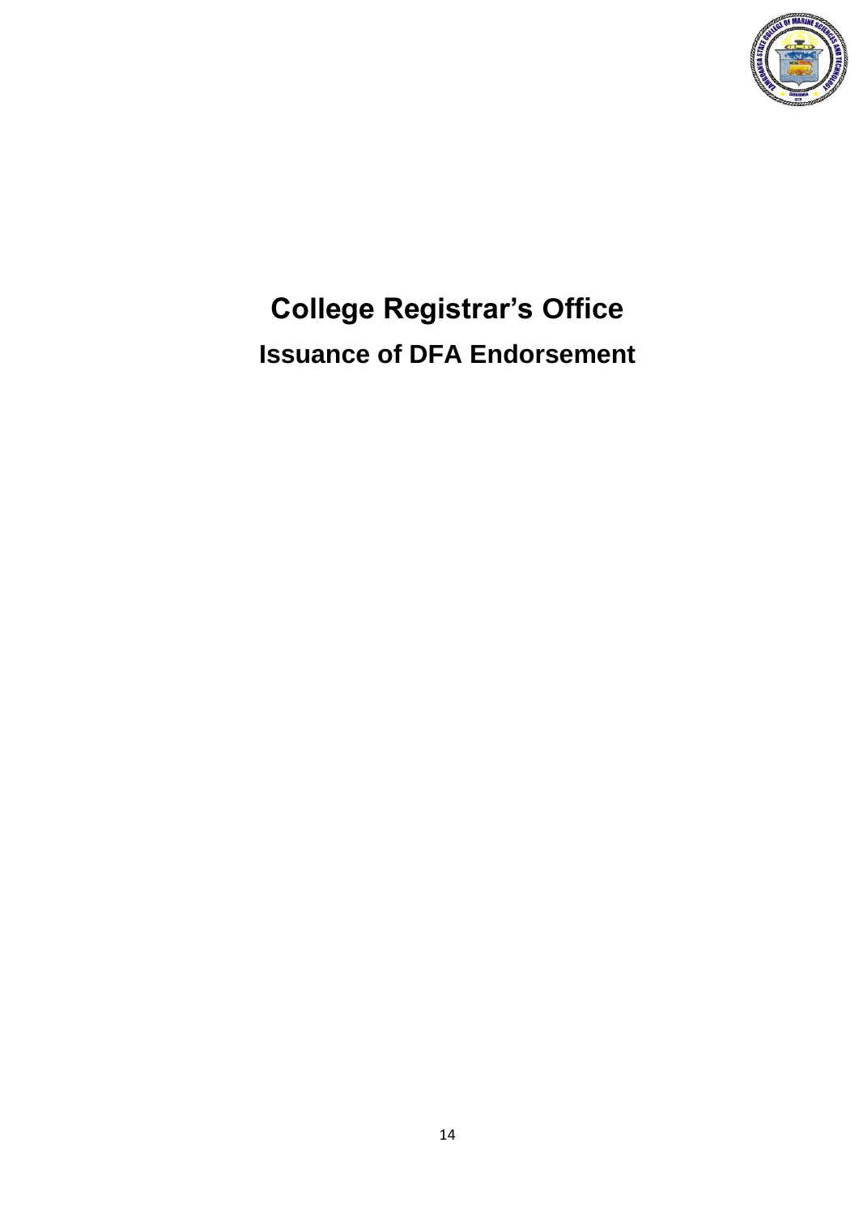# College Registrar's Office

## Issuance of DFA Endorsement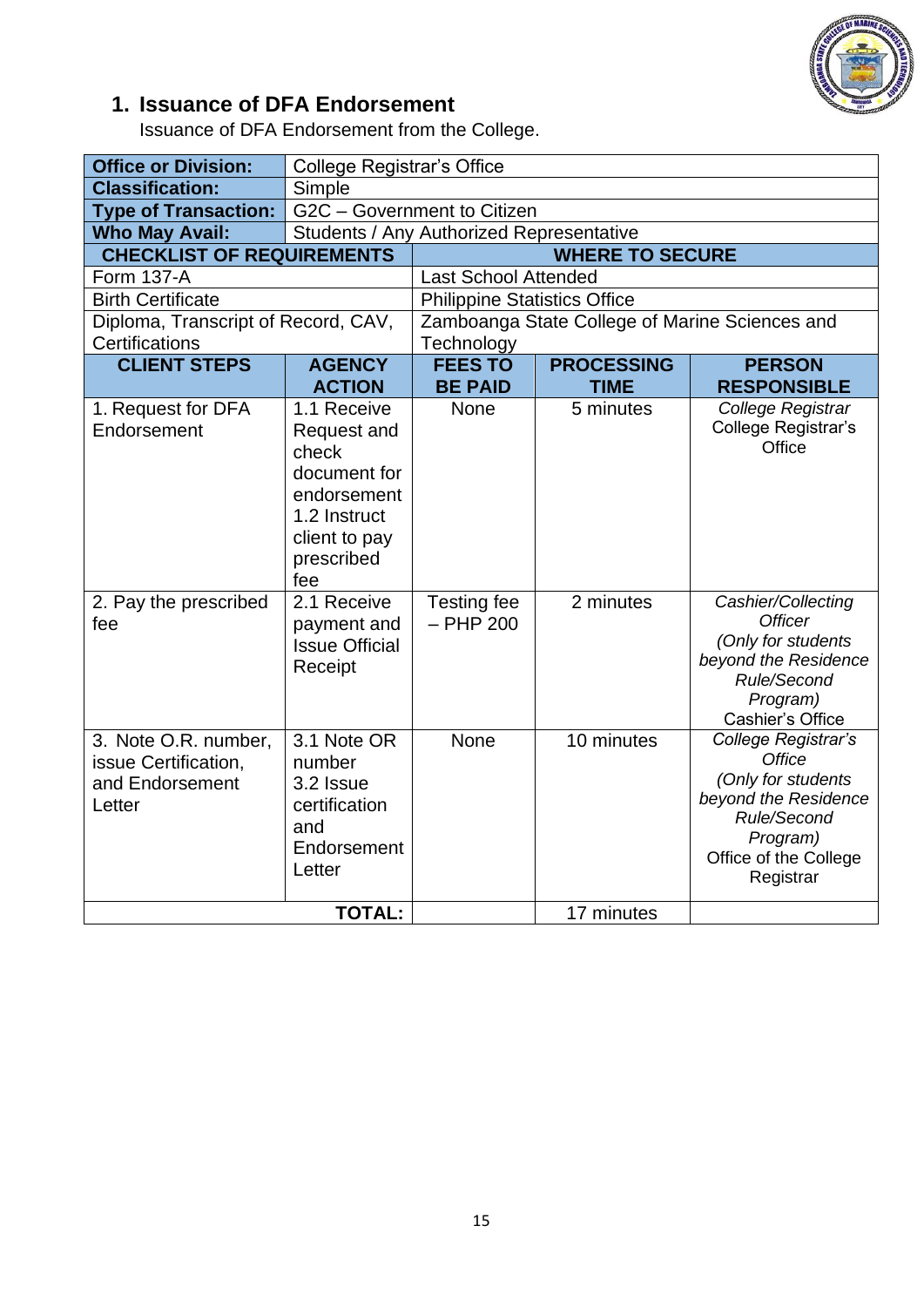## 1. Issuance of DFA Endorsement

Issuance of DFA Endorsement from the College.

| **Office or Division:** | College Registrar's Office | | | |
|---|---|---|---|---|
| **Classification:** | Simple | | | |
| **Type of Transaction:** | G2C – Government to Citizen | | | |
| **Who May Avail:** | Students / Any Authorized Representative | | | |
| **CHECKLIST OF REQUIREMENTS** | | **WHERE TO SECURE** | | |
| Form 137-A | | Last School Attended | | |
| Birth Certificate | | Philippine Statistics Office | | |
| Diploma, Transcript of Record, CAV, Certifications | | Zamboanga State College of Marine Sciences and Technology | | |
| **CLIENT STEPS** | **AGENCY ACTION** | **FEES TO BE PAID** | **PROCESSING TIME** | **PERSON RESPONSIBLE** |
| 1. Request for DFA Endorsement | 1.1 Receive Request and check document for endorsement<br>1.2 Instruct client to pay prescribed fee | None | 5 minutes | *College Registrar*<br>College Registrar's Office |
| 2. Pay the prescribed fee | 2.1 Receive payment and Issue Official Receipt | Testing fee – PHP 200 | 2 minutes | *Cashier/Collecting Officer*<br>*(Only for students beyond the Residence Rule/Second Program)*<br>Cashier's Office |
| 3. Note O.R. number, issue Certification, and Endorsement Letter | 3.1 Note OR number<br>3.2 Issue certification and Endorsement Letter | None | 10 minutes | *College Registrar's Office*<br>*(Only for students beyond the Residence Rule/Second Program)*<br>Office of the College Registrar |
| | **TOTAL:** | | 17 minutes | |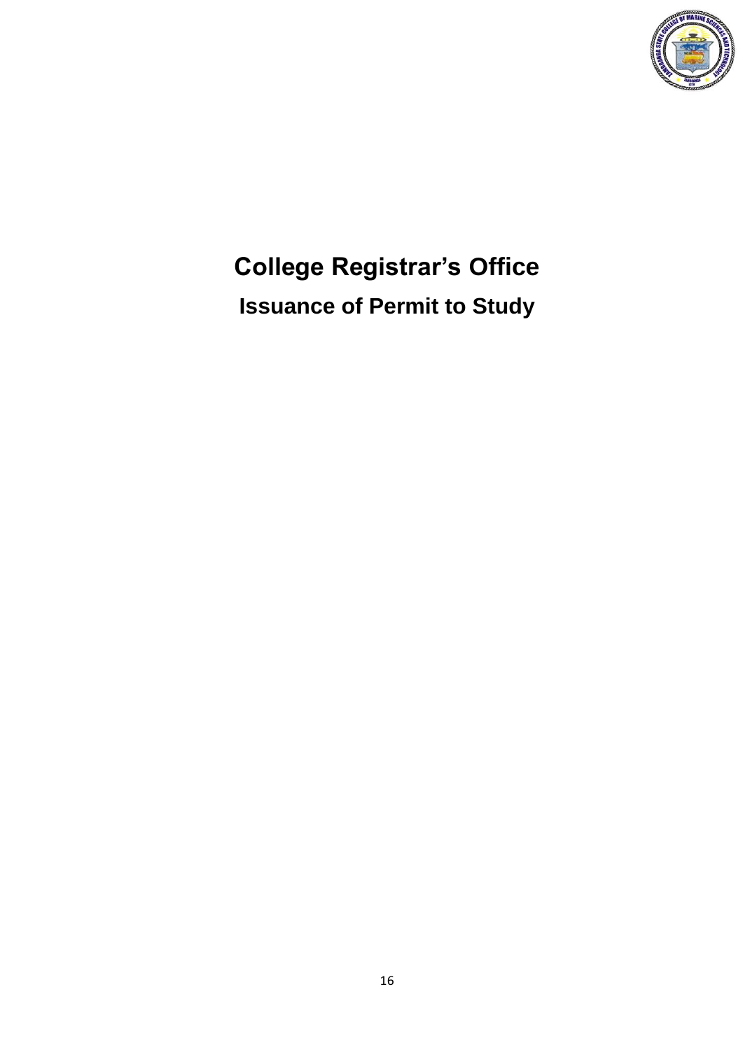# College Registrar's Office

## Issuance of Permit to Study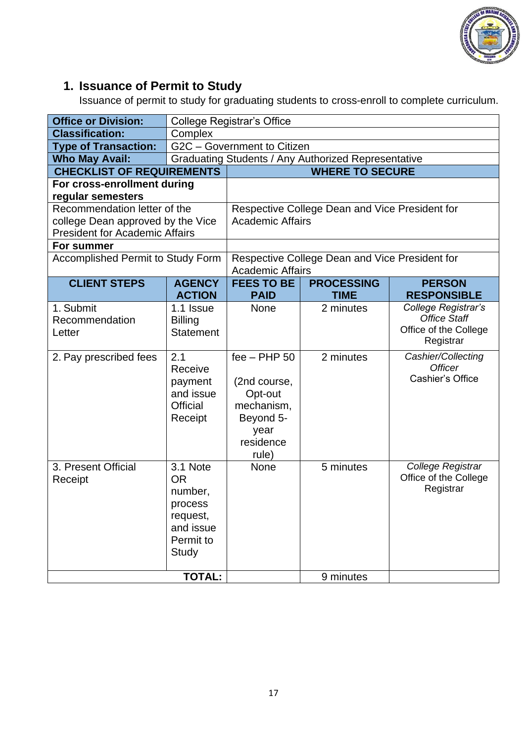## 1. Issuance of Permit to Study

Issuance of permit to study for graduating students to cross-enroll to complete curriculum.

| **Office or Division:** | College Registrar's Office | | | |
|---|---|---|---|---|
| **Classification:** | Complex | | | |
| **Type of Transaction:** | G2C – Government to Citizen | | | |
| **Who May Avail:** | Graduating Students / Any Authorized Representative | | | |
| **CHECKLIST OF REQUIREMENTS** | | **WHERE TO SECURE** | | |
| **For cross-enrollment during regular semesters** | | | | |
| Recommendation letter of the college Dean approved by the Vice President for Academic Affairs | | Respective College Dean and Vice President for Academic Affairs | | |
| **For summer** | | | | |
| Accomplished Permit to Study Form | | Respective College Dean and Vice President for Academic Affairs | | |
| **CLIENT STEPS** | **AGENCY ACTION** | **FEES TO BE PAID** | **PROCESSING TIME** | **PERSON RESPONSIBLE** |
| 1. Submit Recommendation Letter | 1.1 Issue Billing Statement | None | 2 minutes | *College Registrar's Office Staff* Office of the College Registrar |
| 2. Pay prescribed fees | 2.1 Receive payment and issue Official Receipt | fee – PHP 50 (2nd course, Opt-out mechanism, Beyond 5-year residence rule) | 2 minutes | *Cashier/Collecting Officer* Cashier's Office |
| 3. Present Official Receipt | 3.1 Note OR number, process request, and issue Permit to Study | None | 5 minutes | *College Registrar* Office of the College Registrar |
| **TOTAL:** | | | 9 minutes | |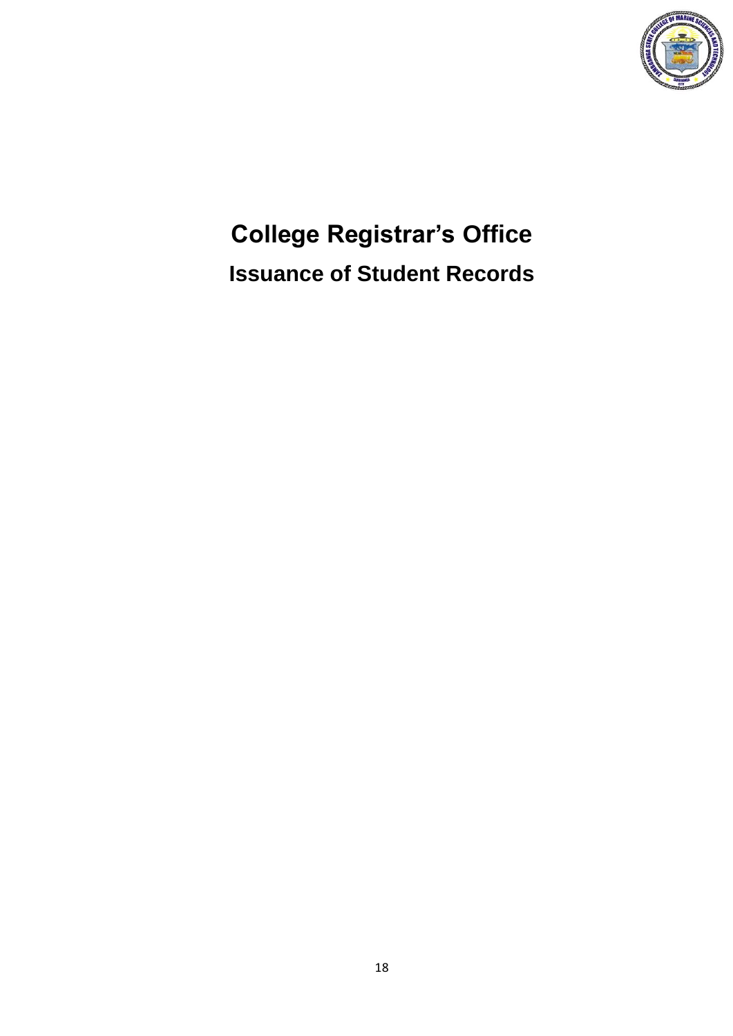# College Registrar's Office

## Issuance of Student Records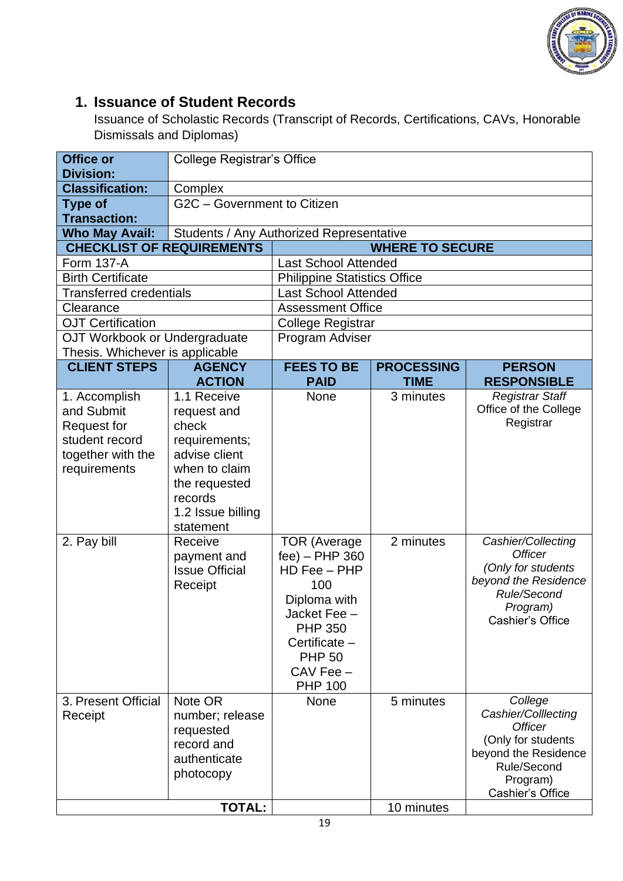## 1. Issuance of Student Records

Issuance of Scholastic Records (Transcript of Records, Certifications, CAVs, Honorable Dismissals and Diplomas)

| **Office or Division:** | College Registrar's Office | | | |
|---|---|---|---|---|
| **Classification:** | Complex | | | |
| **Type of Transaction:** | G2C – Government to Citizen | | | |
| **Who May Avail:** | Students / Any Authorized Representative | | | |
| **CHECKLIST OF REQUIREMENTS** | | **WHERE TO SECURE** | | |
| Form 137-A | | Last School Attended | | |
| Birth Certificate | | Philippine Statistics Office | | |
| Transferred credentials | | Last School Attended | | |
| Clearance | | Assessment Office | | |
| OJT Certification | | College Registrar | | |
| OJT Workbook or Undergraduate Thesis. Whichever is applicable | | Program Adviser | | |
| **CLIENT STEPS** | **AGENCY ACTION** | **FEES TO BE PAID** | **PROCESSING TIME** | **PERSON RESPONSIBLE** |
| 1. Accomplish and Submit Request for student record together with the requirements | 1.1 Receive request and check requirements; advise client when to claim the requested records<br>1.2 Issue billing statement | None | 3 minutes | *Registrar Staff*<br>Office of the College Registrar |
| 2. Pay bill | Receive payment and Issue Official Receipt | TOR (Average fee) – PHP 360<br>HD Fee – PHP 100<br>Diploma with Jacket Fee – PHP 350<br>Certificate – PHP 50<br>CAV Fee – PHP 100 | 2 minutes | *Cashier/Collecting Officer*<br>*(Only for students beyond the Residence Rule/Second Program)*<br>Cashier's Office |
| 3. Present Official Receipt | Note OR number; release requested record and authenticate photocopy | None | 5 minutes | *College Cashier/Colllecting Officer*<br>(Only for students beyond the Residence Rule/Second Program)<br>Cashier's Office |
| | **TOTAL:** | | 10 minutes | |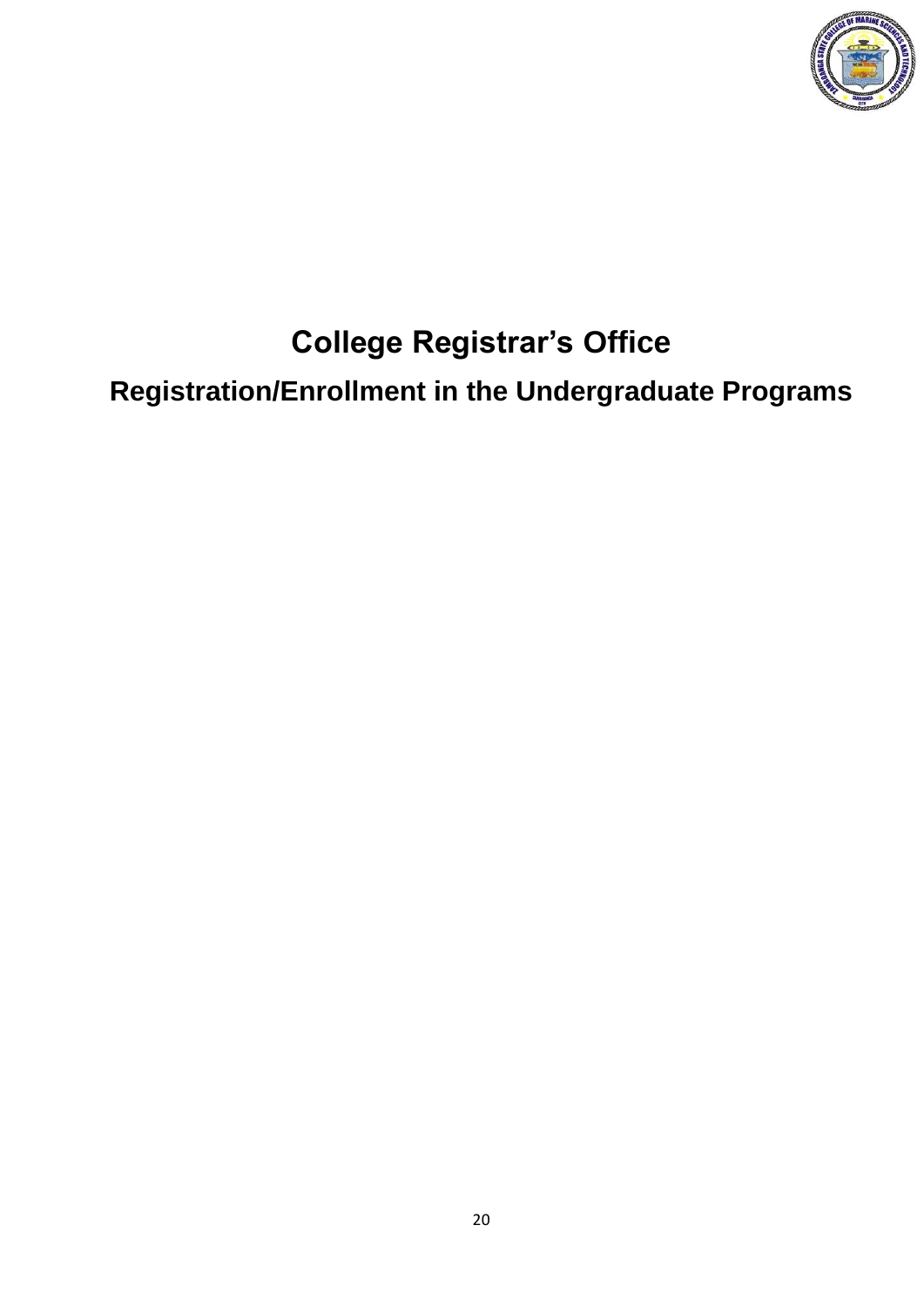# College Registrar's Office

## Registration/Enrollment in the Undergraduate Programs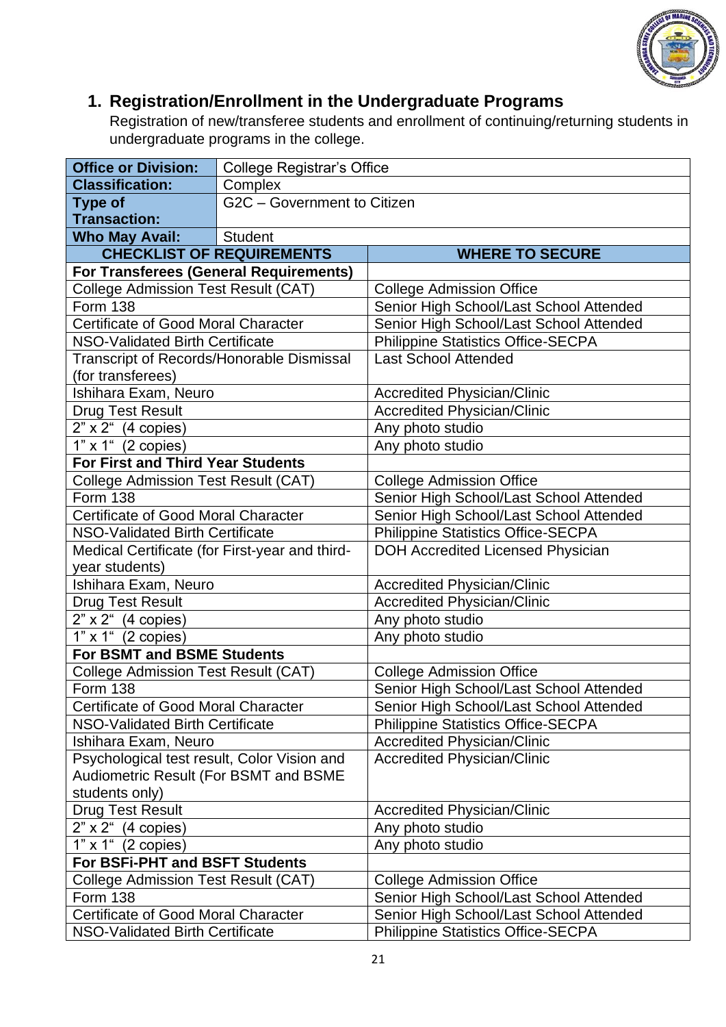## 1. Registration/Enrollment in the Undergraduate Programs

Registration of new/transferee students and enrollment of continuing/returning students in undergraduate programs in the college.

| **Office or Division:** | College Registrar's Office |
|---|---|
| **Classification:** | Complex |
| **Type of Transaction:** | G2C – Government to Citizen |
| **Who May Avail:** | Student |

| **CHECKLIST OF REQUIREMENTS** | **WHERE TO SECURE** |
|---|---|
| **For Transferees (General Requirements)** | |
| College Admission Test Result (CAT) | College Admission Office |
| Form 138 | Senior High School/Last School Attended |
| Certificate of Good Moral Character | Senior High School/Last School Attended |
| NSO-Validated Birth Certificate | Philippine Statistics Office-SECPA |
| Transcript of Records/Honorable Dismissal (for transferees) | Last School Attended |
| Ishihara Exam, Neuro | Accredited Physician/Clinic |
| Drug Test Result | Accredited Physician/Clinic |
| 2" x 2" (4 copies) | Any photo studio |
| 1" x 1" (2 copies) | Any photo studio |
| **For First and Third Year Students** | |
| College Admission Test Result (CAT) | College Admission Office |
| Form 138 | Senior High School/Last School Attended |
| Certificate of Good Moral Character | Senior High School/Last School Attended |
| NSO-Validated Birth Certificate | Philippine Statistics Office-SECPA |
| Medical Certificate (for First-year and third-year students) | DOH Accredited Licensed Physician |
| Ishihara Exam, Neuro | Accredited Physician/Clinic |
| Drug Test Result | Accredited Physician/Clinic |
| 2" x 2" (4 copies) | Any photo studio |
| 1" x 1" (2 copies) | Any photo studio |
| **For BSMT and BSME Students** | |
| College Admission Test Result (CAT) | College Admission Office |
| Form 138 | Senior High School/Last School Attended |
| Certificate of Good Moral Character | Senior High School/Last School Attended |
| NSO-Validated Birth Certificate | Philippine Statistics Office-SECPA |
| Ishihara Exam, Neuro | Accredited Physician/Clinic |
| Psychological test result, Color Vision and Audiometric Result (For BSMT and BSME students only) | Accredited Physician/Clinic |
| Drug Test Result | Accredited Physician/Clinic |
| 2" x 2" (4 copies) | Any photo studio |
| 1" x 1" (2 copies) | Any photo studio |
| **For BSFi-PHT and BSFT Students** | |
| College Admission Test Result (CAT) | College Admission Office |
| Form 138 | Senior High School/Last School Attended |
| Certificate of Good Moral Character | Senior High School/Last School Attended |
| NSO-Validated Birth Certificate | Philippine Statistics Office-SECPA |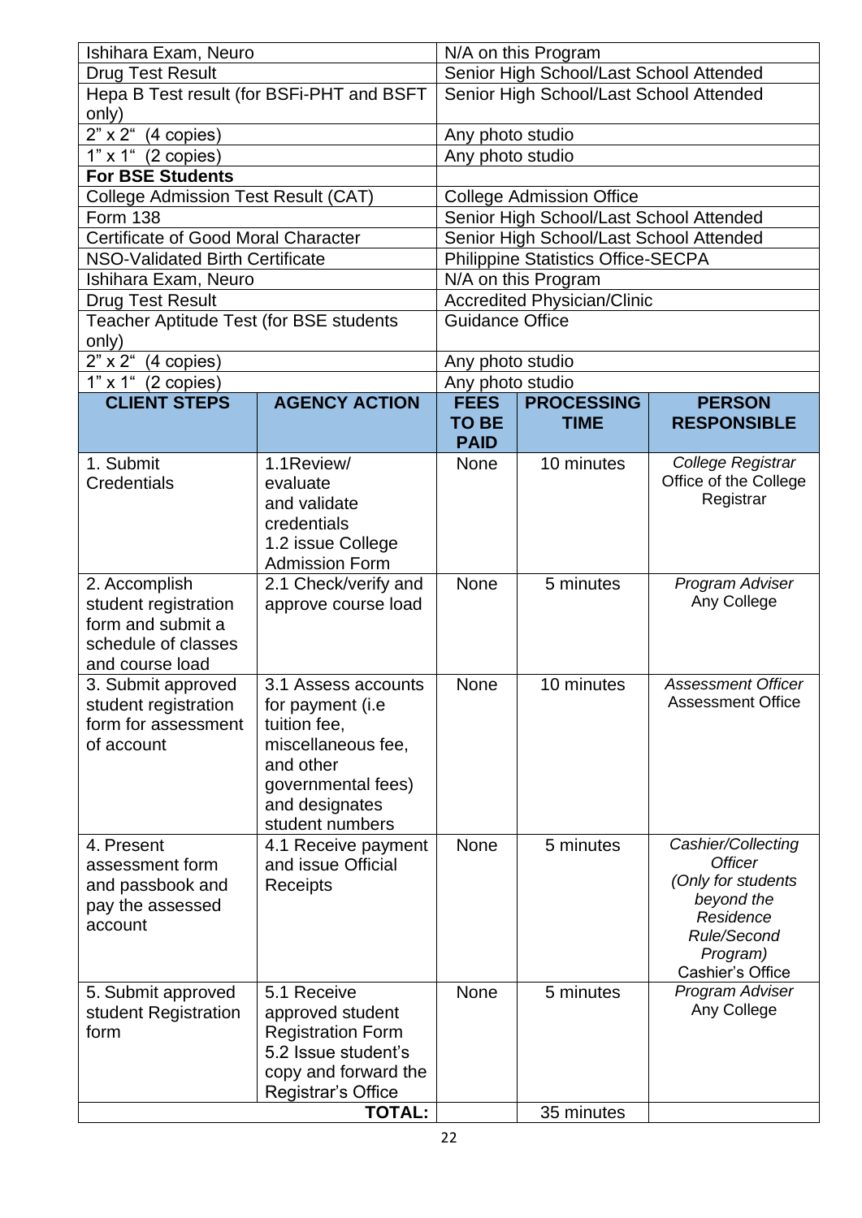| | |
|---|---|
| Ishihara Exam, Neuro | N/A on this Program |
| Drug Test Result | Senior High School/Last School Attended |
| Hepa B Test result (for BSFi-PHT and BSFT only) | Senior High School/Last School Attended |
| 2" x 2" (4 copies) | Any photo studio |
| 1" x 1" (2 copies) | Any photo studio |
| **For BSE Students** | |
| College Admission Test Result (CAT) | College Admission Office |
| Form 138 | Senior High School/Last School Attended |
| Certificate of Good Moral Character | Senior High School/Last School Attended |
| NSO-Validated Birth Certificate | Philippine Statistics Office-SECPA |
| Ishihara Exam, Neuro | N/A on this Program |
| Drug Test Result | Accredited Physician/Clinic |
| Teacher Aptitude Test (for BSE students only) | Guidance Office |
| 2" x 2" (4 copies) | Any photo studio |
| 1" x 1" (2 copies) | Any photo studio |

| CLIENT STEPS | AGENCY ACTION | FEES TO BE PAID | PROCESSING TIME | PERSON RESPONSIBLE |
|---|---|---|---|---|
| 1. Submit Credentials | 1.1Review/ evaluate and validate credentials<br>1.2 issue College Admission Form | None | 10 minutes | *College Registrar*<br>Office of the College Registrar |
| 2. Accomplish student registration form and submit a schedule of classes and course load | 2.1 Check/verify and approve course load | None | 5 minutes | *Program Adviser*<br>Any College |
| 3. Submit approved student registration form for assessment of account | 3.1 Assess accounts for payment (i.e tuition fee, miscellaneous fee, and other governmental fees) and designates student numbers | None | 10 minutes | *Assessment Officer*<br>Assessment Office |
| 4. Present assessment form and passbook and pay the assessed account | 4.1 Receive payment and issue Official Receipts | None | 5 minutes | *Cashier/Collecting Officer (Only for students beyond the Residence Rule/Second Program)*<br>Cashier's Office |
| 5. Submit approved student Registration form | 5.1 Receive approved student Registration Form<br>5.2 Issue student's copy and forward the Registrar's Office | None | 5 minutes | *Program Adviser*<br>Any College |
| | **TOTAL:** | | 35 minutes | |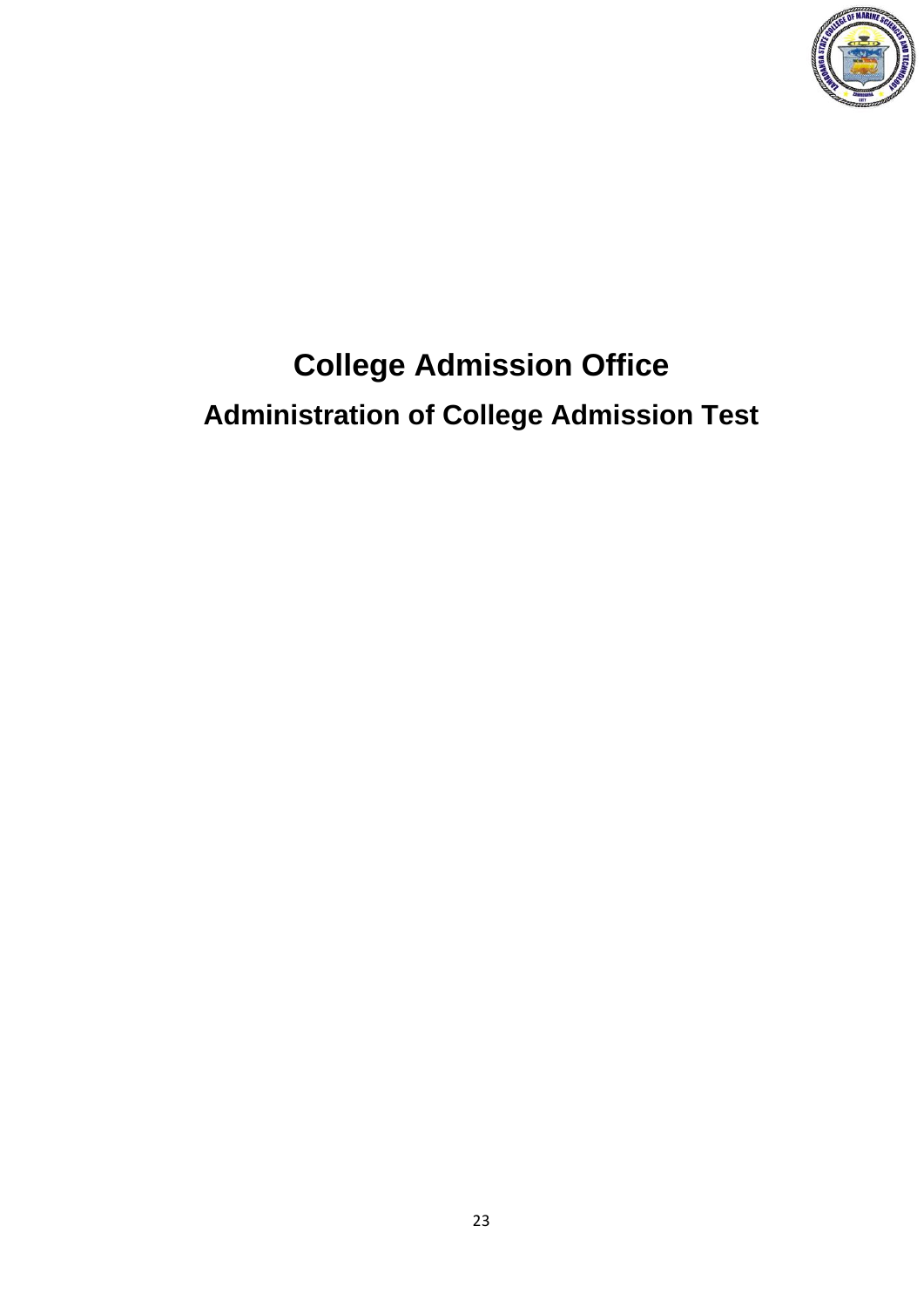# College Admission Office

## Administration of College Admission Test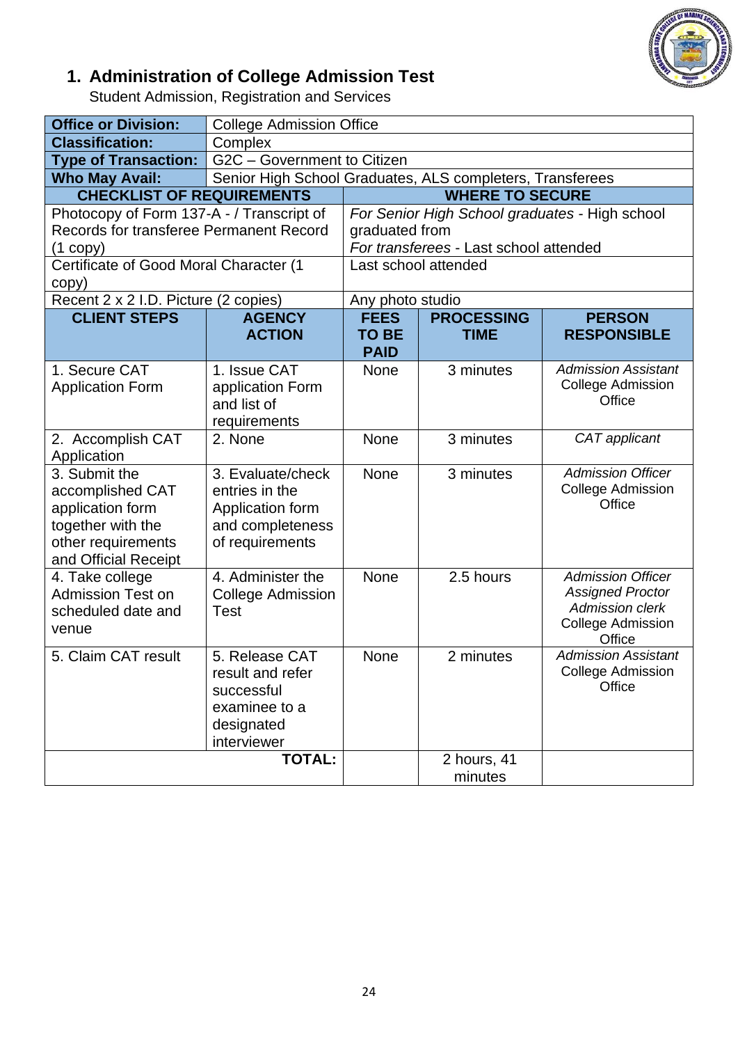## 1. Administration of College Admission Test

Student Admission, Registration and Services

| **Office or Division:** | College Admission Office | | | |
|---|---|---|---|---|
| **Classification:** | Complex | | | |
| **Type of Transaction:** | G2C – Government to Citizen | | | |
| **Who May Avail:** | Senior High School Graduates, ALS completers, Transferees | | | |
| **CHECKLIST OF REQUIREMENTS** | | **WHERE TO SECURE** | | |
| Photocopy of Form 137-A - / Transcript of Records for transferee Permanent Record (1 copy) | | *For Senior High School graduates* - High school graduated from *For transferees* - Last school attended | | |
| Certificate of Good Moral Character (1 copy) | | Last school attended | | |
| Recent 2 x 2 I.D. Picture (2 copies) | | Any photo studio | | |
| **CLIENT STEPS** | **AGENCY ACTION** | **FEES TO BE PAID** | **PROCESSING TIME** | **PERSON RESPONSIBLE** |
| 1. Secure CAT Application Form | 1. Issue CAT application Form and list of requirements | None | 3 minutes | *Admission Assistant* College Admission Office |
| 2. Accomplish CAT Application | 2. None | None | 3 minutes | *CAT applicant* |
| 3. Submit the accomplished CAT application form together with the other requirements and Official Receipt | 3. Evaluate/check entries in the Application form and completeness of requirements | None | 3 minutes | *Admission Officer* College Admission Office |
| 4. Take college Admission Test on scheduled date and venue | 4. Administer the College Admission Test | None | 2.5 hours | *Admission Officer* *Assigned Proctor* *Admission clerk* College Admission Office |
| 5. Claim CAT result | 5. Release CAT result and refer successful examinee to a designated interviewer | None | 2 minutes | *Admission Assistant* College Admission Office |
| | **TOTAL:** | | 2 hours, 41 minutes | |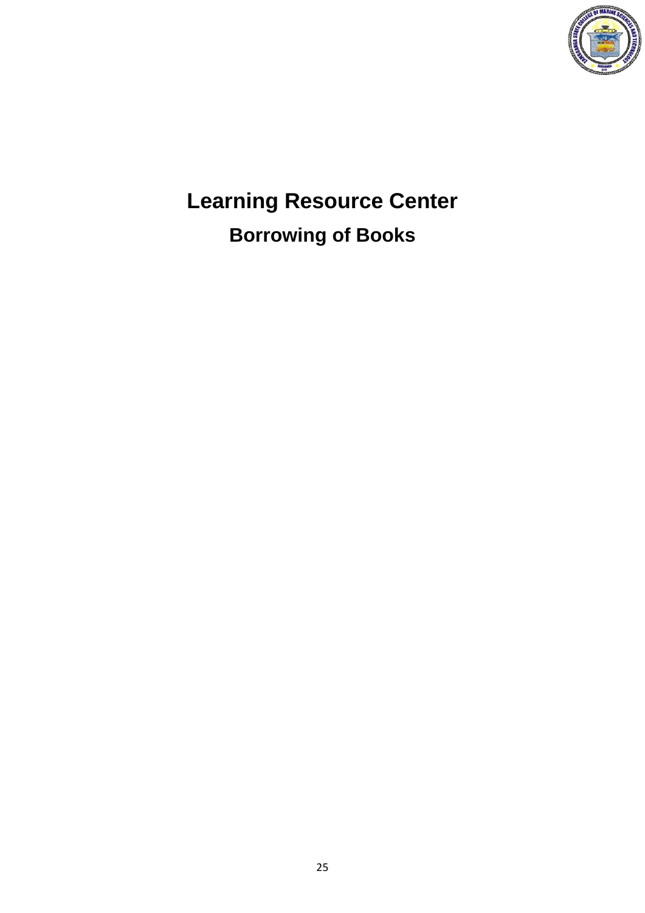# Learning Resource Center

## Borrowing of Books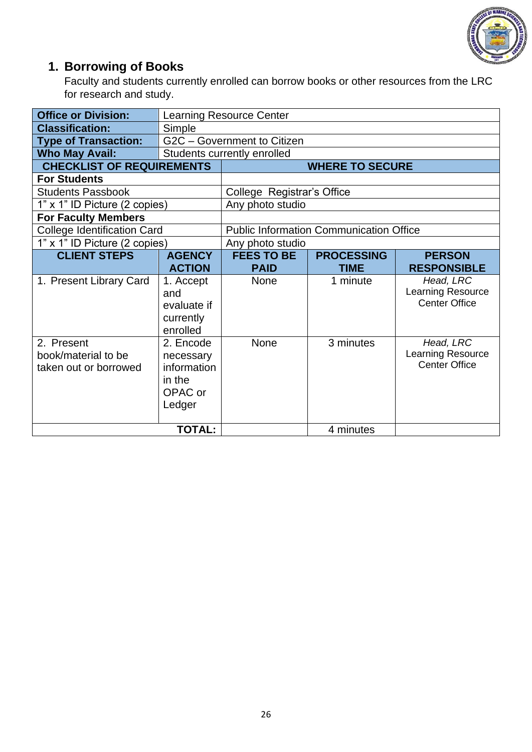## 1. Borrowing of Books

Faculty and students currently enrolled can borrow books or other resources from the LRC for research and study.

| **Office or Division:** | Learning Resource Center | | | |
|---|---|---|---|---|
| **Classification:** | Simple | | | |
| **Type of Transaction:** | G2C – Government to Citizen | | | |
| **Who May Avail:** | Students currently enrolled | | | |
| **CHECKLIST OF REQUIREMENTS** | | **WHERE TO SECURE** | | |
| **For Students** | | | | |
| Students Passbook | | College Registrar's Office | | |
| 1" x 1" ID Picture (2 copies) | | Any photo studio | | |
| **For Faculty Members** | | | | |
| College Identification Card | | Public Information Communication Office | | |
| 1" x 1" ID Picture (2 copies) | | Any photo studio | | |
| **CLIENT STEPS** | **AGENCY ACTION** | **FEES TO BE PAID** | **PROCESSING TIME** | **PERSON RESPONSIBLE** |
| 1. Present Library Card | 1. Accept and evaluate if currently enrolled | None | 1 minute | *Head, LRC* Learning Resource Center Office |
| 2. Present book/material to be taken out or borrowed | 2. Encode necessary information in the OPAC or Ledger | None | 3 minutes | *Head, LRC* Learning Resource Center Office |
| **TOTAL:** | | | 4 minutes | |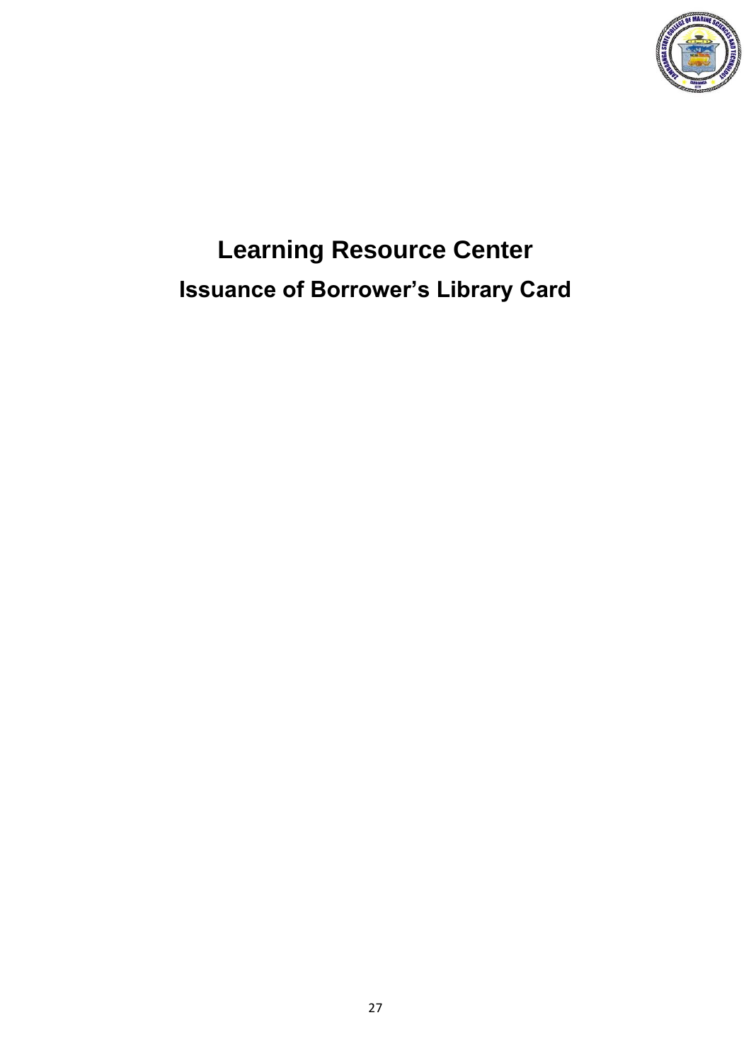# Learning Resource Center

## Issuance of Borrower's Library Card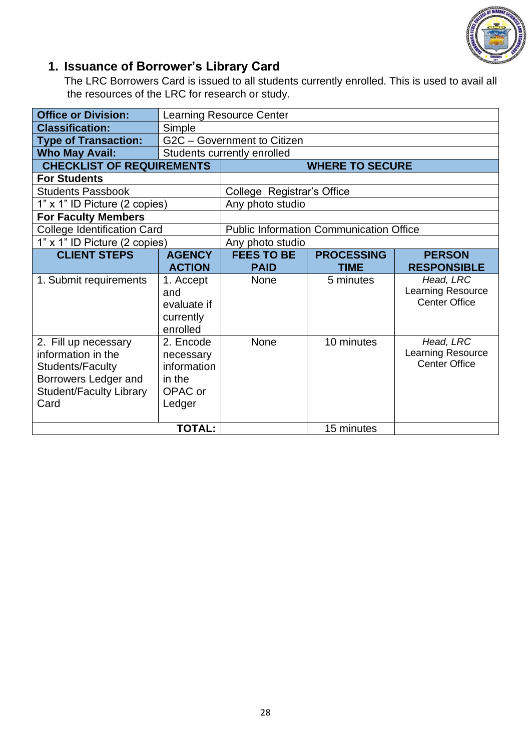## 1. Issuance of Borrower's Library Card

The LRC Borrowers Card is issued to all students currently enrolled. This is used to avail all the resources of the LRC for research or study.

| **Office or Division:** | Learning Resource Center | | | |
|---|---|---|---|---|
| **Classification:** | Simple | | | |
| **Type of Transaction:** | G2C – Government to Citizen | | | |
| **Who May Avail:** | Students currently enrolled | | | |
| **CHECKLIST OF REQUIREMENTS** | | **WHERE TO SECURE** | | |
| **For Students** | | | | |
| Students Passbook | | College Registrar's Office | | |
| 1" x 1" ID Picture (2 copies) | | Any photo studio | | |
| **For Faculty Members** | | | | |
| College Identification Card | | Public Information Communication Office | | |
| 1" x 1" ID Picture (2 copies) | | Any photo studio | | |
| **CLIENT STEPS** | **AGENCY ACTION** | **FEES TO BE PAID** | **PROCESSING TIME** | **PERSON RESPONSIBLE** |
| 1. Submit requirements | 1. Accept and evaluate if currently enrolled | None | 5 minutes | *Head, LRC* Learning Resource Center Office |
| 2. Fill up necessary information in the Students/Faculty Borrowers Ledger and Student/Faculty Library Card | 2. Encode necessary information in the OPAC or Ledger | None | 10 minutes | *Head, LRC* Learning Resource Center Office |
| | **TOTAL:** | | 15 minutes | |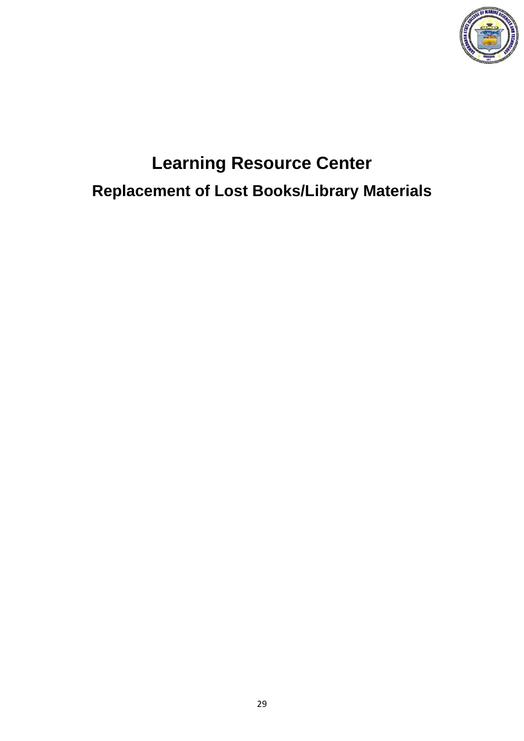# Learning Resource Center

## Replacement of Lost Books/Library Materials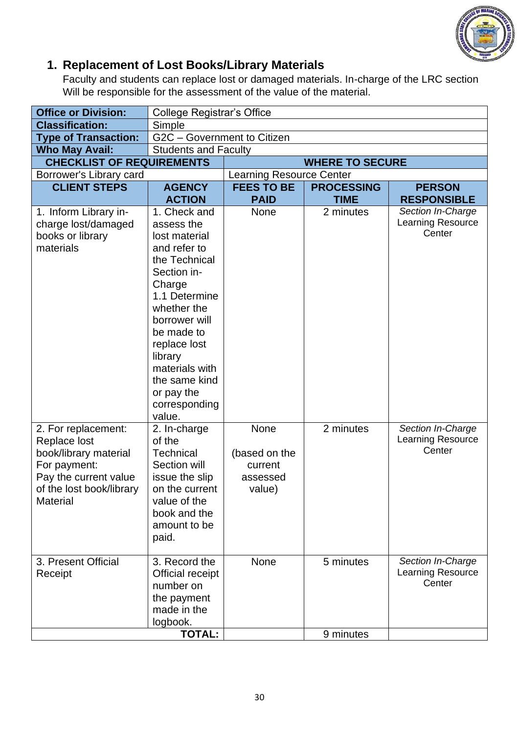## 1. Replacement of Lost Books/Library Materials

Faculty and students can replace lost or damaged materials. In-charge of the LRC section Will be responsible for the assessment of the value of the material.

| **Office or Division:** | College Registrar's Office | | | |
|---|---|---|---|---|
| **Classification:** | Simple | | | |
| **Type of Transaction:** | G2C – Government to Citizen | | | |
| **Who May Avail:** | Students and Faculty | | | |
| **CHECKLIST OF REQUIREMENTS** | | **WHERE TO SECURE** | | |
| Borrower's Library card | | Learning Resource Center | | |
| **CLIENT STEPS** | **AGENCY ACTION** | **FEES TO BE PAID** | **PROCESSING TIME** | **PERSON RESPONSIBLE** |
| 1. Inform Library in-charge lost/damaged books or library materials | 1. Check and assess the lost material and refer to the Technical Section in-Charge<br>1.1 Determine whether the borrower will be made to replace lost library materials with the same kind or pay the corresponding value. | None | 2 minutes | *Section In-Charge* Learning Resource Center |
| 2. For replacement: Replace lost book/library material<br>For payment: Pay the current value of the lost book/library Material | 2. In-charge of the Technical Section will issue the slip on the current value of the book and the amount to be paid. | None<br>(based on the current assessed value) | 2 minutes | *Section In-Charge* Learning Resource Center |
| 3. Present Official Receipt | 3. Record the Official receipt number on the payment made in the logbook. | None | 5 minutes | *Section In-Charge* Learning Resource Center |
| | **TOTAL:** | | 9 minutes | |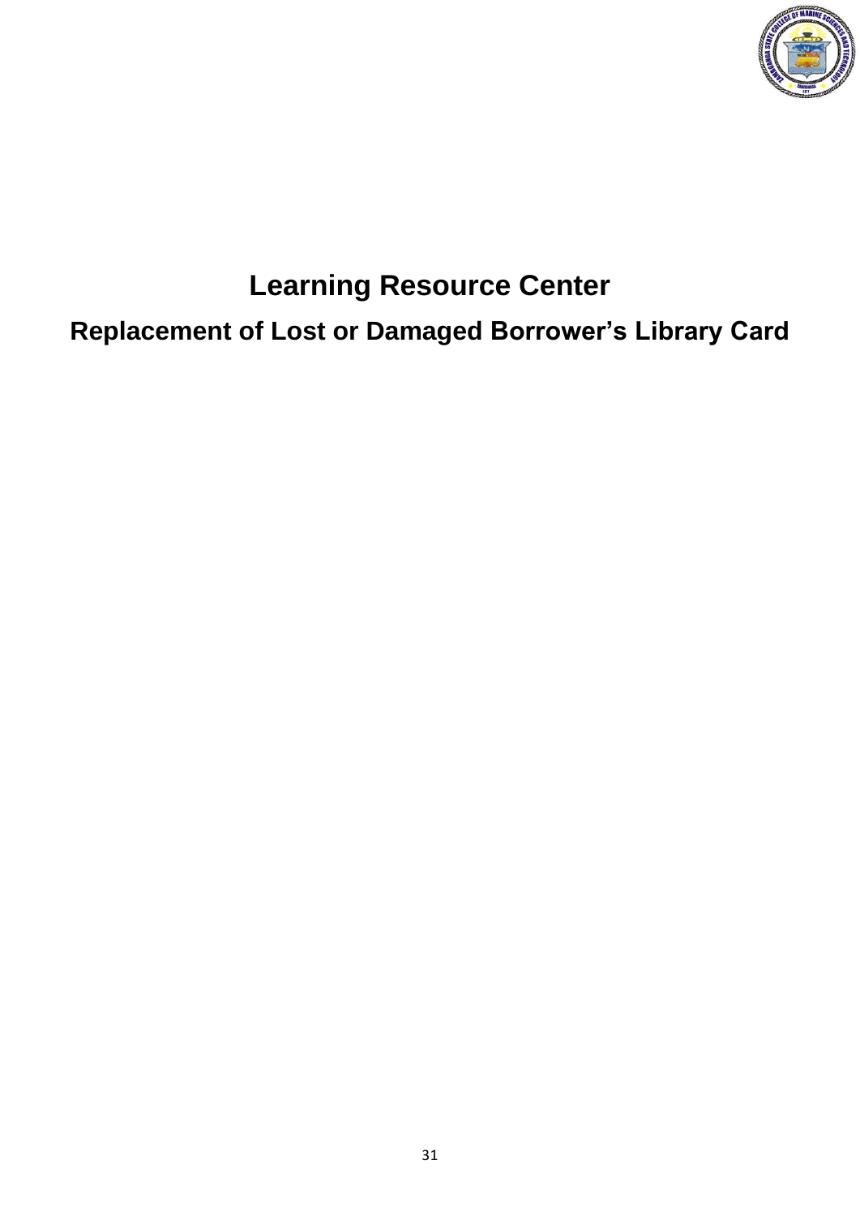# Learning Resource Center

## Replacement of Lost or Damaged Borrower's Library Card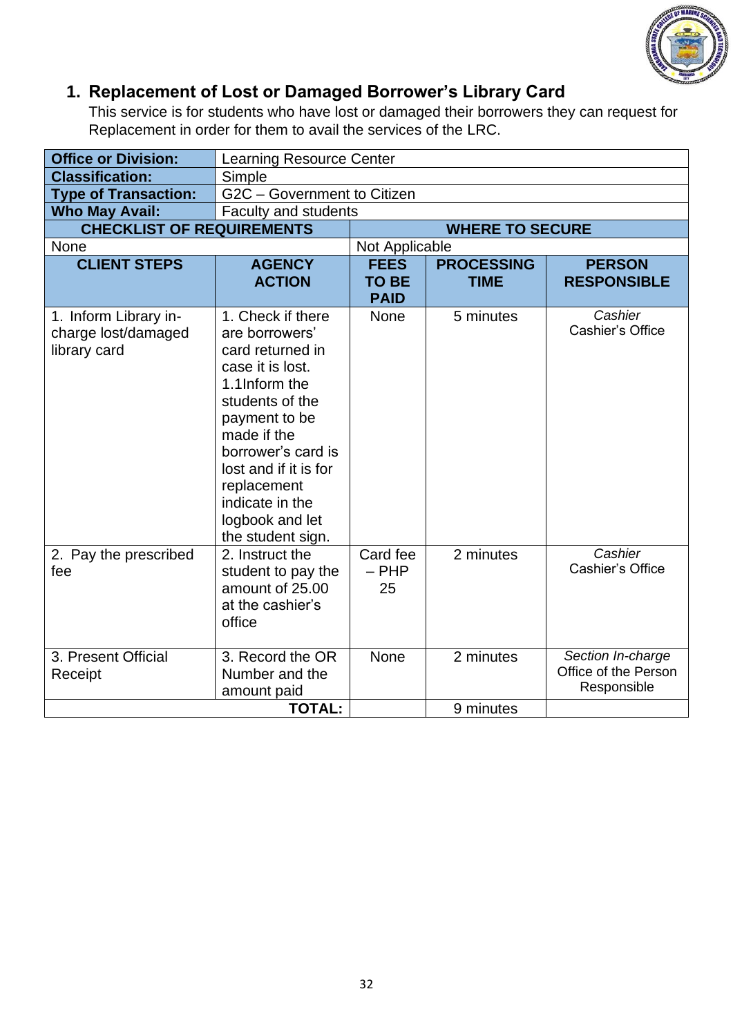## 1. Replacement of Lost or Damaged Borrower's Library Card

This service is for students who have lost or damaged their borrowers they can request for Replacement in order for them to avail the services of the LRC.

| **Office or Division:** | Learning Resource Center | | | |
|---|---|---|---|---|
| **Classification:** | Simple | | | |
| **Type of Transaction:** | G2C – Government to Citizen | | | |
| **Who May Avail:** | Faculty and students | | | |
| **CHECKLIST OF REQUIREMENTS** | | **WHERE TO SECURE** | | |
| None | | Not Applicable | | |
| **CLIENT STEPS** | **AGENCY ACTION** | **FEES TO BE PAID** | **PROCESSING TIME** | **PERSON RESPONSIBLE** |
| 1. Inform Library in-charge lost/damaged library card | 1. Check if there are borrowers' card returned in case it is lost. 1.1Inform the students of the payment to be made if the borrower's card is lost and if it is for replacement indicate in the logbook and let the student sign. | None | 5 minutes | *Cashier* Cashier's Office |
| 2. Pay the prescribed fee | 2. Instruct the student to pay the amount of 25.00 at the cashier's office | Card fee – PHP 25 | 2 minutes | *Cashier* Cashier's Office |
| 3. Present Official Receipt | 3. Record the OR Number and the amount paid | None | 2 minutes | *Section In-charge* Office of the Person Responsible |
| | **TOTAL:** | | 9 minutes | |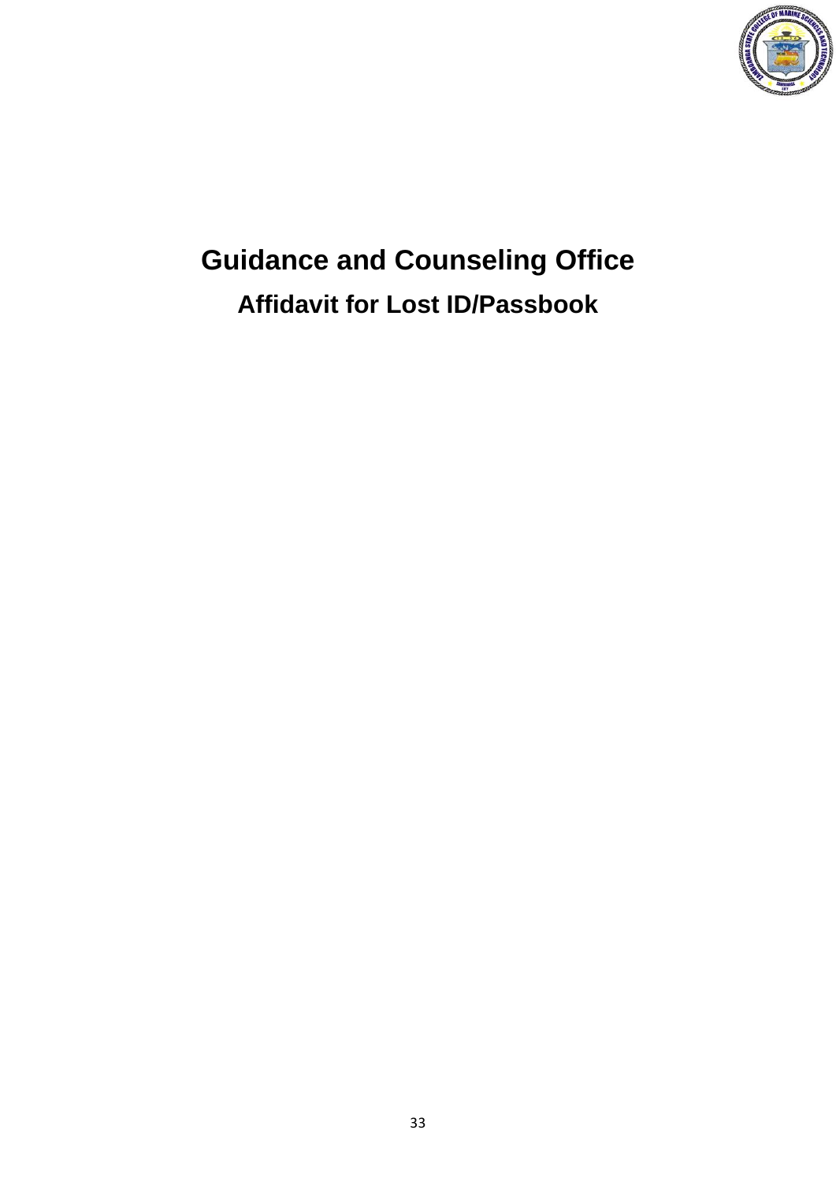# Guidance and Counseling Office

## Affidavit for Lost ID/Passbook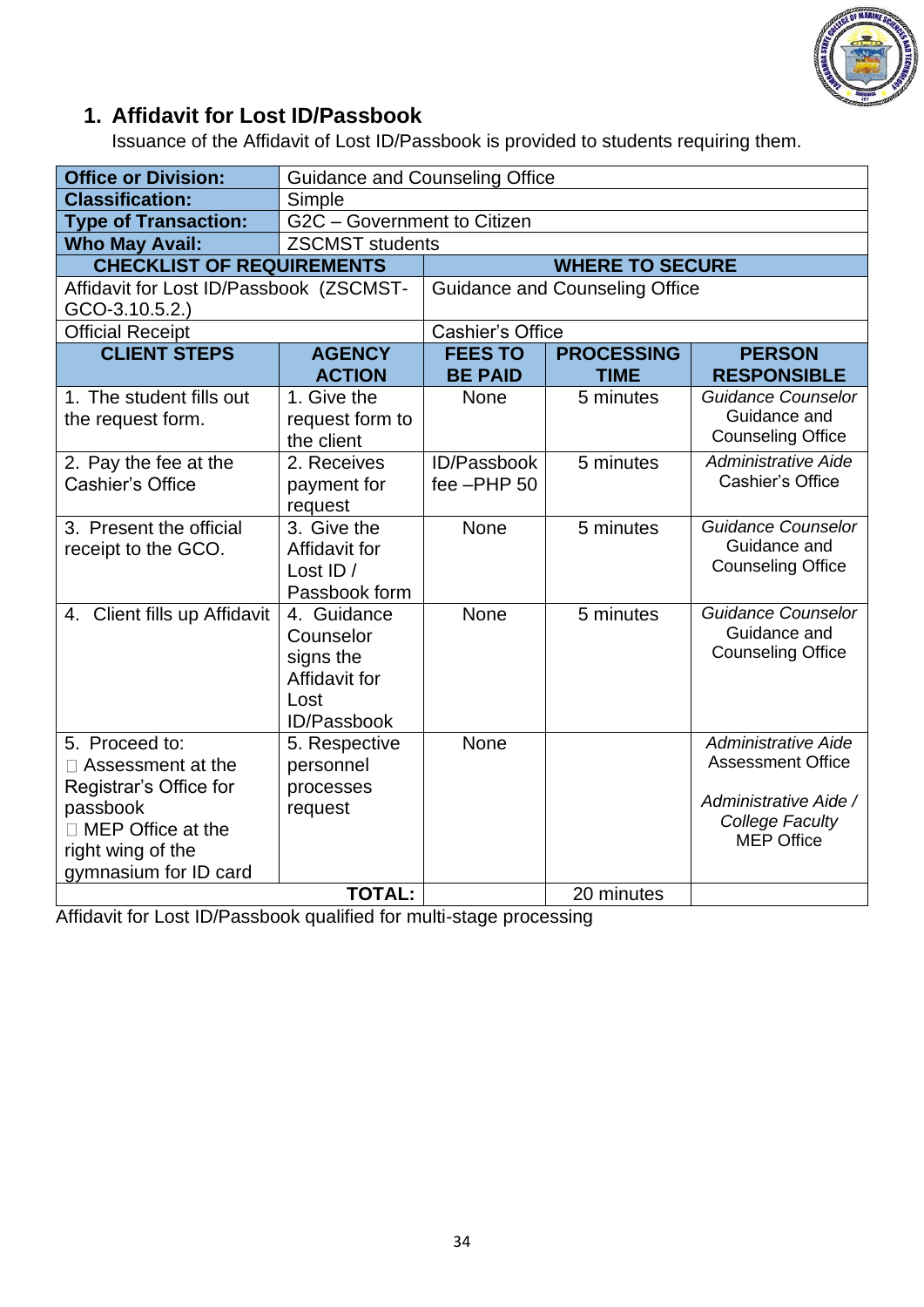## 1. Affidavit for Lost ID/Passbook

Issuance of the Affidavit of Lost ID/Passbook is provided to students requiring them.

| **Office or Division:** | Guidance and Counseling Office | | | |
|---|---|---|---|---|
| **Classification:** | Simple | | | |
| **Type of Transaction:** | G2C – Government to Citizen | | | |
| **Who May Avail:** | ZSCMST students | | | |
| **CHECKLIST OF REQUIREMENTS** | | **WHERE TO SECURE** | | |
| Affidavit for Lost ID/Passbook (ZSCMST-GCO-3.10.5.2.) | | Guidance and Counseling Office | | |
| Official Receipt | | Cashier's Office | | |
| **CLIENT STEPS** | **AGENCY ACTION** | **FEES TO BE PAID** | **PROCESSING TIME** | **PERSON RESPONSIBLE** |
| 1. The student fills out the request form. | 1. Give the request form to the client | None | 5 minutes | *Guidance Counselor* Guidance and Counseling Office |
| 2. Pay the fee at the Cashier's Office | 2. Receives payment for request | ID/Passbook fee –PHP 50 | 5 minutes | *Administrative Aide* Cashier's Office |
| 3. Present the official receipt to the GCO. | 3. Give the Affidavit for Lost ID / Passbook form | None | 5 minutes | *Guidance Counselor* Guidance and Counseling Office |
| 4. Client fills up Affidavit | 4. Guidance Counselor signs the Affidavit for Lost ID/Passbook | None | 5 minutes | *Guidance Counselor* Guidance and Counseling Office |
| 5. Proceed to: <br> - Assessment at the Registrar's Office for passbook <br> - MEP Office at the right wing of the gymnasium for ID card | 5. Respective personnel processes request | None | | *Administrative Aide* Assessment Office <br><br> *Administrative Aide / College Faculty* MEP Office |
| **TOTAL:** | | | 20 minutes | |

Affidavit for Lost ID/Passbook qualified for multi-stage processing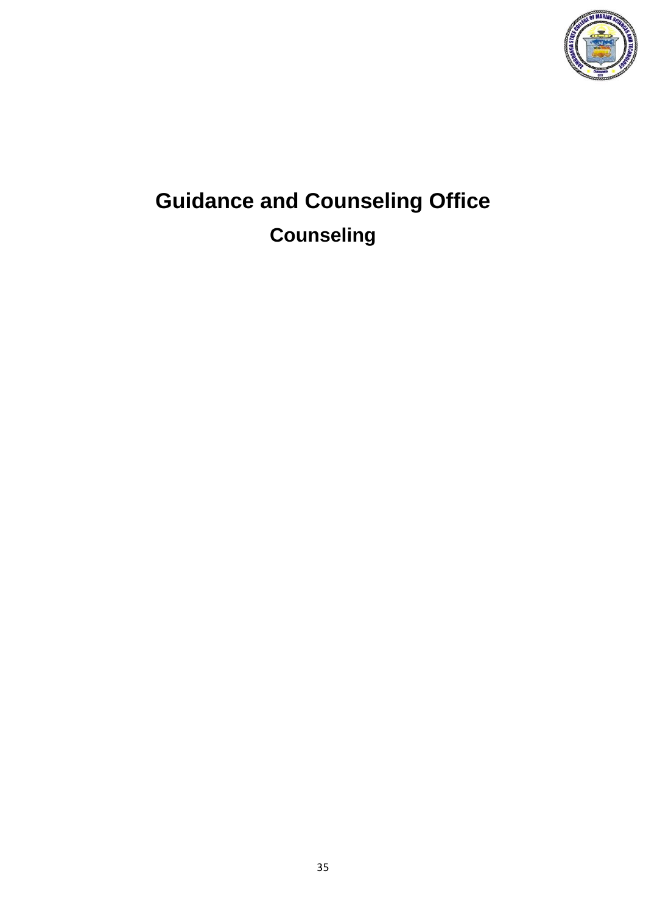# Guidance and Counseling Office

## Counseling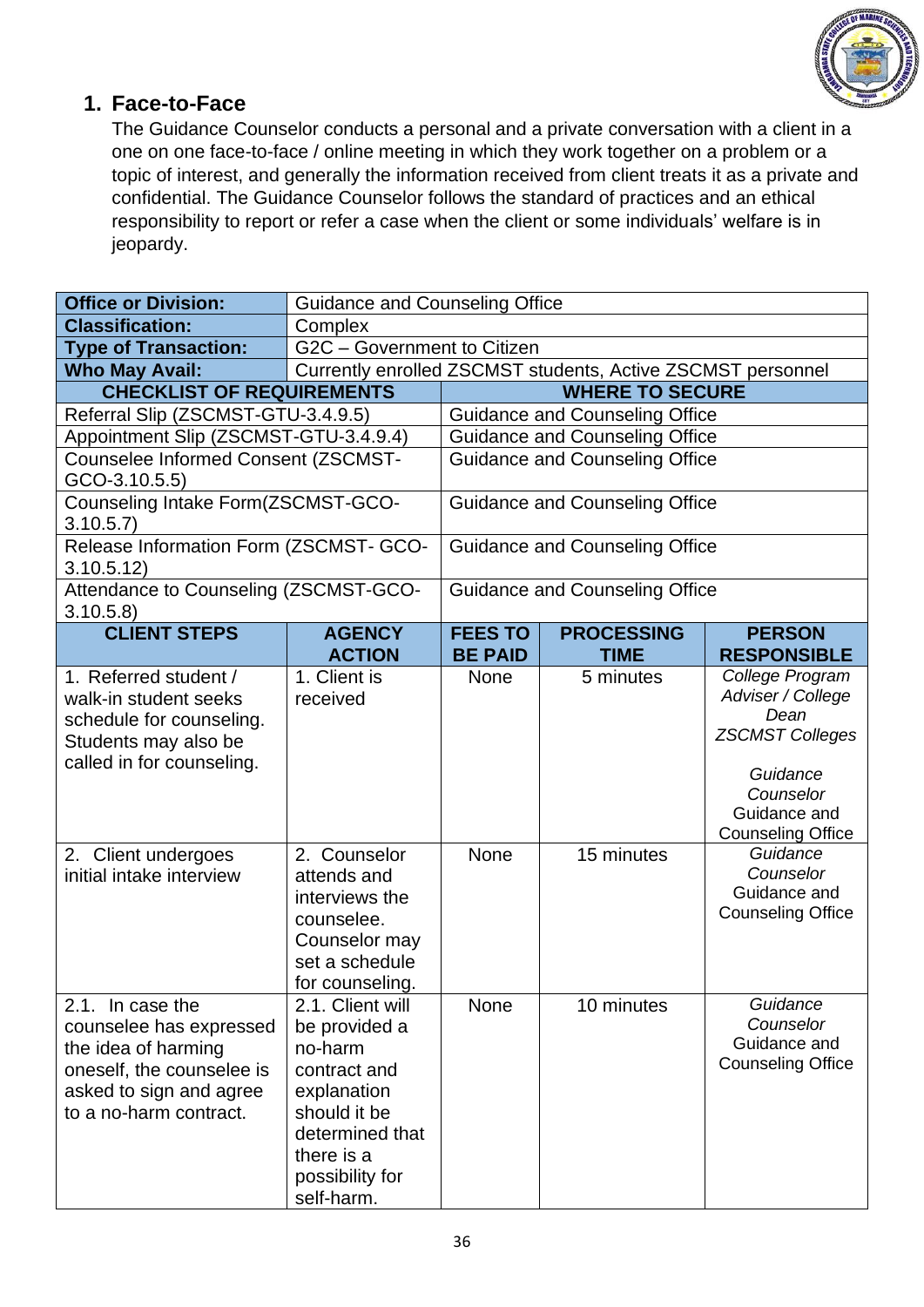## 1. Face-to-Face

The Guidance Counselor conducts a personal and a private conversation with a client in a one on one face-to-face / online meeting in which they work together on a problem or a topic of interest, and generally the information received from client treats it as a private and confidential. The Guidance Counselor follows the standard of practices and an ethical responsibility to report or refer a case when the client or some individuals' welfare is in jeopardy.

| **Office or Division:** | Guidance and Counseling Office | | | |
|---|---|---|---|---|
| **Classification:** | Complex | | | |
| **Type of Transaction:** | G2C – Government to Citizen | | | |
| **Who May Avail:** | Currently enrolled ZSCMST students, Active ZSCMST personnel | | | |
| **CHECKLIST OF REQUIREMENTS** | | **WHERE TO SECURE** | | |
| Referral Slip (ZSCMST-GTU-3.4.9.5) | | Guidance and Counseling Office | | |
| Appointment Slip (ZSCMST-GTU-3.4.9.4) | | Guidance and Counseling Office | | |
| Counselee Informed Consent (ZSCMST-GCO-3.10.5.5) | | Guidance and Counseling Office | | |
| Counseling Intake Form(ZSCMST-GCO-3.10.5.7) | | Guidance and Counseling Office | | |
| Release Information Form (ZSCMST- GCO-3.10.5.12) | | Guidance and Counseling Office | | |
| Attendance to Counseling (ZSCMST-GCO-3.10.5.8) | | Guidance and Counseling Office | | |
| **CLIENT STEPS** | **AGENCY ACTION** | **FEES TO BE PAID** | **PROCESSING TIME** | **PERSON RESPONSIBLE** |
| 1. Referred student / walk-in student seeks schedule for counseling. Students may also be called in for counseling. | 1. Client is received | None | 5 minutes | *College Program Adviser / College Dean* *ZSCMST Colleges* *Guidance Counselor* Guidance and Counseling Office |
| 2. Client undergoes initial intake interview | 2. Counselor attends and interviews the counselee. Counselor may set a schedule for counseling. | None | 15 minutes | *Guidance Counselor* Guidance and Counseling Office |
| 2.1. In case the counselee has expressed the idea of harming oneself, the counselee is asked to sign and agree to a no-harm contract. | 2.1. Client will be provided a no-harm contract and explanation should it be determined that there is a possibility for self-harm. | None | 10 minutes | *Guidance Counselor* Guidance and Counseling Office |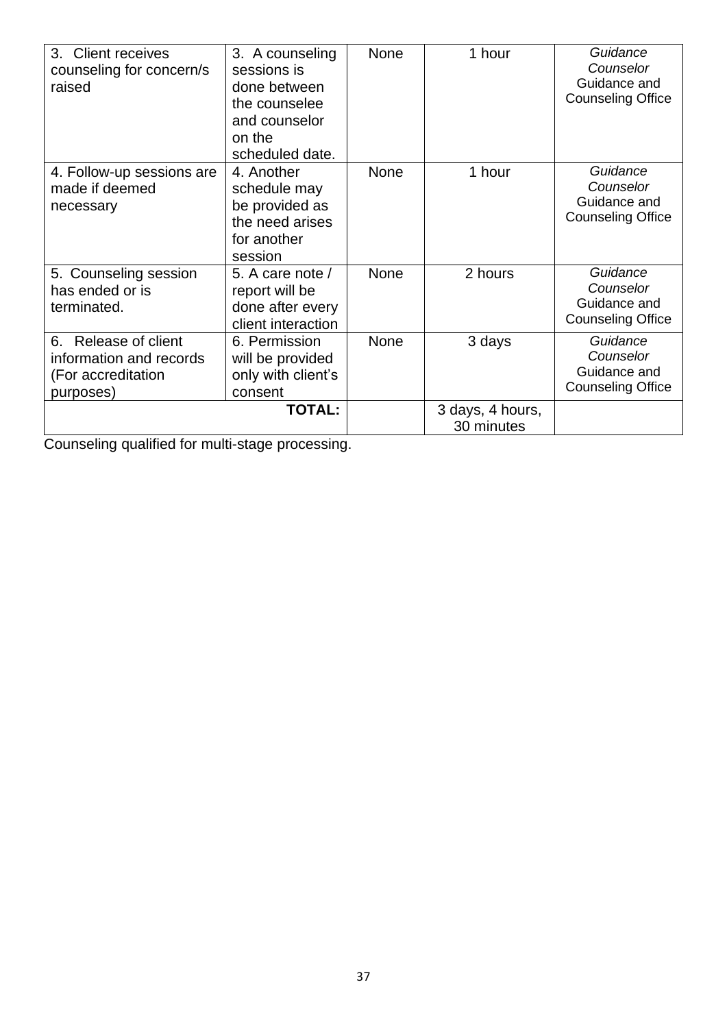| 3. Client receives counseling for concern/s raised | 3. A counseling sessions is done between the counselee and counselor on the scheduled date. | None | 1 hour | *Guidance Counselor* Guidance and Counseling Office |
|---|---|---|---|---|
| 4. Follow-up sessions are made if deemed necessary | 4. Another schedule may be provided as the need arises for another session | None | 1 hour | *Guidance Counselor* Guidance and Counseling Office |
| 5. Counseling session has ended or is terminated. | 5. A care note / report will be done after every client interaction | None | 2 hours | *Guidance Counselor* Guidance and Counseling Office |
| 6. Release of client information and records (For accreditation purposes) | 6. Permission will be provided only with client's consent | None | 3 days | *Guidance Counselor* Guidance and Counseling Office |
| | **TOTAL:** | | 3 days, 4 hours, 30 minutes | |

Counseling qualified for multi-stage processing.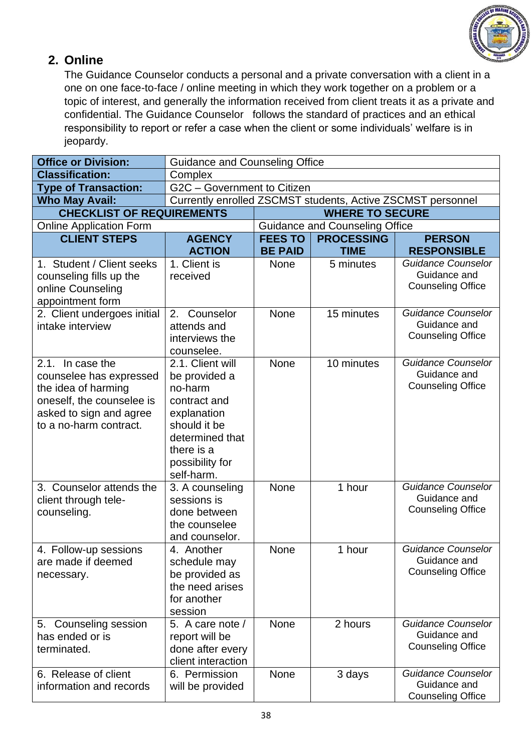## 2. Online

The Guidance Counselor conducts a personal and a private conversation with a client in a one on one face-to-face / online meeting in which they work together on a problem or a topic of interest, and generally the information received from client treats it as a private and confidential. The Guidance Counselor follows the standard of practices and an ethical responsibility to report or refer a case when the client or some individuals' welfare is in jeopardy.

| **Office or Division:** | Guidance and Counseling Office | | | |
|---|---|---|---|---|
| **Classification:** | Complex | | | |
| **Type of Transaction:** | G2C – Government to Citizen | | | |
| **Who May Avail:** | Currently enrolled ZSCMST students, Active ZSCMST personnel | | | |
| **CHECKLIST OF REQUIREMENTS** | | **WHERE TO SECURE** | | |
| Online Application Form | | Guidance and Counseling Office | | |
| **CLIENT STEPS** | **AGENCY ACTION** | **FEES TO BE PAID** | **PROCESSING TIME** | **PERSON RESPONSIBLE** |
| 1. Student / Client seeks counseling fills up the online Counseling appointment form | 1. Client is received | None | 5 minutes | *Guidance Counselor* Guidance and Counseling Office |
| 2. Client undergoes initial intake interview | 2. Counselor attends and interviews the counselee. | None | 15 minutes | *Guidance Counselor* Guidance and Counseling Office |
| 2.1. In case the counselee has expressed the idea of harming oneself, the counselee is asked to sign and agree to a no-harm contract. | 2.1. Client will be provided a no-harm contract and explanation should it be determined that there is a possibility for self-harm. | None | 10 minutes | *Guidance Counselor* Guidance and Counseling Office |
| 3. Counselor attends the client through tele-counseling. | 3. A counseling sessions is done between the counselee and counselor. | None | 1 hour | *Guidance Counselor* Guidance and Counseling Office |
| 4. Follow-up sessions are made if deemed necessary. | 4. Another schedule may be provided as the need arises for another session | None | 1 hour | *Guidance Counselor* Guidance and Counseling Office |
| 5. Counseling session has ended or is terminated. | 5. A care note / report will be done after every client interaction | None | 2 hours | *Guidance Counselor* Guidance and Counseling Office |
| 6. Release of client information and records | 6. Permission will be provided | None | 3 days | *Guidance Counselor* Guidance and Counseling Office |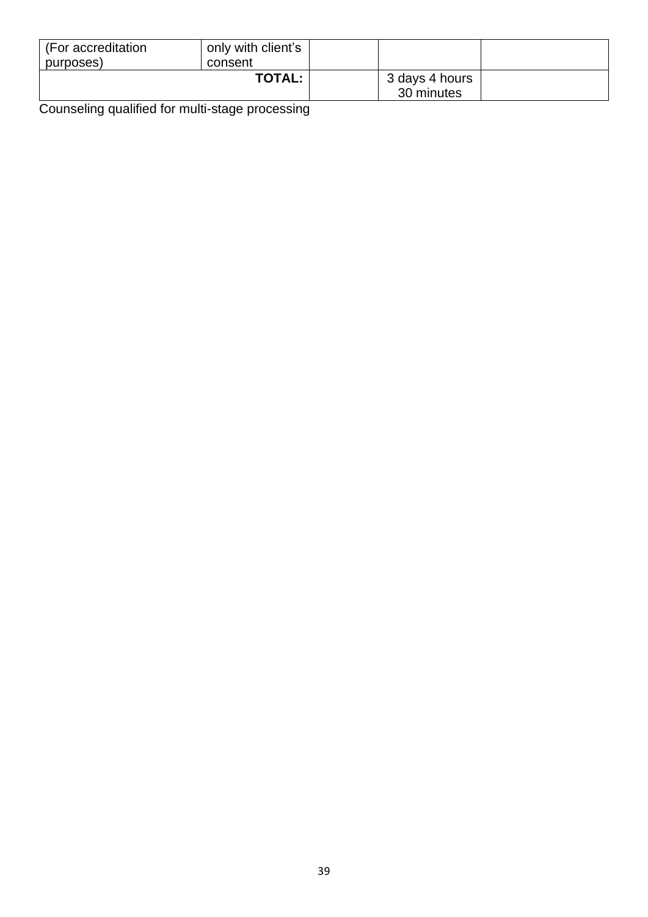| (For accreditation purposes) | only with client's consent | | | |
|---|---|---|---|---|
| **TOTAL:** | | | 3 days 4 hours 30 minutes | |

Counseling qualified for multi-stage processing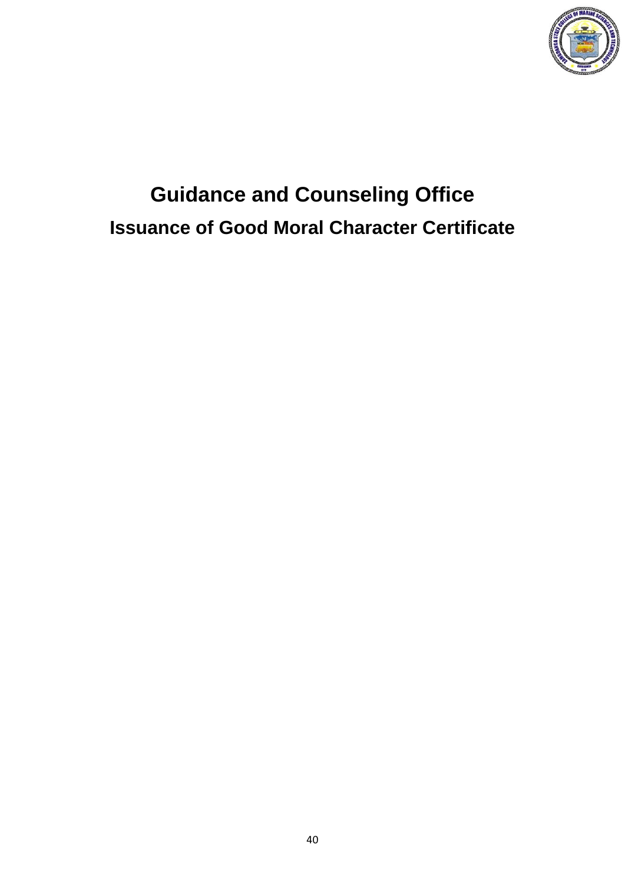# Guidance and Counseling Office

## Issuance of Good Moral Character Certificate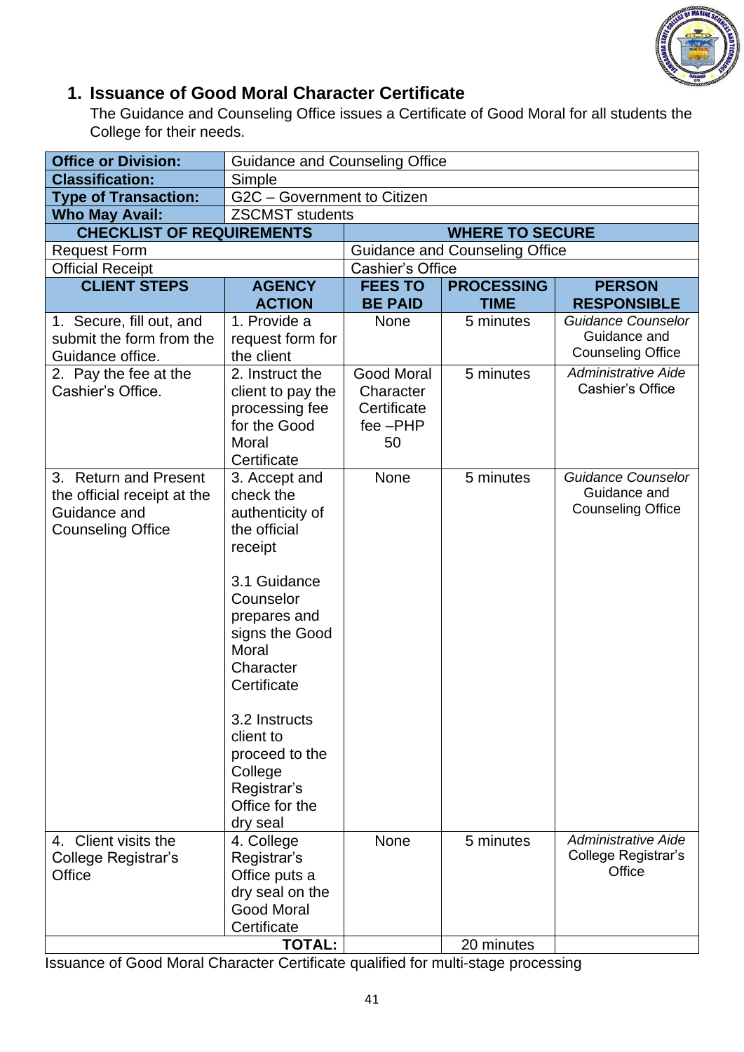## 1. Issuance of Good Moral Character Certificate

The Guidance and Counseling Office issues a Certificate of Good Moral for all students the College for their needs.

| **Office or Division:** | Guidance and Counseling Office | | | |
|---|---|---|---|---|
| **Classification:** | Simple | | | |
| **Type of Transaction:** | G2C – Government to Citizen | | | |
| **Who May Avail:** | ZSCMST students | | | |
| **CHECKLIST OF REQUIREMENTS** | | **WHERE TO SECURE** | | |
| Request Form | | Guidance and Counseling Office | | |
| Official Receipt | | Cashier's Office | | |
| **CLIENT STEPS** | **AGENCY ACTION** | **FEES TO BE PAID** | **PROCESSING TIME** | **PERSON RESPONSIBLE** |
| 1. Secure, fill out, and submit the form from the Guidance office. | 1. Provide a request form for the client | None | 5 minutes | *Guidance Counselor* Guidance and Counseling Office |
| 2. Pay the fee at the Cashier's Office. | 2. Instruct the client to pay the processing fee for the Good Moral Certificate | Good Moral Character Certificate fee –PHP 50 | 5 minutes | *Administrative Aide* Cashier's Office |
| 3. Return and Present the official receipt at the Guidance and Counseling Office | 3. Accept and check the authenticity of the official receipt<br><br>3.1 Guidance Counselor prepares and signs the Good Moral Character Certificate<br><br>3.2 Instructs client to proceed to the College Registrar's Office for the dry seal | None | 5 minutes | *Guidance Counselor* Guidance and Counseling Office |
| 4. Client visits the College Registrar's Office | 4. College Registrar's Office puts a dry seal on the Good Moral Certificate | None | 5 minutes | *Administrative Aide* College Registrar's Office |
| **TOTAL:** | | | 20 minutes | |

Issuance of Good Moral Character Certificate qualified for multi-stage processing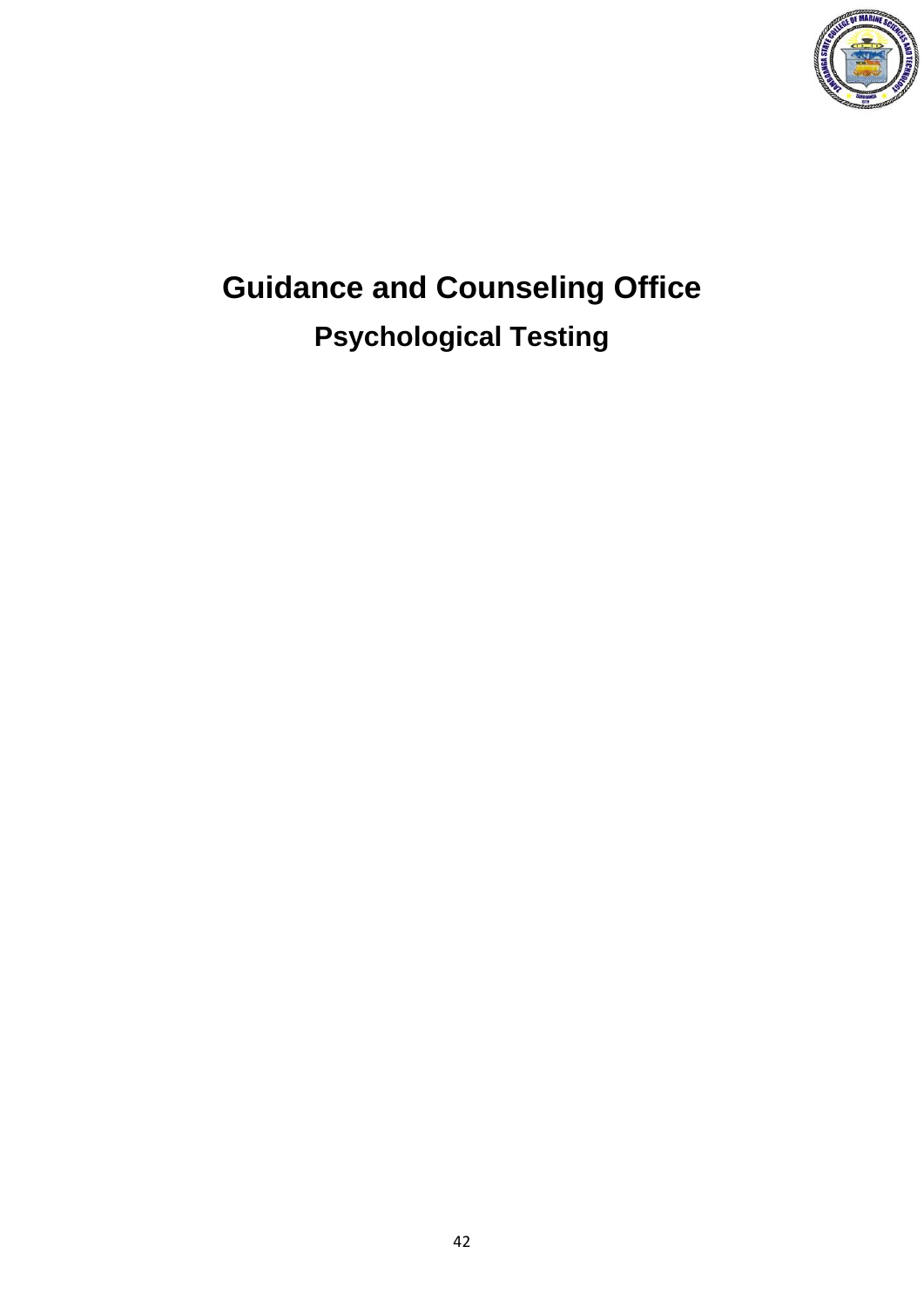# Guidance and Counseling Office

## Psychological Testing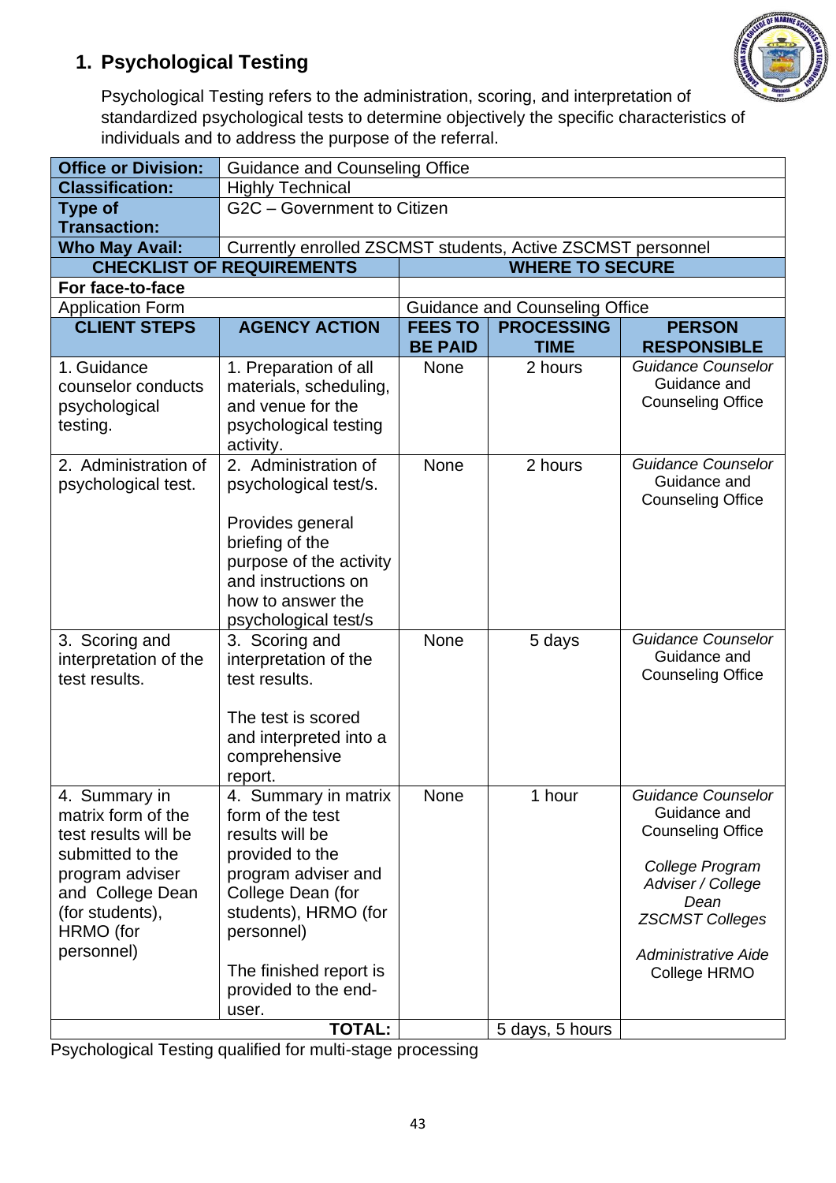## 1. Psychological Testing

Psychological Testing refers to the administration, scoring, and interpretation of standardized psychological tests to determine objectively the specific characteristics of individuals and to address the purpose of the referral.

| **Office or Division:** | Guidance and Counseling Office | | | |
|---|---|---|---|---|
| **Classification:** | Highly Technical | | | |
| **Type of Transaction:** | G2C – Government to Citizen | | | |
| **Who May Avail:** | Currently enrolled ZSCMST students, Active ZSCMST personnel | | | |
| **CHECKLIST OF REQUIREMENTS** | | **WHERE TO SECURE** | | |
| **For face-to-face** | | | | |
| Application Form | | Guidance and Counseling Office | | |
| **CLIENT STEPS** | **AGENCY ACTION** | **FEES TO BE PAID** | **PROCESSING TIME** | **PERSON RESPONSIBLE** |
| 1. Guidance counselor conducts psychological testing. | 1. Preparation of all materials, scheduling, and venue for the psychological testing activity. | None | 2 hours | *Guidance Counselor* Guidance and Counseling Office |
| 2. Administration of psychological test. | 2. Administration of psychological test/s.<br><br>Provides general briefing of the purpose of the activity and instructions on how to answer the psychological test/s | None | 2 hours | *Guidance Counselor* Guidance and Counseling Office |
| 3. Scoring and interpretation of the test results. | 3. Scoring and interpretation of the test results.<br><br>The test is scored and interpreted into a comprehensive report. | None | 5 days | *Guidance Counselor* Guidance and Counseling Office |
| 4. Summary in matrix form of the test results will be submitted to the program adviser and College Dean (for students), HRMO (for personnel) | 4. Summary in matrix form of the test results will be provided to the program adviser and College Dean (for students), HRMO (for personnel)<br><br>The finished report is provided to the end-user. | None | 1 hour | *Guidance Counselor* Guidance and Counseling Office<br><br>*College Program Adviser / College Dean* *ZSCMST Colleges*<br><br>*Administrative Aide* College HRMO |
| | **TOTAL:** | | 5 days, 5 hours | |

Psychological Testing qualified for multi-stage processing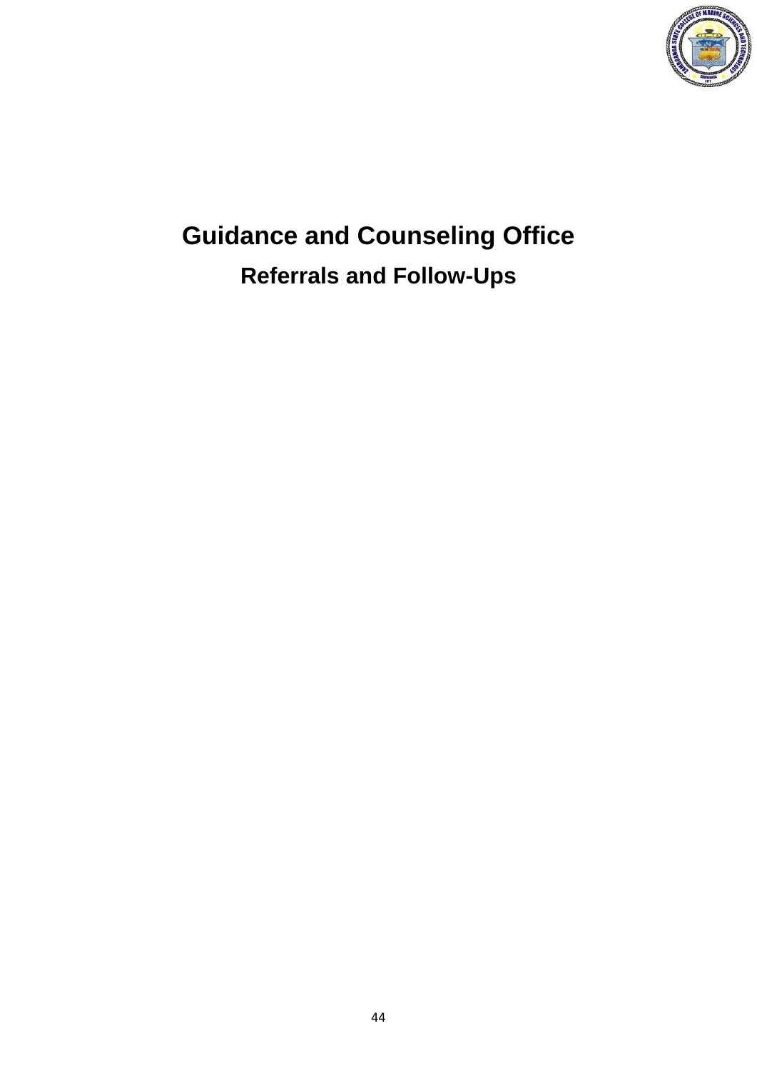# Guidance and Counseling Office

## Referrals and Follow-Ups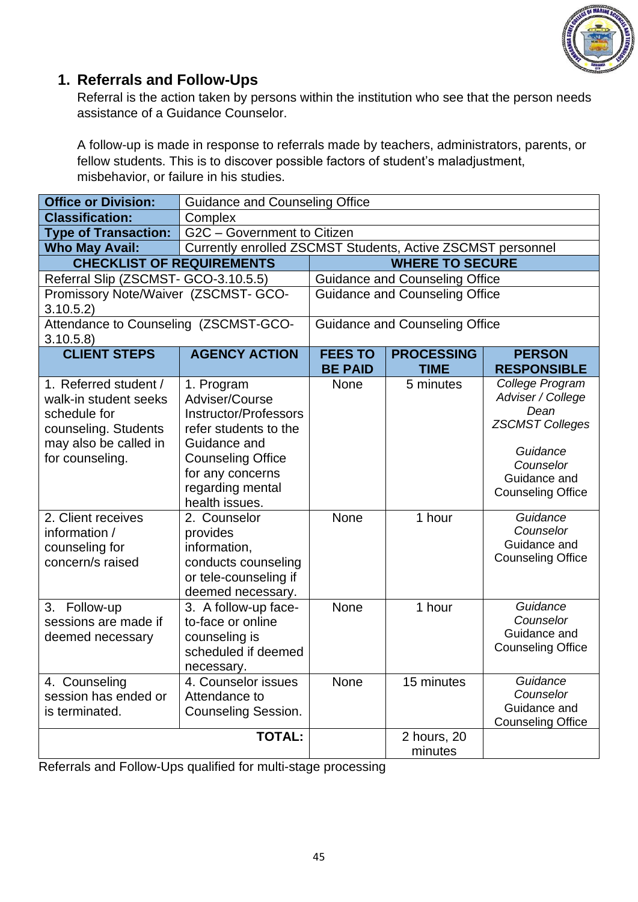## 1. Referrals and Follow-Ups

Referral is the action taken by persons within the institution who see that the person needs assistance of a Guidance Counselor.

A follow-up is made in response to referrals made by teachers, administrators, parents, or fellow students. This is to discover possible factors of student's maladjustment, misbehavior, or failure in his studies.

| **Office or Division:** | Guidance and Counseling Office | | | |
|---|---|---|---|---|
| **Classification:** | Complex | | | |
| **Type of Transaction:** | G2C – Government to Citizen | | | |
| **Who May Avail:** | Currently enrolled ZSCMST Students, Active ZSCMST personnel | | | |
| **CHECKLIST OF REQUIREMENTS** | | **WHERE TO SECURE** | | |
| Referral Slip (ZSCMST- GCO-3.10.5.5) | | Guidance and Counseling Office | | |
| Promissory Note/Waiver (ZSCMST- GCO-3.10.5.2) | | Guidance and Counseling Office | | |
| Attendance to Counseling (ZSCMST-GCO-3.10.5.8) | | Guidance and Counseling Office | | |
| **CLIENT STEPS** | **AGENCY ACTION** | **FEES TO BE PAID** | **PROCESSING TIME** | **PERSON RESPONSIBLE** |
| 1. Referred student / walk-in student seeks schedule for counseling. Students may also be called in for counseling. | 1. Program Adviser/Course Instructor/Professors refer students to the Guidance and Counseling Office for any concerns regarding mental health issues. | None | 5 minutes | *College Program Adviser / College Dean* *ZSCMST Colleges* *Guidance Counselor* Guidance and Counseling Office |
| 2. Client receives information / counseling for concern/s raised | 2. Counselor provides information, conducts counseling or tele-counseling if deemed necessary. | None | 1 hour | *Guidance Counselor* Guidance and Counseling Office |
| 3. Follow-up sessions are made if deemed necessary | 3. A follow-up face-to-face or online counseling is scheduled if deemed necessary. | None | 1 hour | *Guidance Counselor* Guidance and Counseling Office |
| 4. Counseling session has ended or is terminated. | 4. Counselor issues Attendance to Counseling Session. | None | 15 minutes | *Guidance Counselor* Guidance and Counseling Office |
| | **TOTAL:** | | 2 hours, 20 minutes | |

Referrals and Follow-Ups qualified for multi-stage processing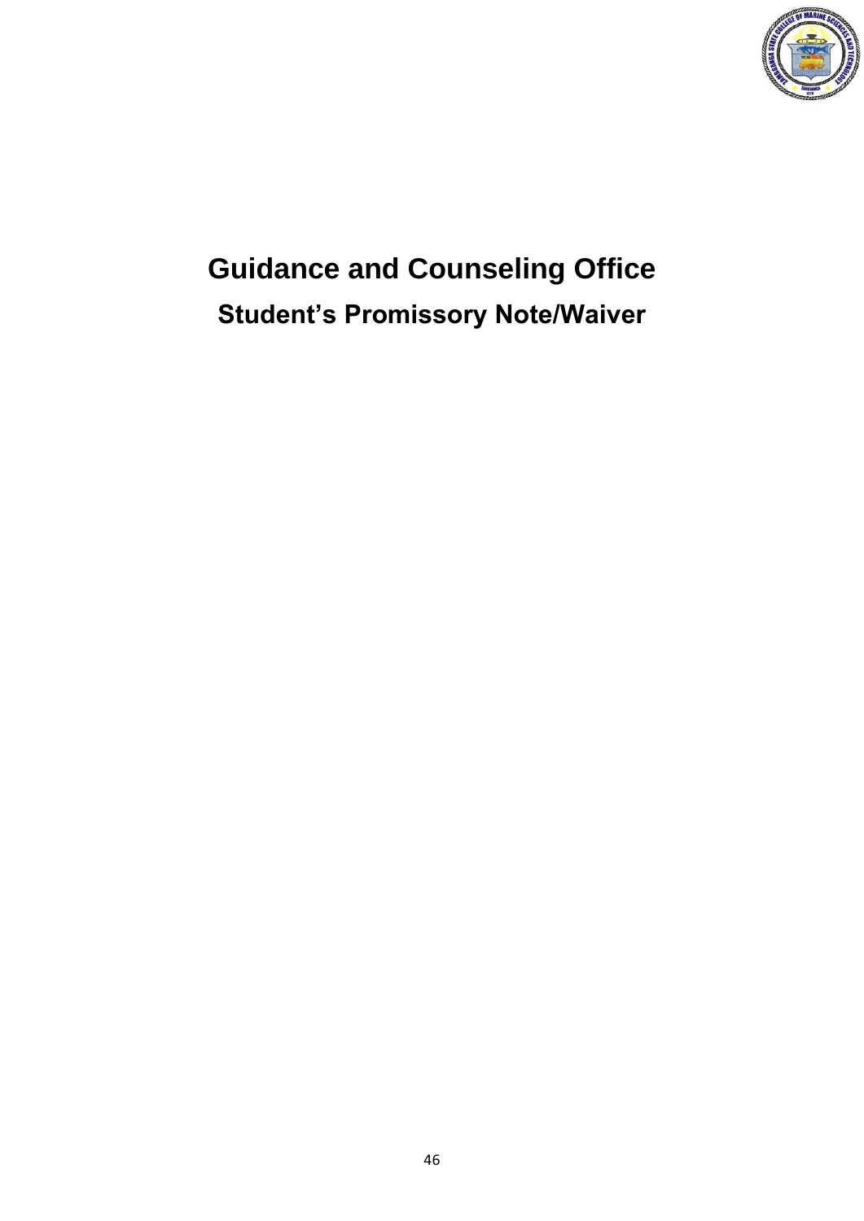# Guidance and Counseling Office

## Student's Promissory Note/Waiver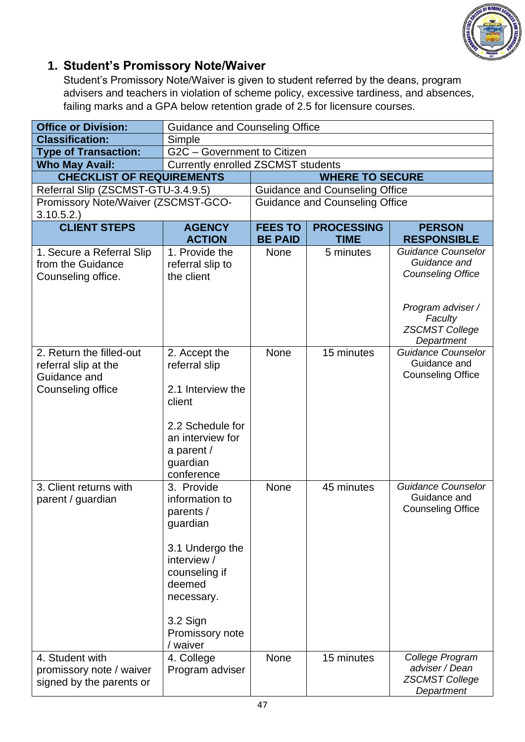## 1. Student's Promissory Note/Waiver

Student's Promissory Note/Waiver is given to student referred by the deans, program advisers and teachers in violation of scheme policy, excessive tardiness, and absences, failing marks and a GPA below retention grade of 2.5 for licensure courses.

| **Office or Division:** | Guidance and Counseling Office | | | |
|---|---|---|---|---|
| **Classification:** | Simple | | | |
| **Type of Transaction:** | G2C – Government to Citizen | | | |
| **Who May Avail:** | Currently enrolled ZSCMST students | | | |
| **CHECKLIST OF REQUIREMENTS** | | **WHERE TO SECURE** | | |
| Referral Slip (ZSCMST-GTU-3.4.9.5) | | Guidance and Counseling Office | | |
| Promissory Note/Waiver (ZSCMST-GCO-3.10.5.2.) | | Guidance and Counseling Office | | |
| **CLIENT STEPS** | **AGENCY ACTION** | **FEES TO BE PAID** | **PROCESSING TIME** | **PERSON RESPONSIBLE** |
| 1. Secure a Referral Slip from the Guidance Counseling office. | 1. Provide the referral slip to the client | None | 5 minutes | *Guidance Counselor Guidance and Counseling Office*<br><br>*Program adviser / Faculty ZSCMST College Department* |
| 2. Return the filled-out referral slip at the Guidance and Counseling office | 2. Accept the referral slip<br><br>2.1 Interview the client<br><br>2.2 Schedule for an interview for a parent / guardian conference | None | 15 minutes | *Guidance Counselor* Guidance and Counseling Office |
| 3. Client returns with parent / guardian | 3. Provide information to parents / guardian<br><br>3.1 Undergo the interview / counseling if deemed necessary.<br><br>3.2 Sign Promissory note / waiver | None | 45 minutes | *Guidance Counselor* Guidance and Counseling Office |
| 4. Student with promissory note / waiver signed by the parents or | 4. College Program adviser | None | 15 minutes | *College Program adviser / Dean ZSCMST College Department* |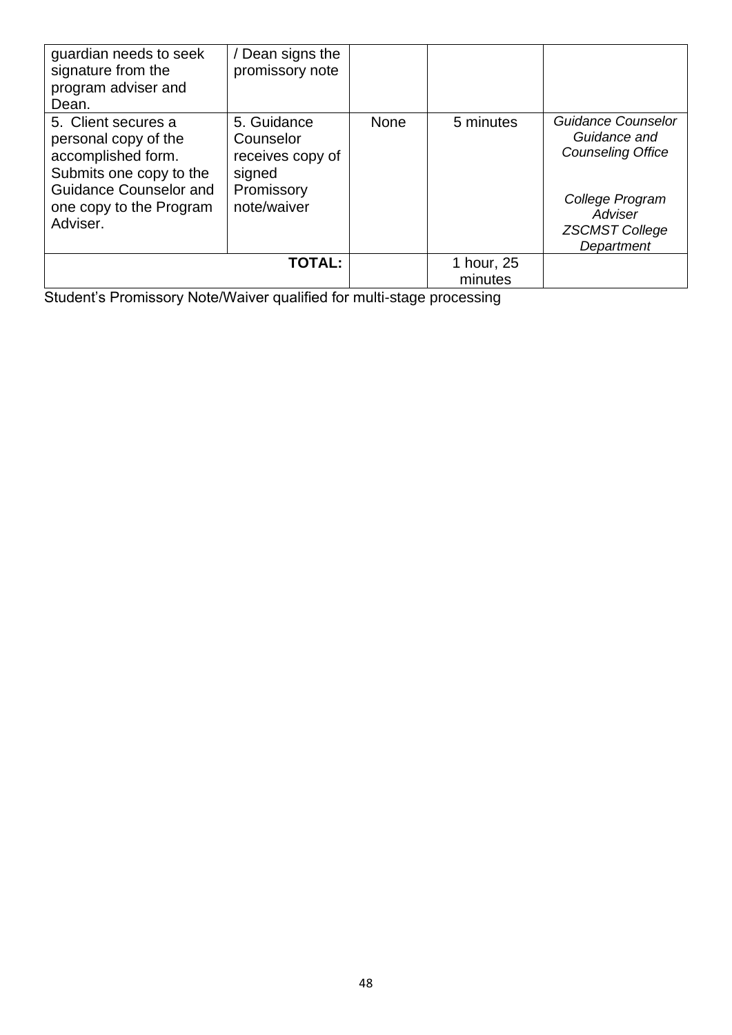| | | | | |
|---|---|---|---|---|
| guardian needs to seek signature from the program adviser and Dean. | / Dean signs the promissory note | | | |
| 5. Client secures a personal copy of the accomplished form. Submits one copy to the Guidance Counselor and one copy to the Program Adviser. | 5. Guidance Counselor receives copy of signed Promissory note/waiver | None | 5 minutes | *Guidance Counselor Guidance and Counseling Office*<br><br>*College Program Adviser ZSCMST College Department* |
| **TOTAL:** | | | 1 hour, 25 minutes | |

Student's Promissory Note/Waiver qualified for multi-stage processing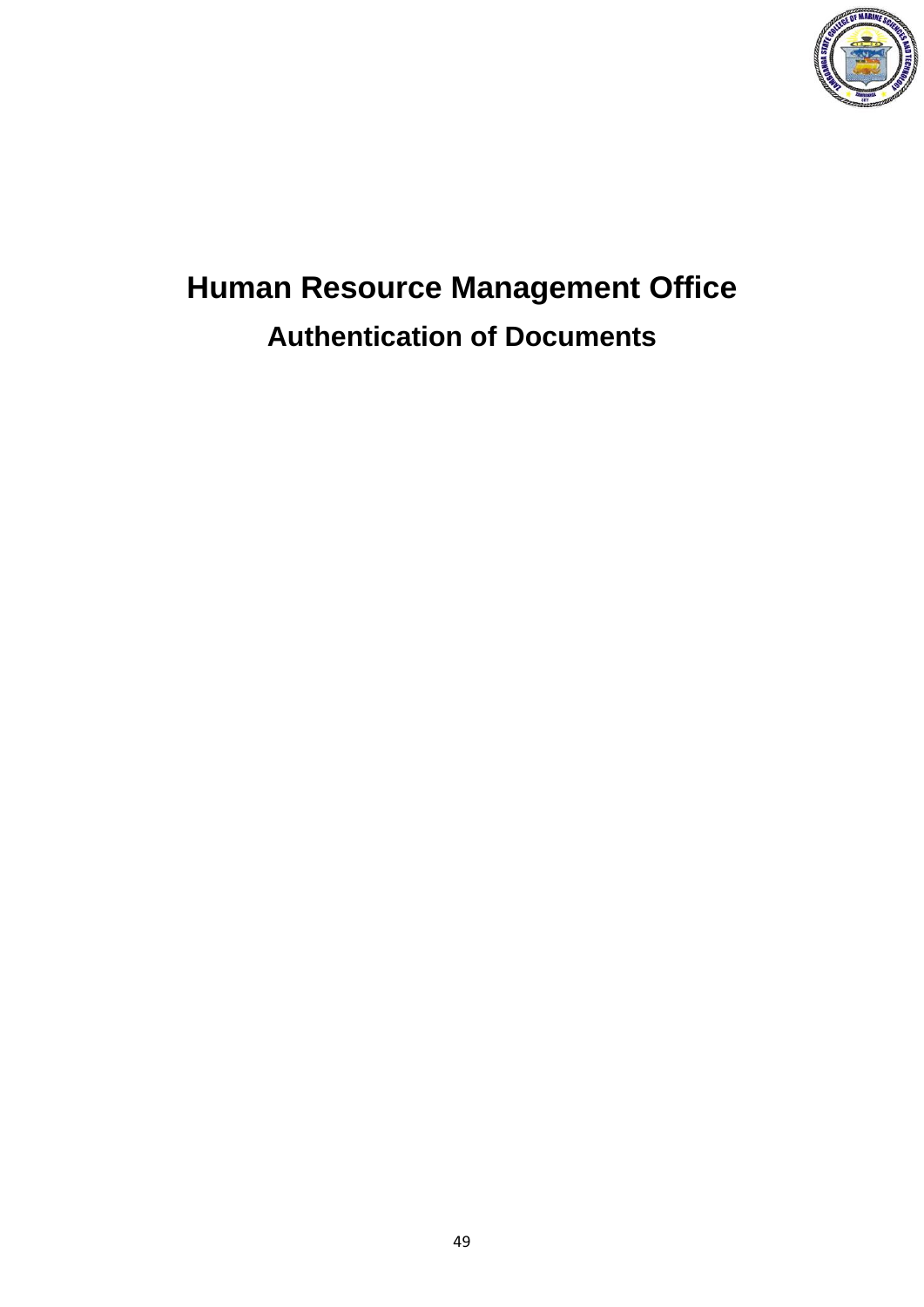# Human Resource Management Office

## Authentication of Documents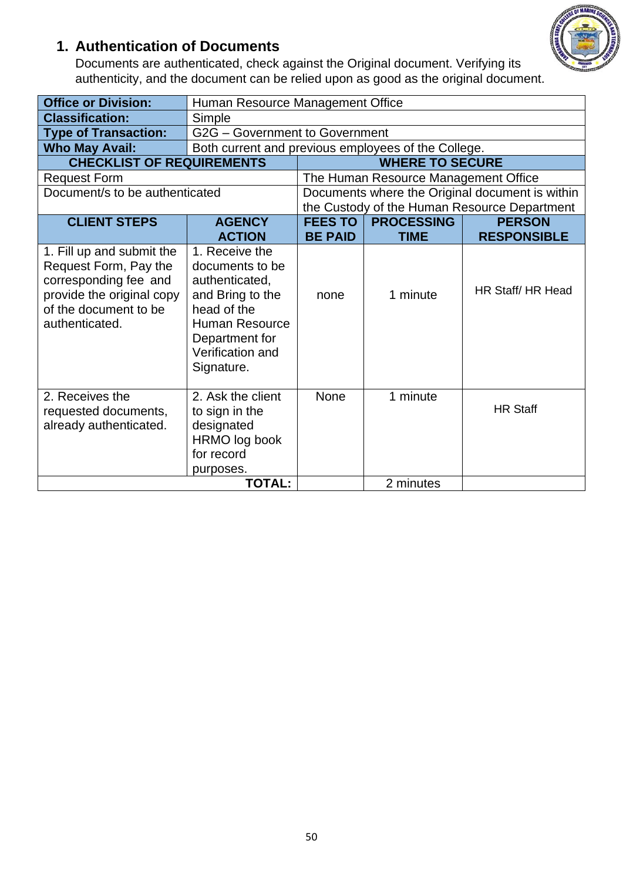## 1. Authentication of Documents

Documents are authenticated, check against the Original document. Verifying its authenticity, and the document can be relied upon as good as the original document.

| **Office or Division:** | Human Resource Management Office | | | |
|---|---|---|---|---|
| **Classification:** | Simple | | | |
| **Type of Transaction:** | G2G – Government to Government | | | |
| **Who May Avail:** | Both current and previous employees of the College. | | | |
| **CHECKLIST OF REQUIREMENTS** | | **WHERE TO SECURE** | | |
| Request Form | | The Human Resource Management Office | | |
| Document/s to be authenticated | | Documents where the Original document is within the Custody of the Human Resource Department | | |
| **CLIENT STEPS** | **AGENCY ACTION** | **FEES TO BE PAID** | **PROCESSING TIME** | **PERSON RESPONSIBLE** |
| 1. Fill up and submit the Request Form, Pay the corresponding fee and provide the original copy of the document to be authenticated. | 1. Receive the documents to be authenticated, and Bring to the head of the Human Resource Department for Verification and Signature. | none | 1 minute | HR Staff/ HR Head |
| 2. Receives the requested documents, already authenticated. | 2. Ask the client to sign in the designated HRMO log book for record purposes. | None | 1 minute | HR Staff |
| | **TOTAL:** | | 2 minutes | |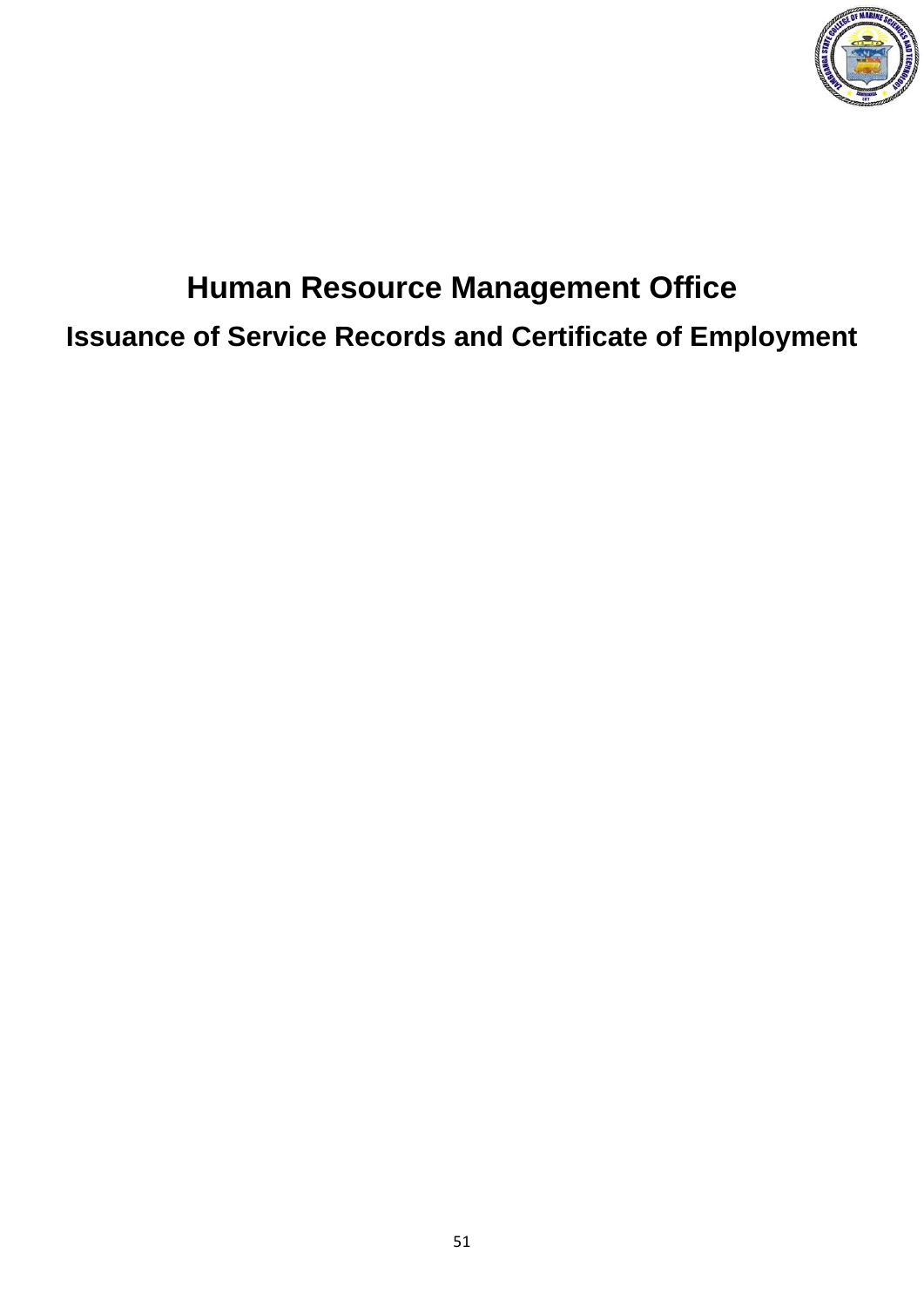# Human Resource Management Office

## Issuance of Service Records and Certificate of Employment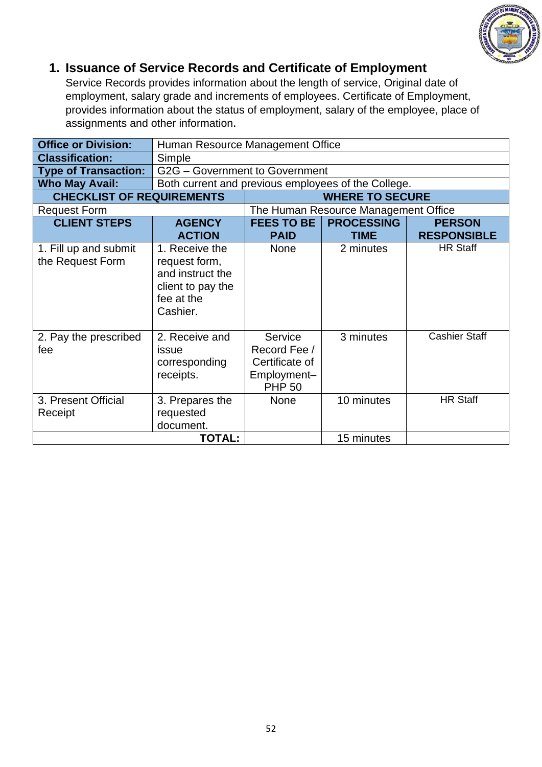## 1. Issuance of Service Records and Certificate of Employment

Service Records provides information about the length of service, Original date of employment, salary grade and increments of employees. Certificate of Employment, provides information about the status of employment, salary of the employee, place of assignments and other information.

| **Office or Division:** | Human Resource Management Office | | | |
|---|---|---|---|---|
| **Classification:** | Simple | | | |
| **Type of Transaction:** | G2G – Government to Government | | | |
| **Who May Avail:** | Both current and previous employees of the College. | | | |
| **CHECKLIST OF REQUIREMENTS** | | **WHERE TO SECURE** | | |
| Request Form | | The Human Resource Management Office | | |
| **CLIENT STEPS** | **AGENCY ACTION** | **FEES TO BE PAID** | **PROCESSING TIME** | **PERSON RESPONSIBLE** |
| 1. Fill up and submit the Request Form | 1. Receive the request form, and instruct the client to pay the fee at the Cashier. | None | 2 minutes | HR Staff |
| 2. Pay the prescribed fee | 2. Receive and issue corresponding receipts. | Service Record Fee / Certificate of Employment– PHP 50 | 3 minutes | Cashier Staff |
| 3. Present Official Receipt | 3. Prepares the requested document. | None | 10 minutes | HR Staff |
| | **TOTAL:** | | 15 minutes | |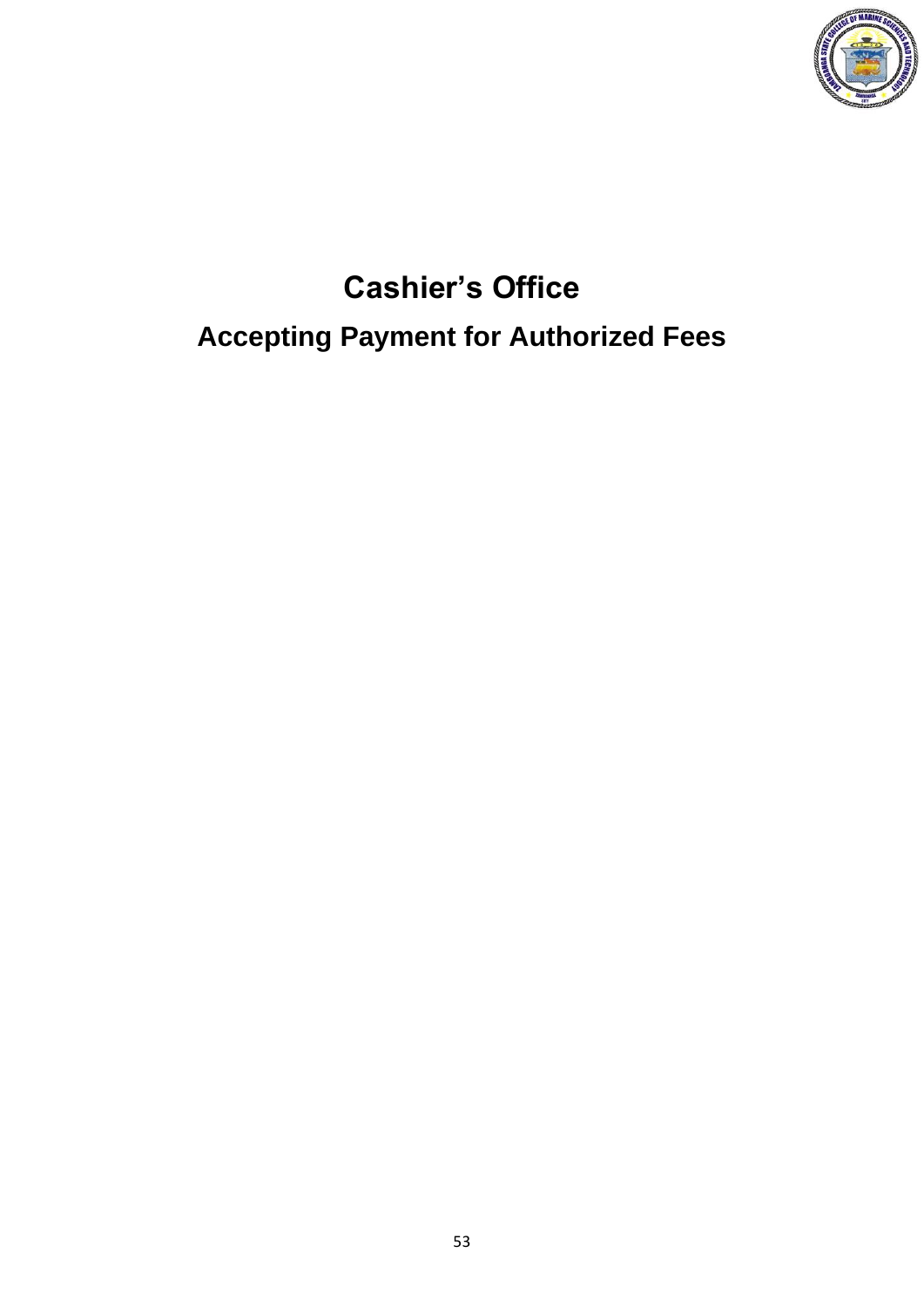# Cashier's Office

## Accepting Payment for Authorized Fees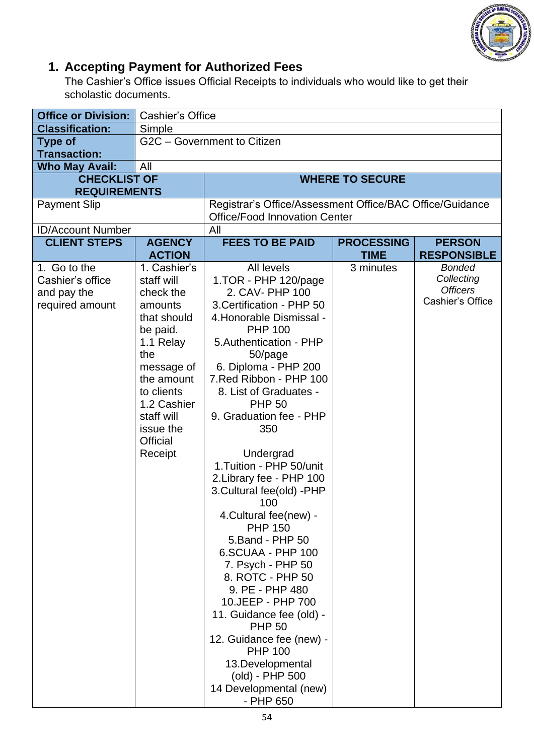## 1. Accepting Payment for Authorized Fees

The Cashier's Office issues Official Receipts to individuals who would like to get their scholastic documents.

| **Office or Division:** | Cashier's Office | | | |
|---|---|---|---|---|
| **Classification:** | Simple | | | |
| **Type of Transaction:** | G2C – Government to Citizen | | | |
| **Who May Avail:** | All | | | |
| **CHECKLIST OF REQUIREMENTS** | | **WHERE TO SECURE** | | |
| Payment Slip | | Registrar's Office/Assessment Office/BAC Office/Guidance Office/Food Innovation Center | | |
| ID/Account Number | | All | | |
| **CLIENT STEPS** | **AGENCY ACTION** | **FEES TO BE PAID** | **PROCESSING TIME** | **PERSON RESPONSIBLE** |
| 1. Go to the Cashier's office and pay the required amount | 1. Cashier's staff will check the amounts that should be paid.<br>1.1 Relay the message of the amount to clients<br>1.2 Cashier staff will issue the Official Receipt | All levels<br>1.TOR - PHP 120/page<br>2. CAV- PHP 100<br>3.Certification - PHP 50<br>4.Honorable Dismissal - PHP 100<br>5.Authentication - PHP 50/page<br>6. Diploma - PHP 200<br>7.Red Ribbon - PHP 100<br>8. List of Graduates - PHP 50<br>9. Graduation fee - PHP 350<br><br>Undergrad<br>1.Tuition - PHP 50/unit<br>2.Library fee - PHP 100<br>3.Cultural fee(old) -PHP 100<br>4.Cultural fee(new) - PHP 150<br>5.Band - PHP 50<br>6.SCUAA - PHP 100<br>7. Psych - PHP 50<br>8. ROTC - PHP 50<br>9. PE - PHP 480<br>10.JEEP - PHP 700<br>11. Guidance fee (old) - PHP 50<br>12. Guidance fee (new) - PHP 100<br>13.Developmental (old) - PHP 500<br>14 Developmental (new) - PHP 650 | 3 minutes | *Bonded Collecting Officers*<br>Cashier's Office |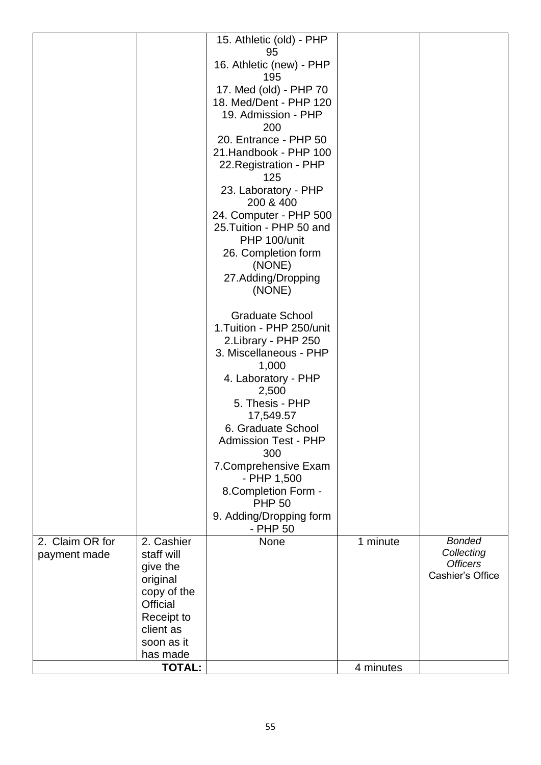| | | | | |
|---|---|---|---|---|
| | | 15. Athletic (old) - PHP 95<br>16. Athletic (new) - PHP 195<br>17. Med (old) - PHP 70<br>18. Med/Dent - PHP 120<br>19. Admission - PHP 200<br>20. Entrance - PHP 50<br>21.Handbook - PHP 100<br>22.Registration - PHP 125<br>23. Laboratory - PHP 200 & 400<br>24. Computer - PHP 500<br>25.Tuition - PHP 50 and PHP 100/unit<br>26. Completion form (NONE)<br>27.Adding/Dropping (NONE)<br><br>Graduate School<br>1.Tuition - PHP 250/unit<br>2.Library - PHP 250<br>3. Miscellaneous - PHP 1,000<br>4. Laboratory - PHP 2,500<br>5. Thesis - PHP 17,549.57<br>6. Graduate School Admission Test - PHP 300<br>7.Comprehensive Exam - PHP 1,500<br>8.Completion Form - PHP 50<br>9. Adding/Dropping form - PHP 50 | | |
| 2. Claim OR for payment made | 2. Cashier staff will give the original copy of the Official Receipt to client as soon as it has made | None | 1 minute | *Bonded Collecting Officers*<br>Cashier's Office |
| | **TOTAL:** | | 4 minutes | |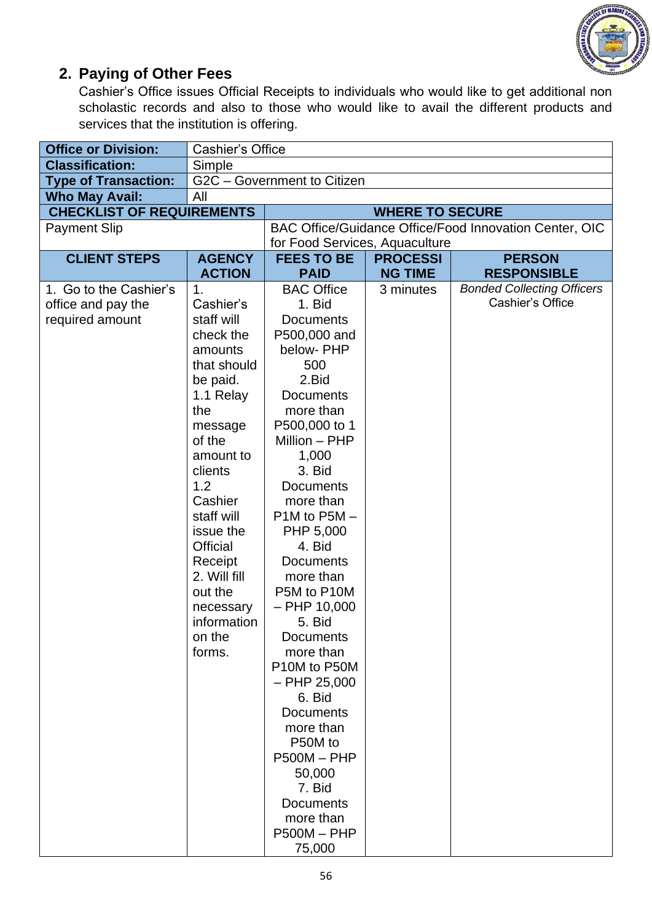## 2. Paying of Other Fees

Cashier's Office issues Official Receipts to individuals who would like to get additional non scholastic records and also to those who would like to avail the different products and services that the institution is offering.

| **Office or Division:** | Cashier's Office | | | |
|---|---|---|---|---|
| **Classification:** | Simple | | | |
| **Type of Transaction:** | G2C – Government to Citizen | | | |
| **Who May Avail:** | All | | | |
| **CHECKLIST OF REQUIREMENTS** | | **WHERE TO SECURE** | | |
| Payment Slip | | BAC Office/Guidance Office/Food Innovation Center, OIC for Food Services, Aquaculture | | |
| **CLIENT STEPS** | **AGENCY ACTION** | **FEES TO BE PAID** | **PROCESSING TIME** | **PERSON RESPONSIBLE** |
| 1. Go to the Cashier's office and pay the required amount | 1. Cashier's staff will check the amounts that should be paid.<br>1.1 Relay the message of the amount to clients<br>1.2 Cashier staff will issue the Official Receipt<br>2. Will fill out the necessary information on the forms. | BAC Office<br>1. Bid Documents P500,000 and below- PHP 500<br>2.Bid Documents more than P500,000 to 1 Million – PHP 1,000<br>3. Bid Documents more than P1M to P5M – PHP 5,000<br>4. Bid Documents more than P5M to P10M – PHP 10,000<br>5. Bid Documents more than P10M to P50M – PHP 25,000<br>6. Bid Documents more than P50M to P500M – PHP 50,000<br>7. Bid Documents more than P500M – PHP 75,000 | 3 minutes | *Bonded Collecting Officers*<br>Cashier's Office |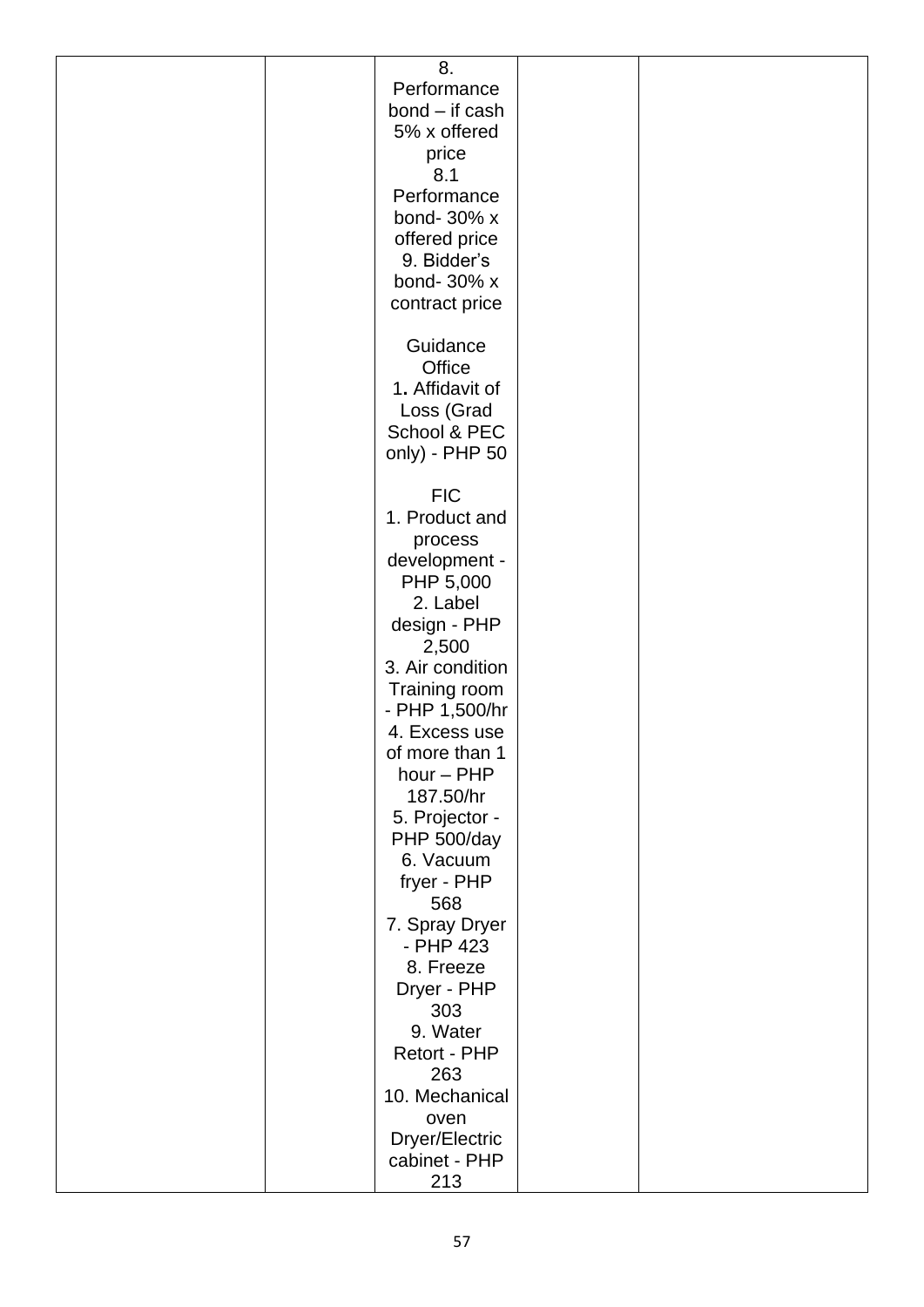| | | | | |
|---|---|---|---|---|
| | | 8. Performance bond – if cash 5% x offered price<br>8.1 Performance bond- 30% x offered price<br>9. Bidder's bond- 30% x contract price<br><br>Guidance Office<br>1. Affidavit of Loss (Grad School & PEC only) - PHP 50<br><br>FIC<br>1. Product and process development - PHP 5,000<br>2. Label design - PHP 2,500<br>3. Air condition Training room - PHP 1,500/hr<br>4. Excess use of more than 1 hour – PHP 187.50/hr<br>5. Projector - PHP 500/day<br>6. Vacuum fryer - PHP 568<br>7. Spray Dryer - PHP 423<br>8. Freeze Dryer - PHP 303<br>9. Water Retort - PHP 263<br>10. Mechanical oven Dryer/Electric cabinet - PHP 213 | | |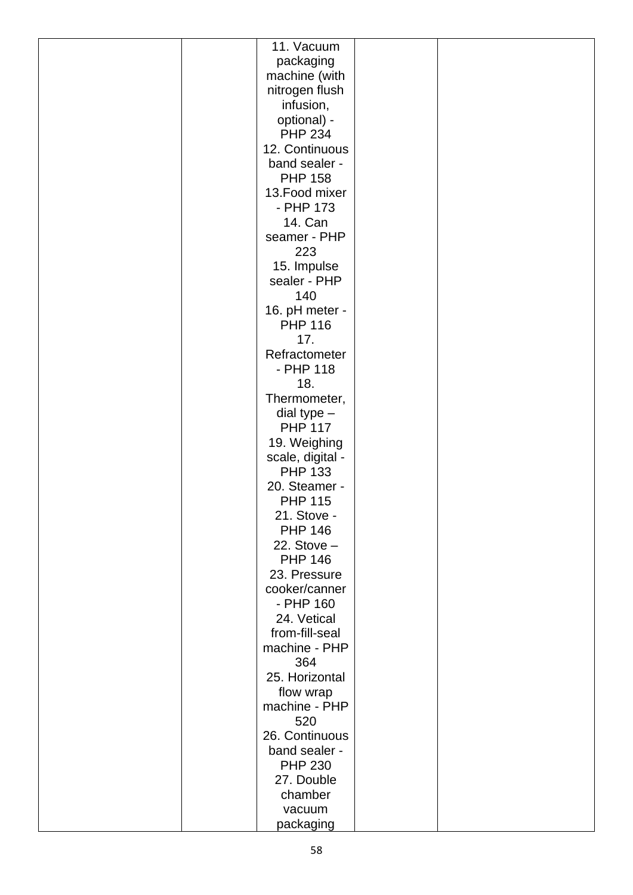|  |  | 11. Vacuum packaging machine (with nitrogen flush infusion, optional) - PHP 234<br>12. Continuous band sealer - PHP 158<br>13.Food mixer - PHP 173<br>14. Can seamer - PHP 223<br>15. Impulse sealer - PHP 140<br>16. pH meter - PHP 116<br>17. Refractometer - PHP 118<br>18. Thermometer, dial type – PHP 117<br>19. Weighing scale, digital - PHP 133<br>20. Steamer - PHP 115<br>21. Stove - PHP 146<br>22. Stove – PHP 146<br>23. Pressure cooker/canner - PHP 160<br>24. Vetical from-fill-seal machine - PHP 364<br>25. Horizontal flow wrap machine - PHP 520<br>26. Continuous band sealer - PHP 230<br>27. Double chamber vacuum packaging |  |  |
|---|---|---|---|---|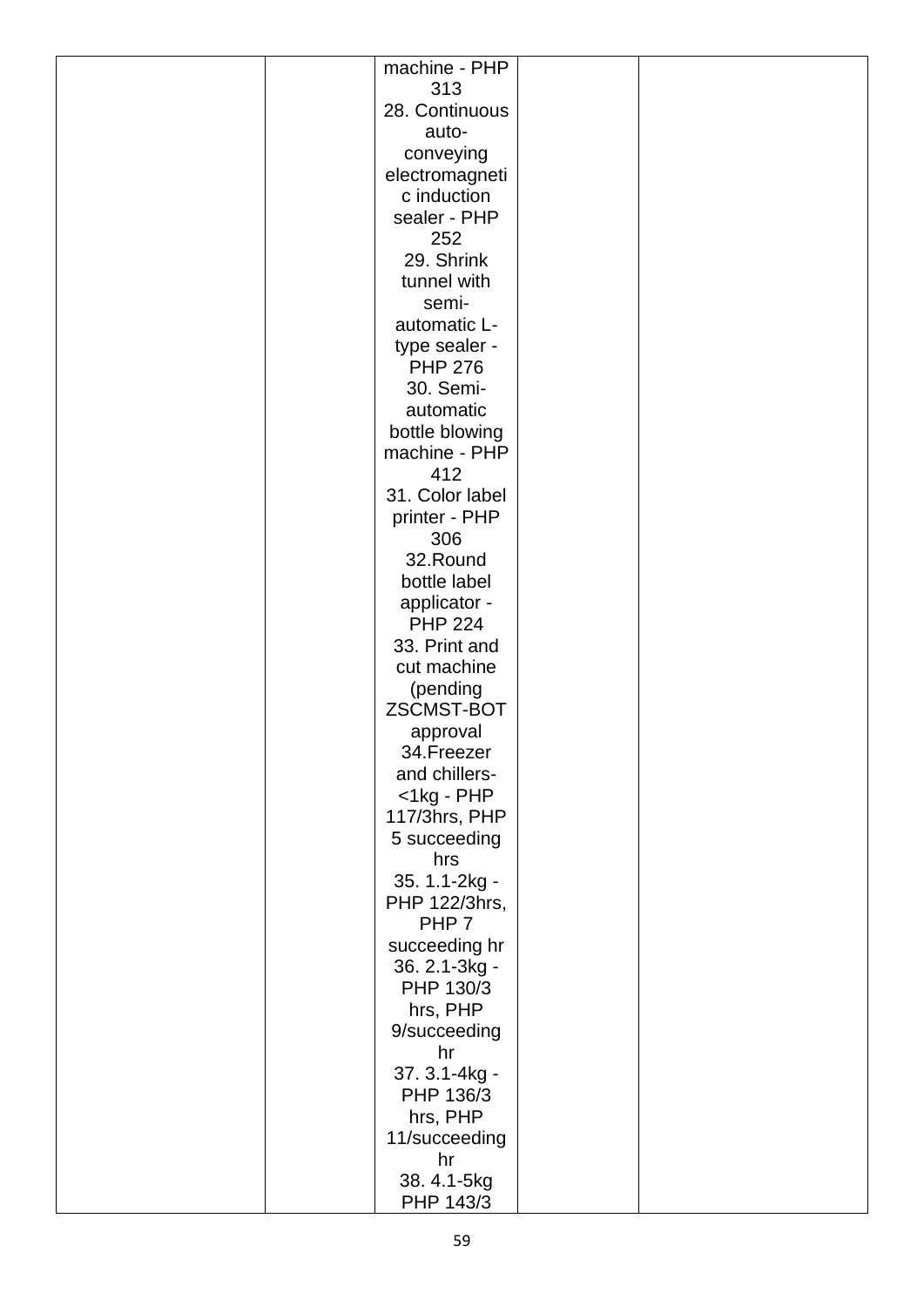| | | | | |
|---|---|---|---|---|
| | | machine - PHP 313<br>28. Continuous auto-conveying electromagnetic induction sealer - PHP 252<br>29. Shrink tunnel with semi-automatic L-type sealer - PHP 276<br>30. Semi-automatic bottle blowing machine - PHP 412<br>31. Color label printer - PHP 306<br>32.Round bottle label applicator - PHP 224<br>33. Print and cut machine (pending ZSCMST-BOT approval<br>34.Freezer and chillers- <1kg - PHP 117/3hrs, PHP 5 succeeding hrs<br>35. 1.1-2kg - PHP 122/3hrs, PHP 7 succeeding hr<br>36. 2.1-3kg - PHP 130/3 hrs, PHP 9/succeeding hr<br>37. 3.1-4kg - PHP 136/3 hrs, PHP 11/succeeding hr<br>38. 4.1-5kg PHP 143/3 | | |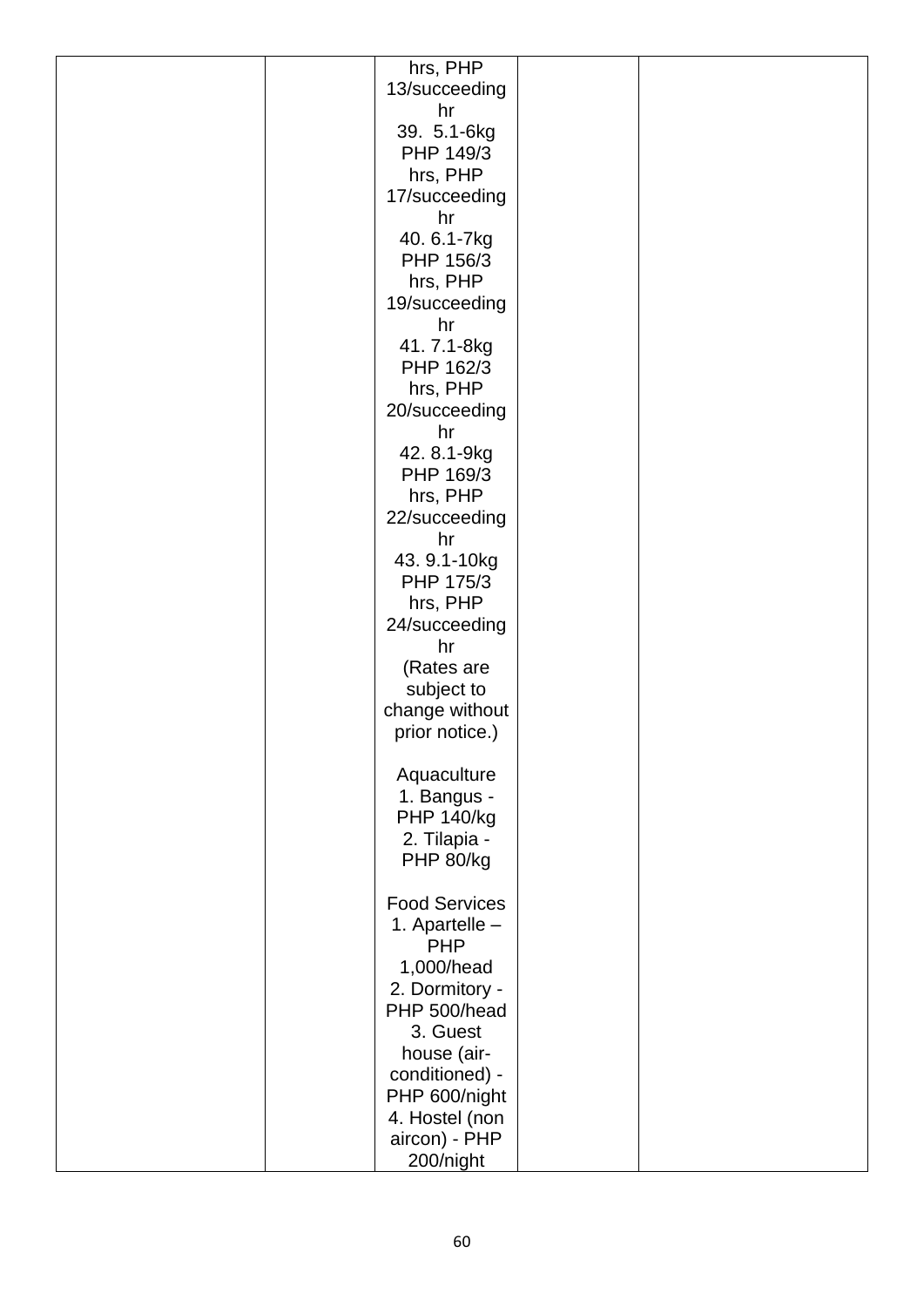|  |  | hrs, PHP 13/succeeding hr<br>39. 5.1-6kg PHP 149/3 hrs, PHP 17/succeeding hr<br>40. 6.1-7kg PHP 156/3 hrs, PHP 19/succeeding hr<br>41. 7.1-8kg PHP 162/3 hrs, PHP 20/succeeding hr<br>42. 8.1-9kg PHP 169/3 hrs, PHP 22/succeeding hr<br>43. 9.1-10kg PHP 175/3 hrs, PHP 24/succeeding hr<br>(Rates are subject to change without prior notice.)<br><br>Aquaculture<br>1. Bangus - PHP 140/kg<br>2. Tilapia - PHP 80/kg<br><br>Food Services<br>1. Apartelle – PHP 1,000/head<br>2. Dormitory - PHP 500/head<br>3. Guest house (air-conditioned) - PHP 600/night<br>4. Hostel (non aircon) - PHP 200/night |  |  |
|---|---|---|---|---|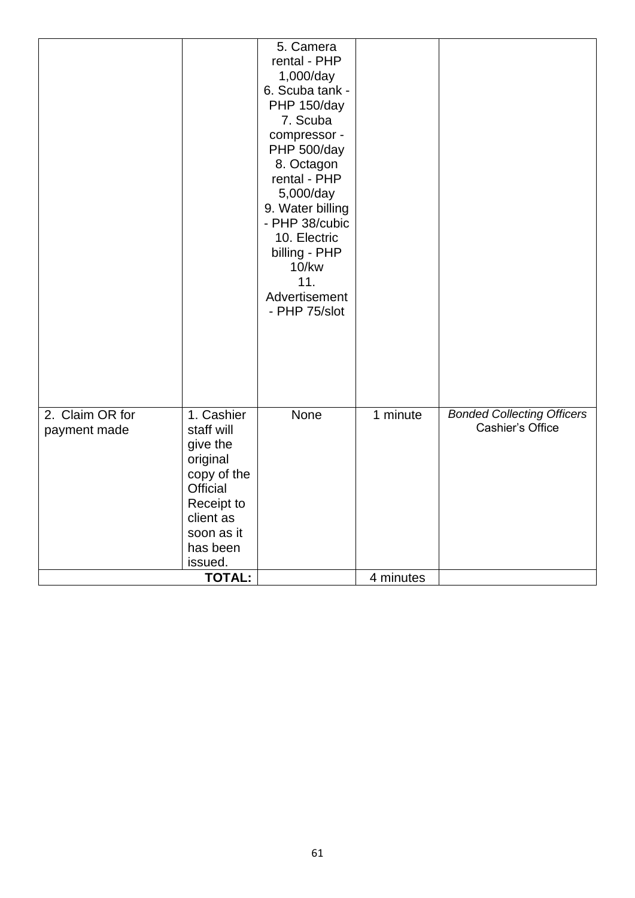| | | | | |
|---|---|---|---|---|
| | | 5. Camera rental - PHP 1,000/day<br>6. Scuba tank - PHP 150/day<br>7. Scuba compressor - PHP 500/day<br>8. Octagon rental - PHP 5,000/day<br>9. Water billing - PHP 38/cubic<br>10. Electric billing - PHP 10/kw<br>11. Advertisement - PHP 75/slot | | |
| 2. Claim OR for payment made | 1. Cashier staff will give the original copy of the Official Receipt to client as soon as it has been issued. | None | 1 minute | *Bonded Collecting Officers* Cashier's Office |
| | **TOTAL:** | | 4 minutes | |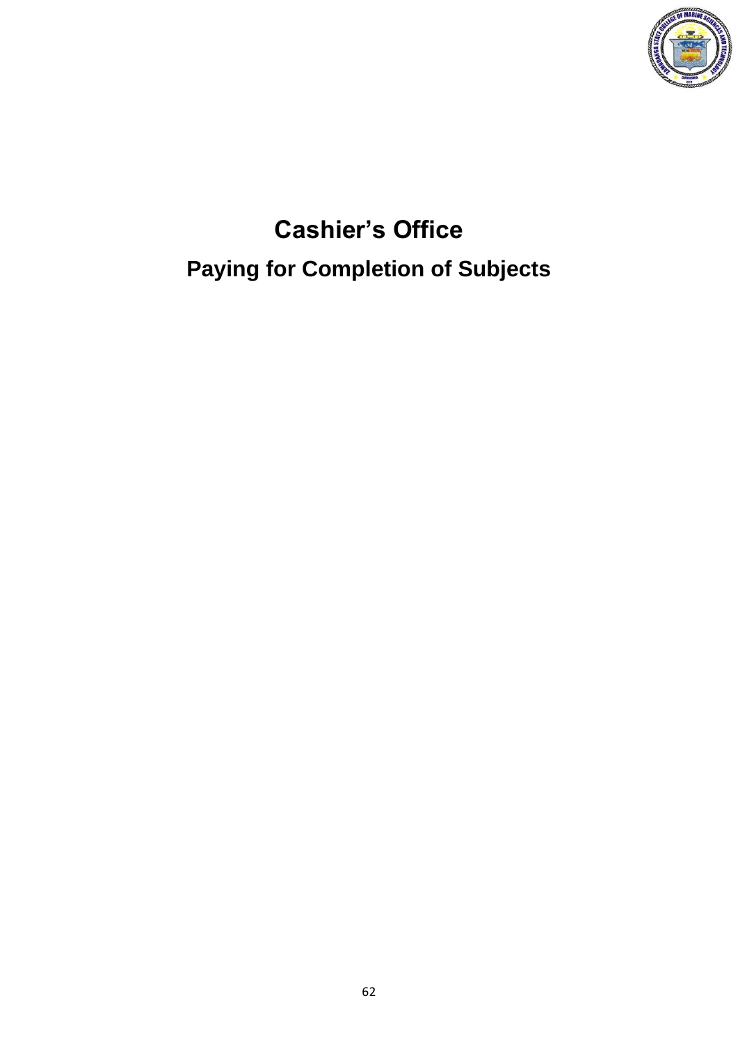# Cashier's Office

## Paying for Completion of Subjects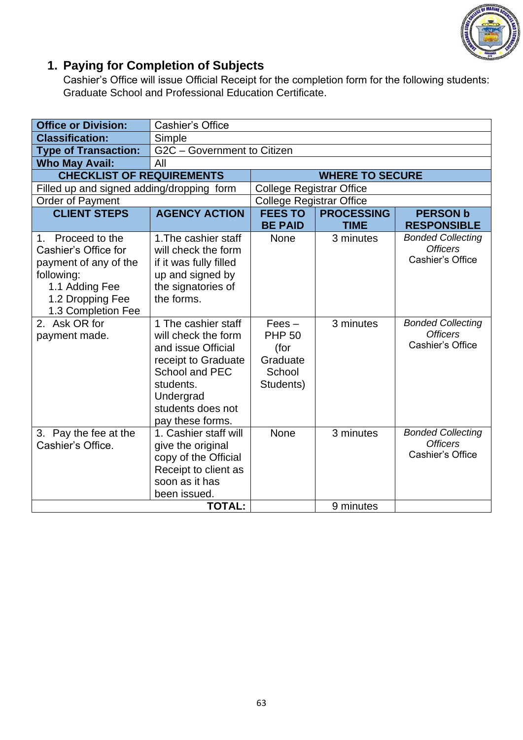## 1. Paying for Completion of Subjects

Cashier's Office will issue Official Receipt for the completion form for the following students: Graduate School and Professional Education Certificate.

| **Office or Division:** | Cashier's Office | | | |
|---|---|---|---|---|
| **Classification:** | Simple | | | |
| **Type of Transaction:** | G2C – Government to Citizen | | | |
| **Who May Avail:** | All | | | |
| **CHECKLIST OF REQUIREMENTS** | | **WHERE TO SECURE** | | |
| Filled up and signed adding/dropping form | | College Registrar Office | | |
| Order of Payment | | College Registrar Office | | |
| **CLIENT STEPS** | **AGENCY ACTION** | **FEES TO BE PAID** | **PROCESSING TIME** | **PERSON b RESPONSIBLE** |
| 1. Proceed to the Cashier's Office for payment of any of the following:<br>1.1 Adding Fee<br>1.2 Dropping Fee<br>1.3 Completion Fee | 1.The cashier staff will check the form if it was fully filled up and signed by the signatories of the forms. | None | 3 minutes | *Bonded Collecting Officers*<br>Cashier's Office |
| 2. Ask OR for payment made. | 1 The cashier staff will check the form and issue Official receipt to Graduate School and PEC students. Undergrad students does not pay these forms. | Fees – PHP 50 (for Graduate School Students) | 3 minutes | *Bonded Collecting Officers*<br>Cashier's Office |
| 3. Pay the fee at the Cashier's Office. | 1. Cashier staff will give the original copy of the Official Receipt to client as soon as it has been issued. | None | 3 minutes | *Bonded Collecting Officers*<br>Cashier's Office |
| | **TOTAL:** | | 9 minutes | |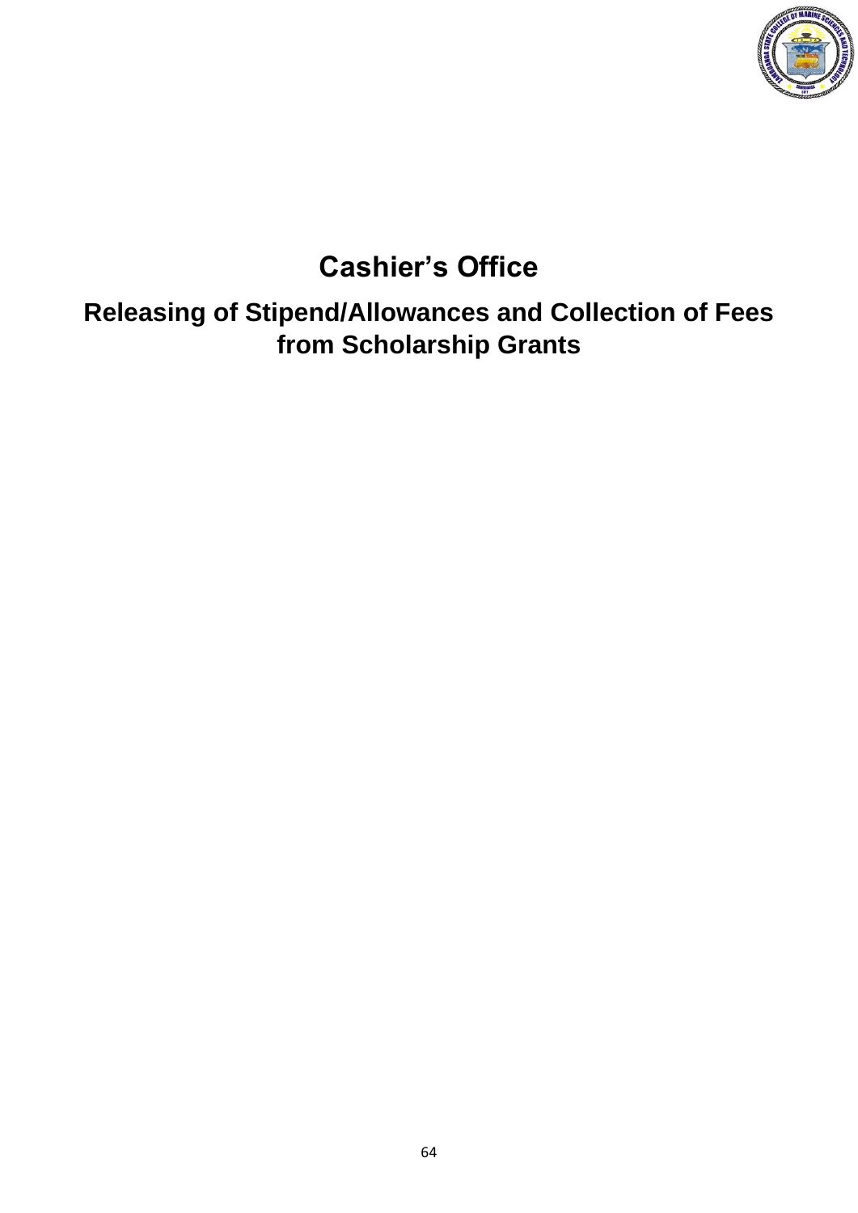# Cashier's Office

## Releasing of Stipend/Allowances and Collection of Fees from Scholarship Grants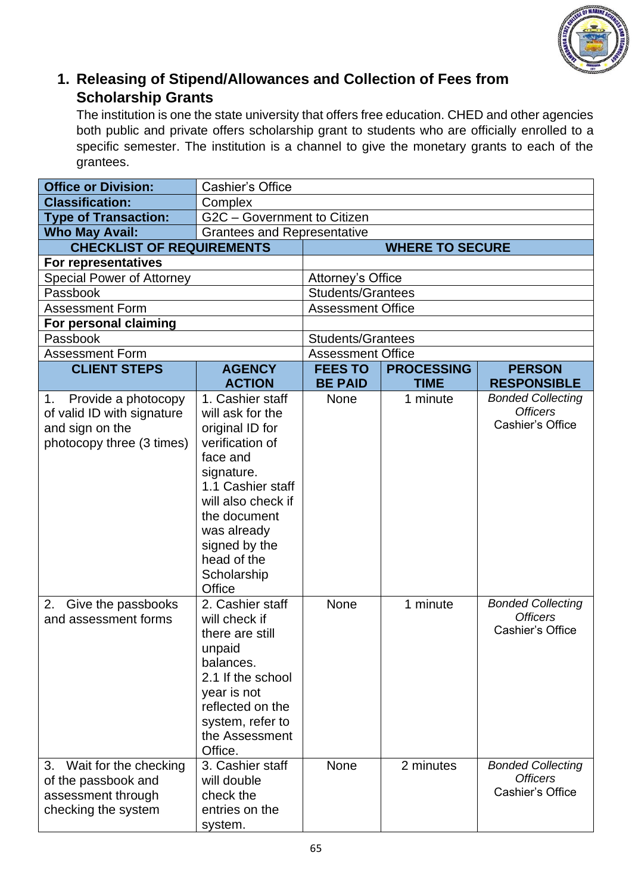## 1. Releasing of Stipend/Allowances and Collection of Fees from Scholarship Grants

The institution is one the state university that offers free education. CHED and other agencies both public and private offers scholarship grant to students who are officially enrolled to a specific semester. The institution is a channel to give the monetary grants to each of the grantees.

| **Office or Division:** | Cashier's Office | | | |
|---|---|---|---|---|
| **Classification:** | Complex | | | |
| **Type of Transaction:** | G2C – Government to Citizen | | | |
| **Who May Avail:** | Grantees and Representative | | | |
| **CHECKLIST OF REQUIREMENTS** | | **WHERE TO SECURE** | | |
| **For representatives** | | | | |
| Special Power of Attorney | | Attorney's Office | | |
| Passbook | | Students/Grantees | | |
| Assessment Form | | Assessment Office | | |
| **For personal claiming** | | | | |
| Passbook | | Students/Grantees | | |
| Assessment Form | | Assessment Office | | |
| **CLIENT STEPS** | **AGENCY ACTION** | **FEES TO BE PAID** | **PROCESSING TIME** | **PERSON RESPONSIBLE** |
| 1. Provide a photocopy of valid ID with signature and sign on the photocopy three (3 times) | 1. Cashier staff will ask for the original ID for verification of face and signature.<br>1.1 Cashier staff will also check if the document was already signed by the head of the Scholarship Office | None | 1 minute | *Bonded Collecting Officers*<br>Cashier's Office |
| 2. Give the passbooks and assessment forms | 2. Cashier staff will check if there are still unpaid balances.<br>2.1 If the school year is not reflected on the system, refer to the Assessment Office. | None | 1 minute | *Bonded Collecting Officers*<br>Cashier's Office |
| 3. Wait for the checking of the passbook and assessment through checking the system | 3. Cashier staff will double check the entries on the system. | None | 2 minutes | *Bonded Collecting Officers*<br>Cashier's Office |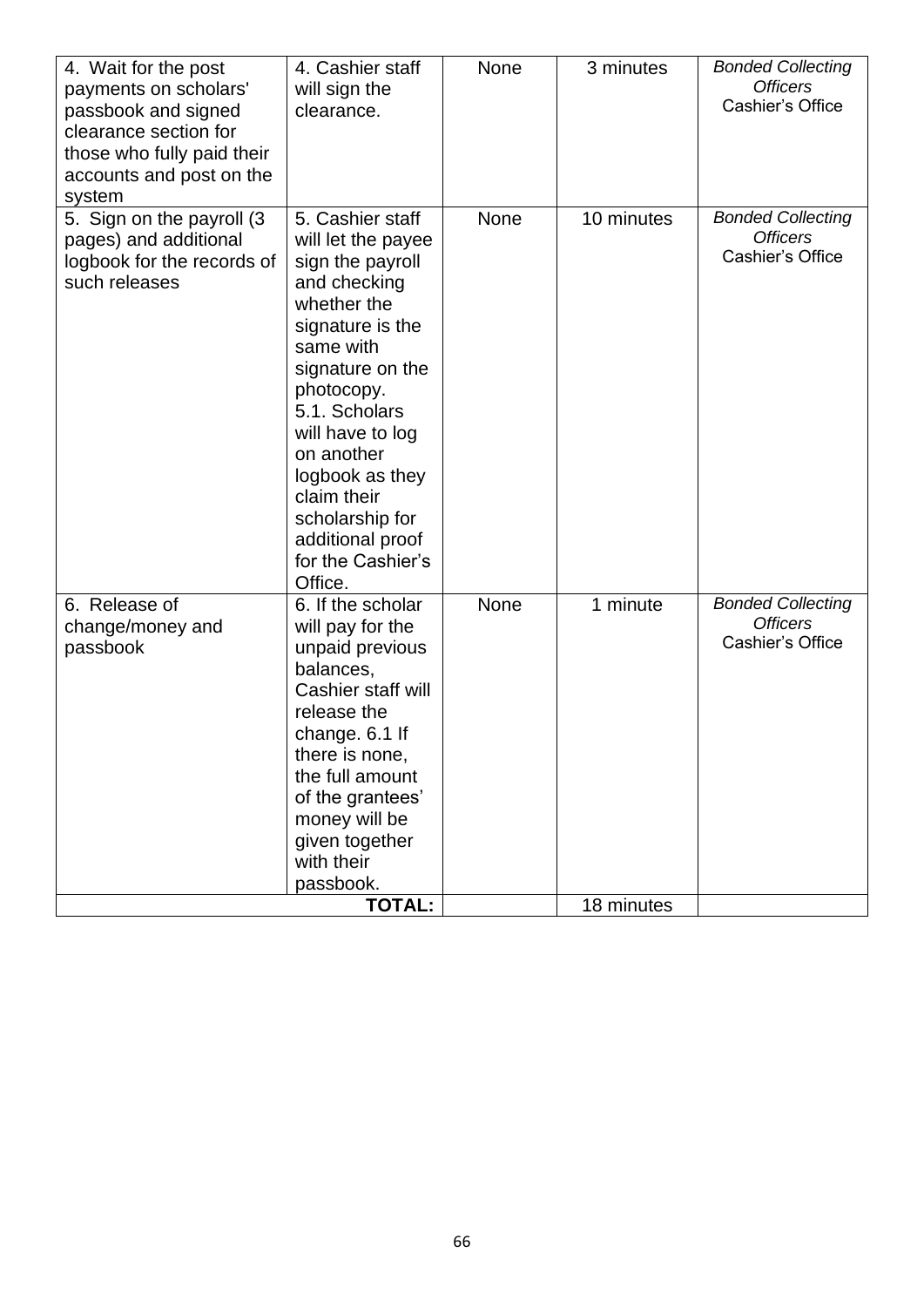| | | | | |
|---|---|---|---|---|
| 4. Wait for the post payments on scholars' passbook and signed clearance section for those who fully paid their accounts and post on the system | 4. Cashier staff will sign the clearance. | None | 3 minutes | *Bonded Collecting Officers* Cashier's Office |
| 5. Sign on the payroll (3 pages) and additional logbook for the records of such releases | 5. Cashier staff will let the payee sign the payroll and checking whether the signature is the same with signature on the photocopy. 5.1. Scholars will have to log on another logbook as they claim their scholarship for additional proof for the Cashier's Office. | None | 10 minutes | *Bonded Collecting Officers* Cashier's Office |
| 6. Release of change/money and passbook | 6. If the scholar will pay for the unpaid previous balances, Cashier staff will release the change. 6.1 If there is none, the full amount of the grantees' money will be given together with their passbook. | None | 1 minute | *Bonded Collecting Officers* Cashier's Office |
| | **TOTAL:** | | 18 minutes | |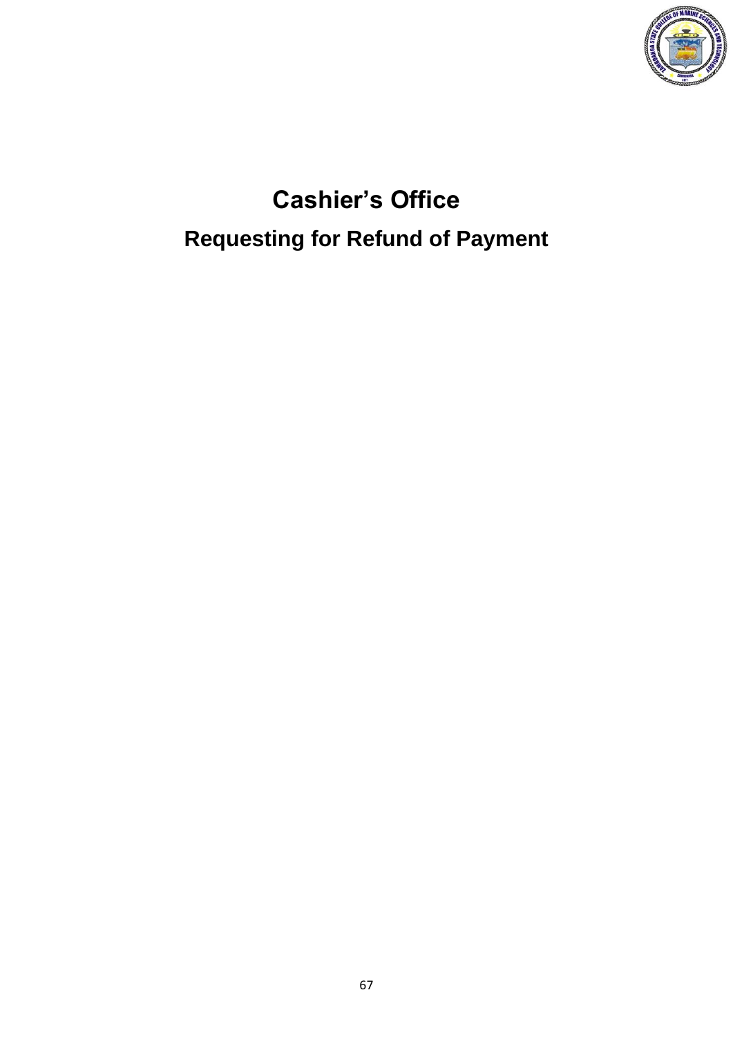# Cashier's Office

## Requesting for Refund of Payment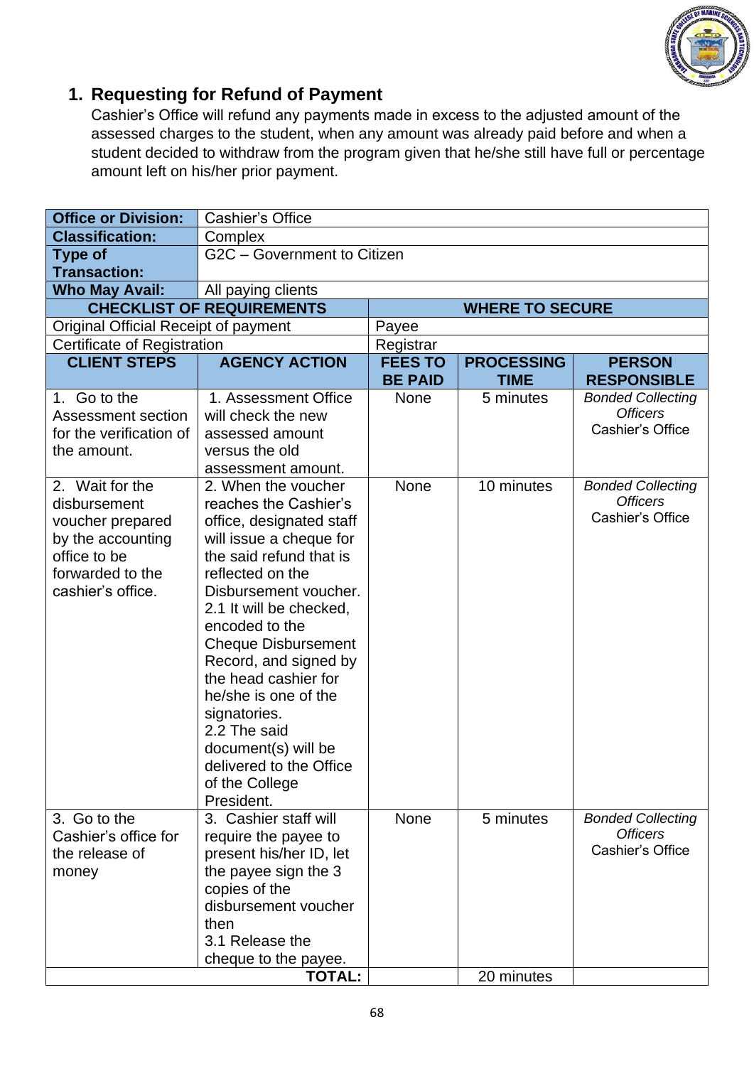## 1. Requesting for Refund of Payment

Cashier's Office will refund any payments made in excess to the adjusted amount of the assessed charges to the student, when any amount was already paid before and when a student decided to withdraw from the program given that he/she still have full or percentage amount left on his/her prior payment.

| **Office or Division:** | Cashier's Office | | | |
|---|---|---|---|---|
| **Classification:** | Complex | | | |
| **Type of Transaction:** | G2C – Government to Citizen | | | |
| **Who May Avail:** | All paying clients | | | |
| **CHECKLIST OF REQUIREMENTS** | | **WHERE TO SECURE** | | |
| Original Official Receipt of payment | | Payee | | |
| Certificate of Registration | | Registrar | | |
| **CLIENT STEPS** | **AGENCY ACTION** | **FEES TO BE PAID** | **PROCESSING TIME** | **PERSON RESPONSIBLE** |
| 1. Go to the Assessment section for the verification of the amount. | 1. Assessment Office will check the new assessed amount versus the old assessment amount. | None | 5 minutes | *Bonded Collecting Officers* Cashier's Office |
| 2. Wait for the disbursement voucher prepared by the accounting office to be forwarded to the cashier's office. | 2. When the voucher reaches the Cashier's office, designated staff will issue a cheque for the said refund that is reflected on the Disbursement voucher. 2.1 It will be checked, encoded to the Cheque Disbursement Record, and signed by the head cashier for he/she is one of the signatories. 2.2 The said document(s) will be delivered to the Office of the College President. | None | 10 minutes | *Bonded Collecting Officers* Cashier's Office |
| 3. Go to the Cashier's office for the release of money | 3. Cashier staff will require the payee to present his/her ID, let the payee sign the 3 copies of the disbursement voucher then 3.1 Release the cheque to the payee. | None | 5 minutes | *Bonded Collecting Officers* Cashier's Office |
| | **TOTAL:** | | 20 minutes | |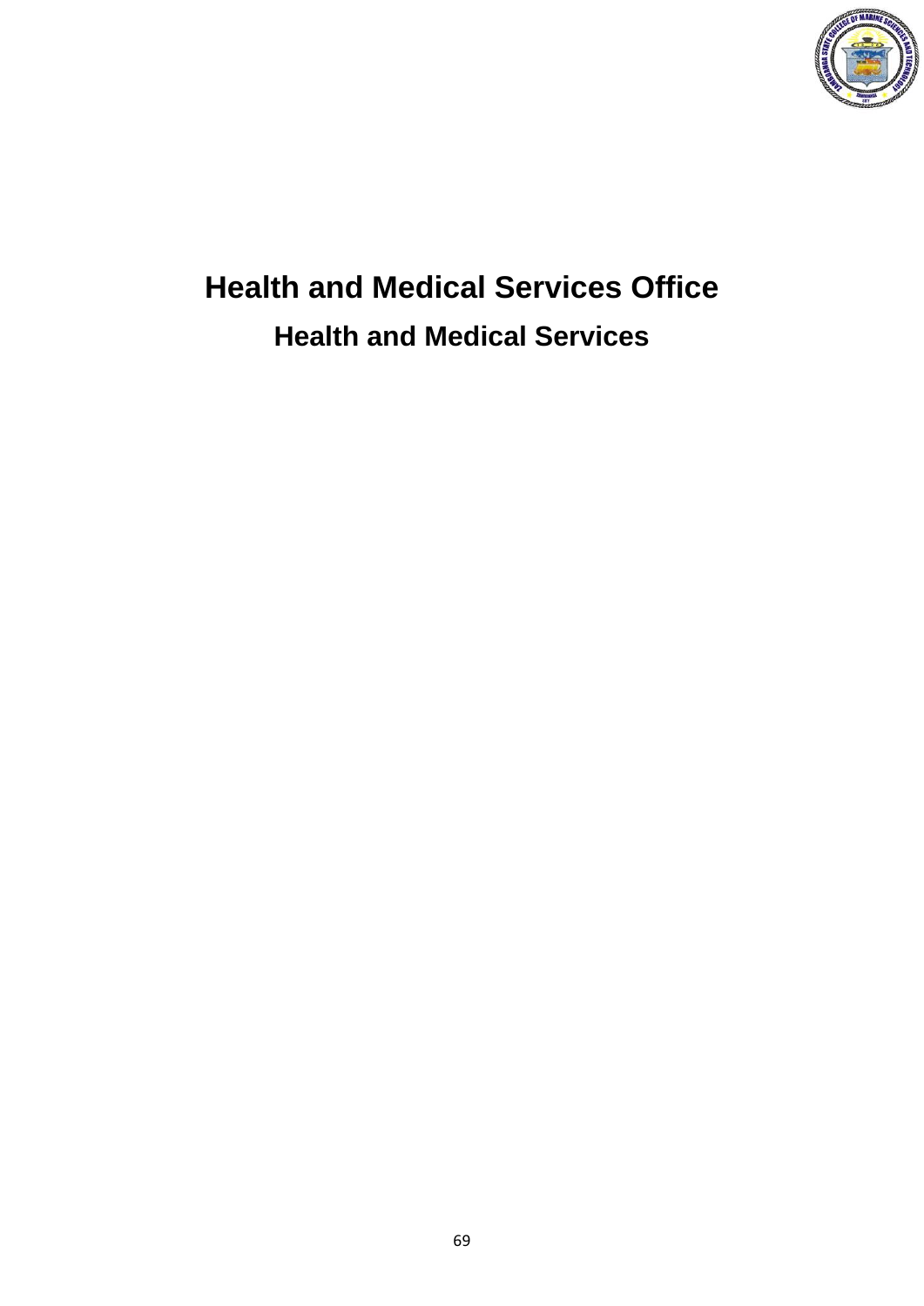# Health and Medical Services Office

## Health and Medical Services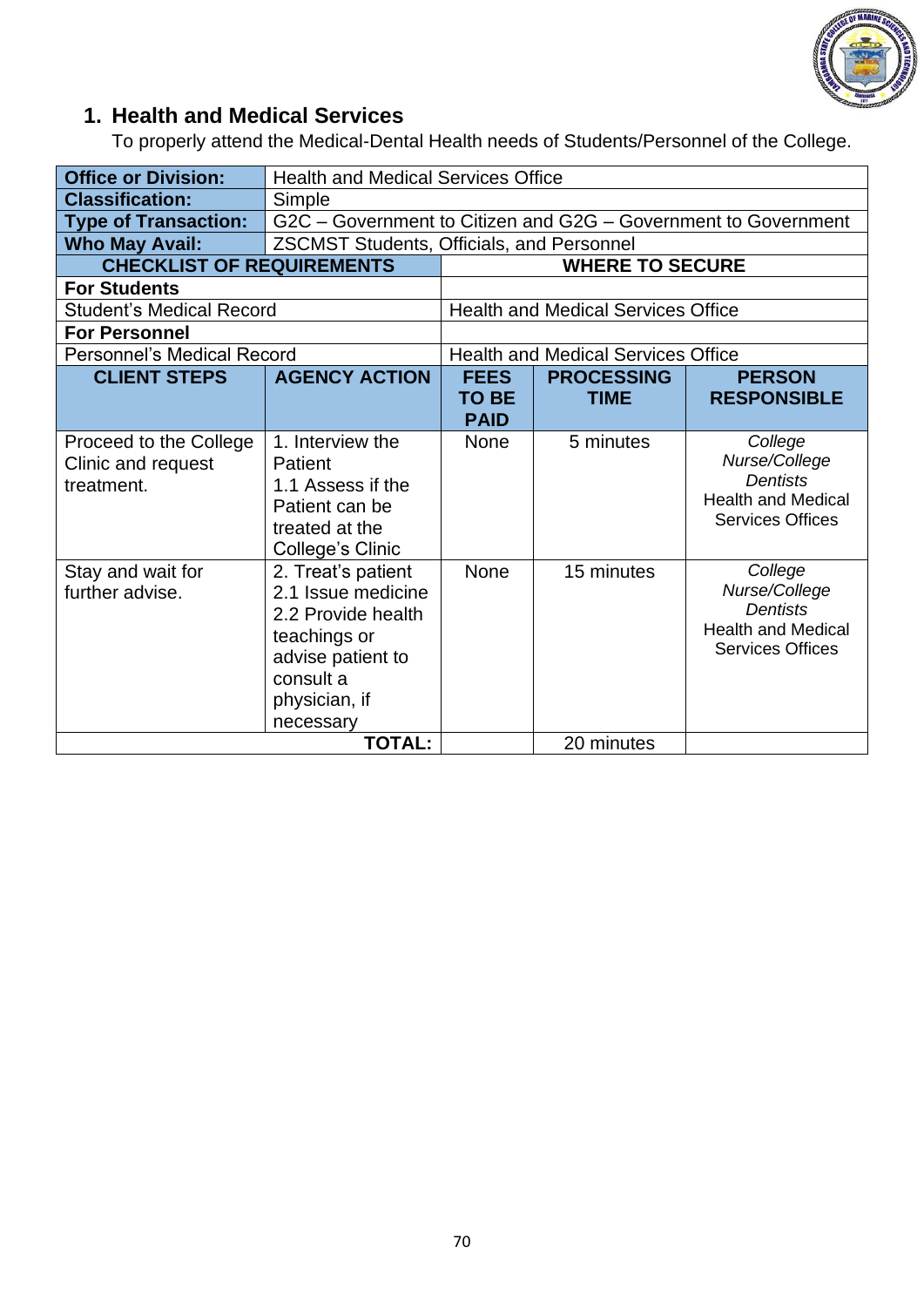## 1. Health and Medical Services

To properly attend the Medical-Dental Health needs of Students/Personnel of the College.

| **Office or Division:** | Health and Medical Services Office | | | |
|---|---|---|---|---|
| **Classification:** | Simple | | | |
| **Type of Transaction:** | G2C – Government to Citizen and G2G – Government to Government | | | |
| **Who May Avail:** | ZSCMST Students, Officials, and Personnel | | | |
| **CHECKLIST OF REQUIREMENTS** | | **WHERE TO SECURE** | | |
| **For Students** | | | | |
| Student's Medical Record | | Health and Medical Services Office | | |
| **For Personnel** | | | | |
| Personnel's Medical Record | | Health and Medical Services Office | | |
| **CLIENT STEPS** | **AGENCY ACTION** | **FEES TO BE PAID** | **PROCESSING TIME** | **PERSON RESPONSIBLE** |
| Proceed to the College Clinic and request treatment. | 1. Interview the Patient<br>1.1 Assess if the Patient can be treated at the College's Clinic | None | 5 minutes | *College Nurse/College Dentists*<br>Health and Medical Services Offices |
| Stay and wait for further advise. | 2. Treat's patient<br>2.1 Issue medicine<br>2.2 Provide health teachings or advise patient to consult a physician, if necessary | None | 15 minutes | *College Nurse/College Dentists*<br>Health and Medical Services Offices |
| | **TOTAL:** | | 20 minutes | |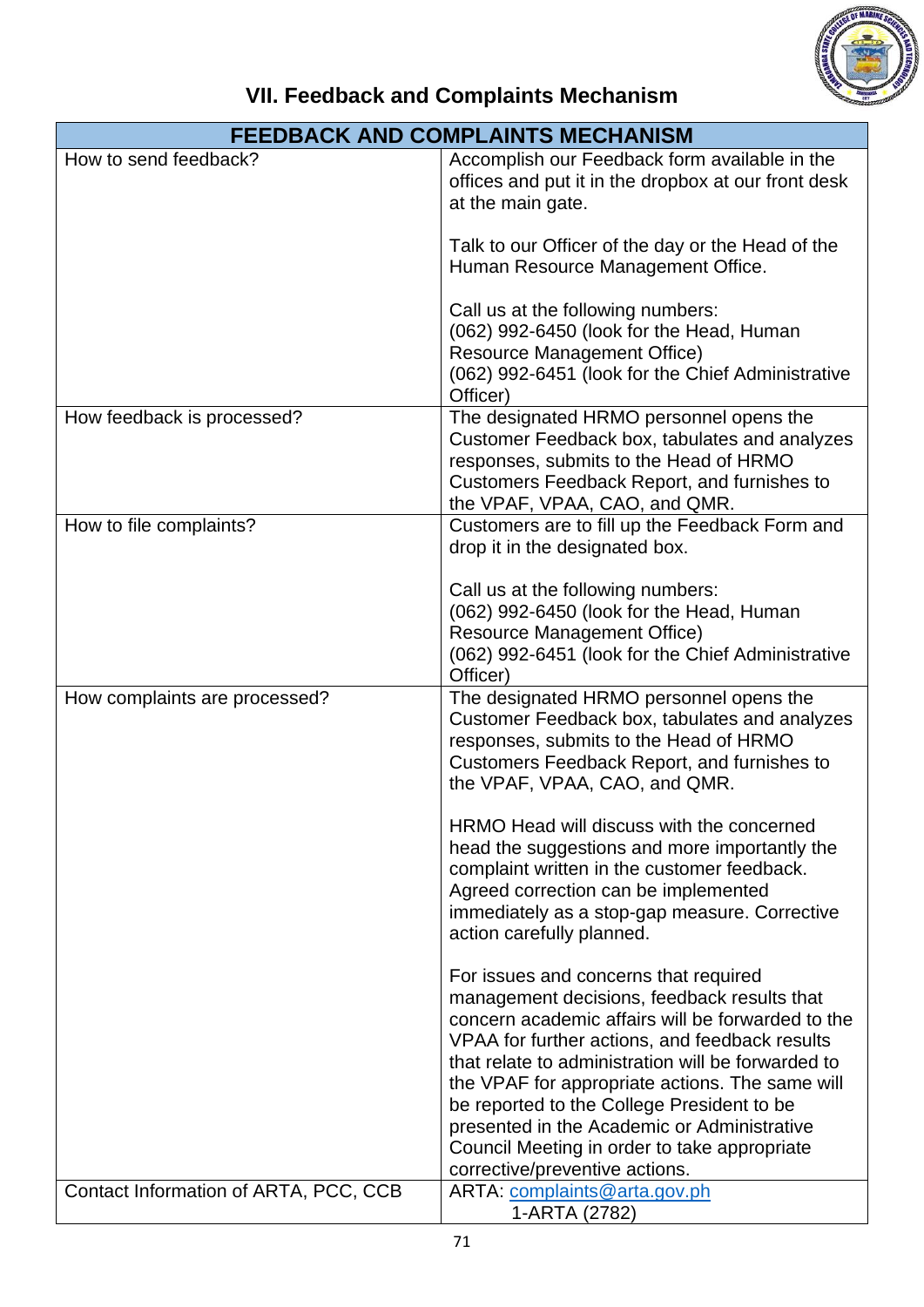## VII. Feedback and Complaints Mechanism

| FEEDBACK AND COMPLAINTS MECHANISM | |
|---|---|
| How to send feedback? | Accomplish our Feedback form available in the offices and put it in the dropbox at our front desk at the main gate.<br><br>Talk to our Officer of the day or the Head of the Human Resource Management Office.<br><br>Call us at the following numbers:<br>(062) 992-6450 (look for the Head, Human Resource Management Office)<br>(062) 992-6451 (look for the Chief Administrative Officer) |
| How feedback is processed? | The designated HRMO personnel opens the Customer Feedback box, tabulates and analyzes responses, submits to the Head of HRMO Customers Feedback Report, and furnishes to the VPAF, VPAA, CAO, and QMR. |
| How to file complaints? | Customers are to fill up the Feedback Form and drop it in the designated box.<br><br>Call us at the following numbers:<br>(062) 992-6450 (look for the Head, Human Resource Management Office)<br>(062) 992-6451 (look for the Chief Administrative Officer) |
| How complaints are processed? | The designated HRMO personnel opens the Customer Feedback box, tabulates and analyzes responses, submits to the Head of HRMO Customers Feedback Report, and furnishes to the VPAF, VPAA, CAO, and QMR.<br><br>HRMO Head will discuss with the concerned head the suggestions and more importantly the complaint written in the customer feedback. Agreed correction can be implemented immediately as a stop-gap measure. Corrective action carefully planned.<br><br>For issues and concerns that required management decisions, feedback results that concern academic affairs will be forwarded to the VPAA for further actions, and feedback results that relate to administration will be forwarded to the VPAF for appropriate actions. The same will be reported to the College President to be presented in the Academic or Administrative Council Meeting in order to take appropriate corrective/preventive actions. |
| Contact Information of ARTA, PCC, CCB | ARTA: complaints@arta.gov.ph<br>1-ARTA (2782) |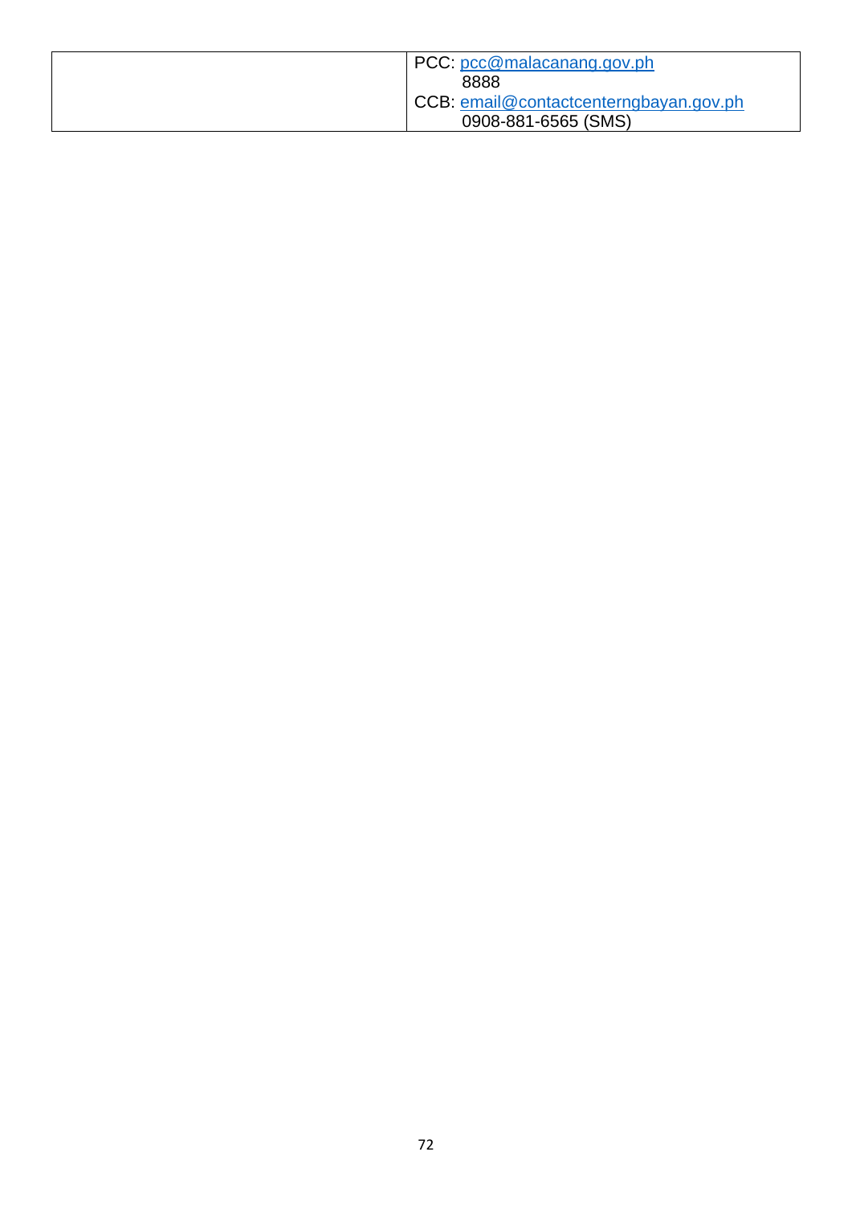| | |
|---|---|
| | PCC: pcc@malacanang.gov.ph<br>8888<br>CCB: email@contactcenterngbayan.gov.ph<br>0908-881-6565 (SMS) |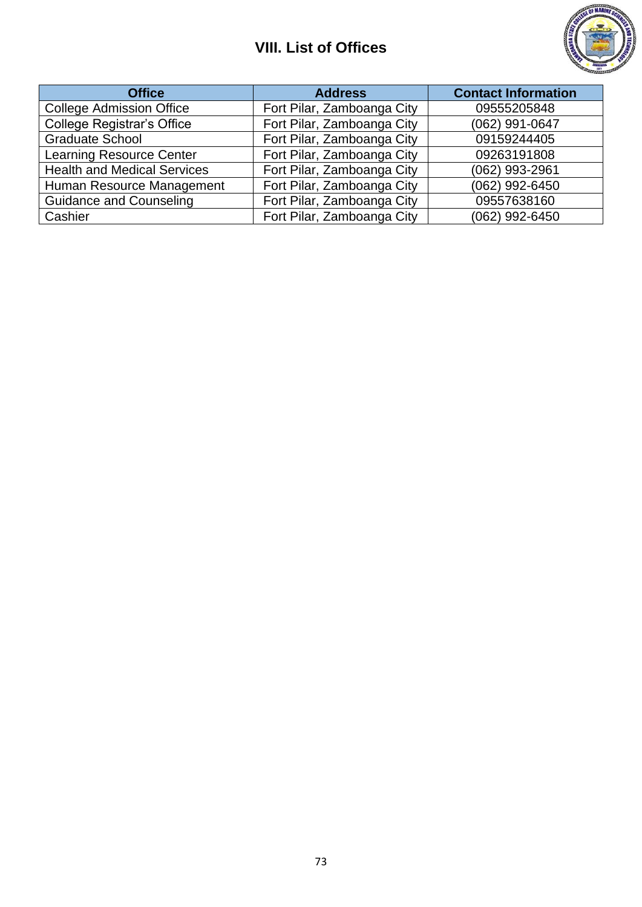## VIII. List of Offices

| Office | Address | Contact Information |
|---|---|---|
| College Admission Office | Fort Pilar, Zamboanga City | 09555205848 |
| College Registrar’s Office | Fort Pilar, Zamboanga City | (062) 991-0647 |
| Graduate School | Fort Pilar, Zamboanga City | 09159244405 |
| Learning Resource Center | Fort Pilar, Zamboanga City | 09263191808 |
| Health and Medical Services | Fort Pilar, Zamboanga City | (062) 993-2961 |
| Human Resource Management | Fort Pilar, Zamboanga City | (062) 992-6450 |
| Guidance and Counseling | Fort Pilar, Zamboanga City | 09557638160 |
| Cashier | Fort Pilar, Zamboanga City | (062) 992-6450 |